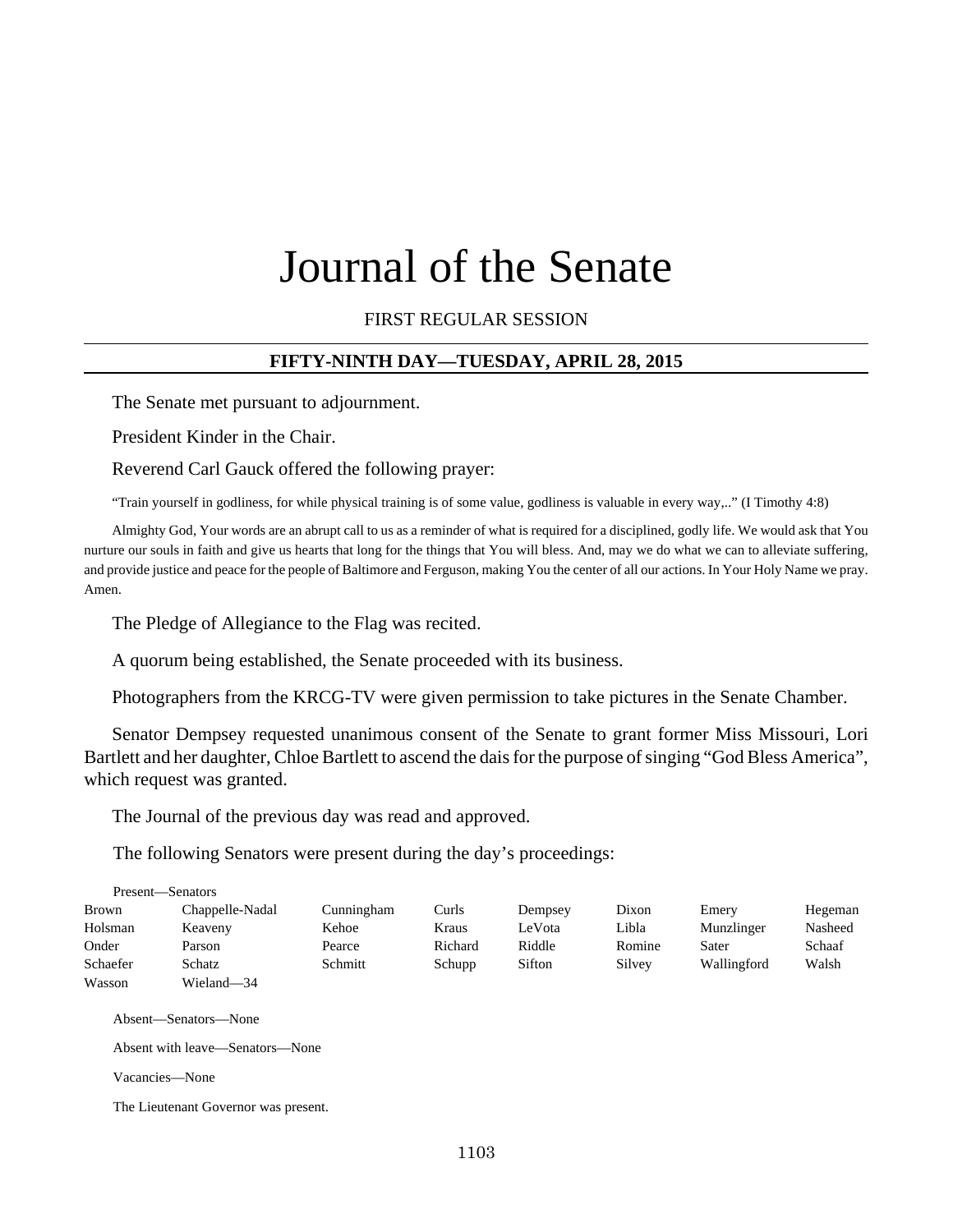# Journal of the Senate

FIRST REGULAR SESSION

## FIFTY-NINTH DAY—TUESDAY, APRIL 28, 2015

The Senate met pursuant to adjournment.

President Kinder in the Chair.

Reverend Carl Gauck offered the following prayer:

"Train yourself in godliness, for while physical training is of some value, godliness is valuable in every way,.." (I Timothy 4:8)

Almighty God, Your words are an abrupt call to us as a reminder of what is required for a disciplined, godly life. We would ask that You nurture our souls in faith and give us hearts that long for the things that You will bless. And, may we do what we can to alleviate suffering, and provide justice and peace for the people of Baltimore and Ferguson, making You the center of all our actions. In Your Holy Name we pray. Amen.

The Pledge of Allegiance to the Flag was recited.

A quorum being established, the Senate proceeded with its business.

Photographers from the KRCG-TV were given permission to take pictures in the Senate Chamber.

Senator Dempsey requested unanimous consent of the Senate to grant former Miss Missouri, Lori Bartlett and her daughter, Chloe Bartlett to ascend the dais for the purpose of singing "God Bless America", which request was granted.

The Journal of the previous day was read and approved.

The following Senators were present during the day's proceedings:

Present—Senators

| | | | | | | | |
|---|---|---|---|---|---|---|---|
| Brown | Chappelle-Nadal | Cunningham | Curls | Dempsey | Dixon | Emery | Hegeman |
| Holsman | Keaveny | Kehoe | Kraus | LeVota | Libla | Munzlinger | Nasheed |
| Onder | Parson | Pearce | Richard | Riddle | Romine | Sater | Schaaf |
| Schaefer | Schatz | Schmitt | Schupp | Sifton | Silvey | Wallingford | Walsh |
| Wasson | Wieland—34 | | | | | | |

Absent—Senators—None

Absent with leave—Senators—None

Vacancies—None

The Lieutenant Governor was present.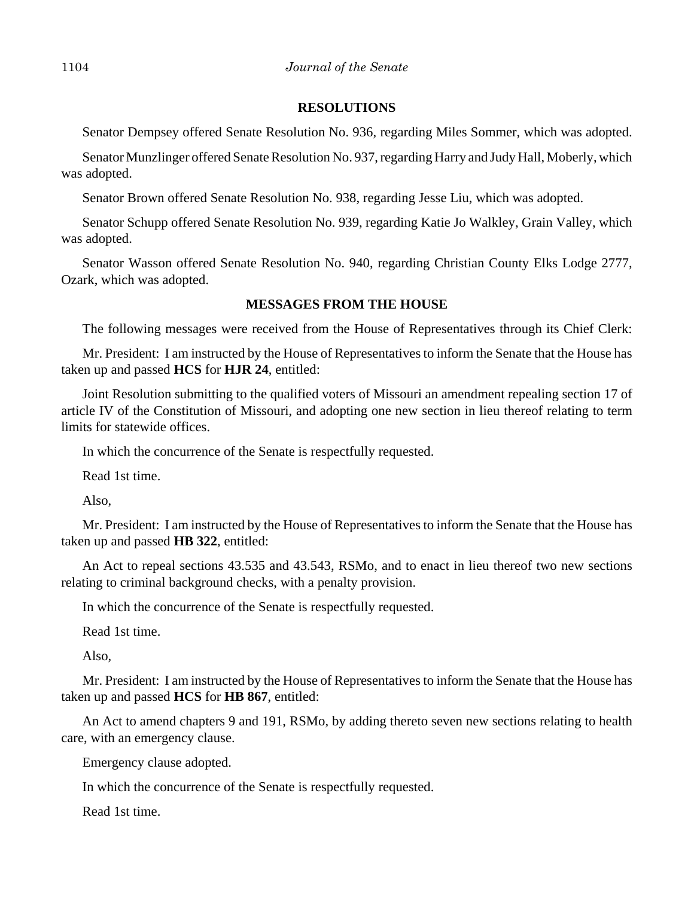## RESOLUTIONS

Senator Dempsey offered Senate Resolution No. 936, regarding Miles Sommer, which was adopted.

Senator Munzlinger offered Senate Resolution No. 937, regarding Harry and Judy Hall, Moberly, which was adopted.

Senator Brown offered Senate Resolution No. 938, regarding Jesse Liu, which was adopted.

Senator Schupp offered Senate Resolution No. 939, regarding Katie Jo Walkley, Grain Valley, which was adopted.

Senator Wasson offered Senate Resolution No. 940, regarding Christian County Elks Lodge 2777, Ozark, which was adopted.

## MESSAGES FROM THE HOUSE

The following messages were received from the House of Representatives through its Chief Clerk:

Mr. President: I am instructed by the House of Representatives to inform the Senate that the House has taken up and passed **HCS** for **HJR 24**, entitled:

Joint Resolution submitting to the qualified voters of Missouri an amendment repealing section 17 of article IV of the Constitution of Missouri, and adopting one new section in lieu thereof relating to term limits for statewide offices.

In which the concurrence of the Senate is respectfully requested.

Read 1st time.

Also,

Mr. President: I am instructed by the House of Representatives to inform the Senate that the House has taken up and passed **HB 322**, entitled:

An Act to repeal sections 43.535 and 43.543, RSMo, and to enact in lieu thereof two new sections relating to criminal background checks, with a penalty provision.

In which the concurrence of the Senate is respectfully requested.

Read 1st time.

Also,

Mr. President: I am instructed by the House of Representatives to inform the Senate that the House has taken up and passed **HCS** for **HB 867**, entitled:

An Act to amend chapters 9 and 191, RSMo, by adding thereto seven new sections relating to health care, with an emergency clause.

Emergency clause adopted.

In which the concurrence of the Senate is respectfully requested.

Read 1st time.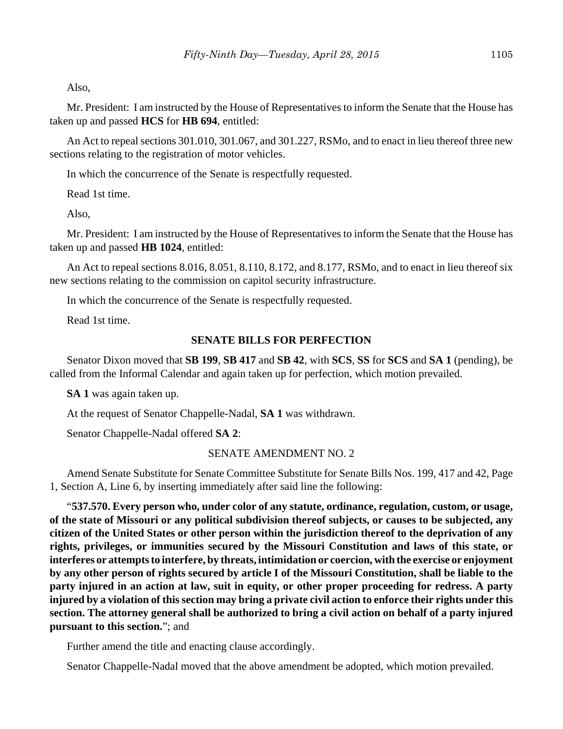Also,

Mr. President: I am instructed by the House of Representatives to inform the Senate that the House has taken up and passed **HCS** for **HB 694**, entitled:

An Act to repeal sections 301.010, 301.067, and 301.227, RSMo, and to enact in lieu thereof three new sections relating to the registration of motor vehicles.

In which the concurrence of the Senate is respectfully requested.

Read 1st time.

Also,

Mr. President: I am instructed by the House of Representatives to inform the Senate that the House has taken up and passed **HB 1024**, entitled:

An Act to repeal sections 8.016, 8.051, 8.110, 8.172, and 8.177, RSMo, and to enact in lieu thereof six new sections relating to the commission on capitol security infrastructure.

In which the concurrence of the Senate is respectfully requested.

Read 1st time.

## SENATE BILLS FOR PERFECTION

Senator Dixon moved that **SB 199**, **SB 417** and **SB 42**, with **SCS**, **SS** for **SCS** and **SA 1** (pending), be called from the Informal Calendar and again taken up for perfection, which motion prevailed.

**SA 1** was again taken up.

At the request of Senator Chappelle-Nadal, **SA 1** was withdrawn.

Senator Chappelle-Nadal offered **SA 2**:

SENATE AMENDMENT NO. 2

Amend Senate Substitute for Senate Committee Substitute for Senate Bills Nos. 199, 417 and 42, Page 1, Section A, Line 6, by inserting immediately after said line the following:

"**537.570. Every person who, under color of any statute, ordinance, regulation, custom, or usage, of the state of Missouri or any political subdivision thereof subjects, or causes to be subjected, any citizen of the United States or other person within the jurisdiction thereof to the deprivation of any rights, privileges, or immunities secured by the Missouri Constitution and laws of this state, or interferes or attempts to interfere, by threats, intimidation or coercion, with the exercise or enjoyment by any other person of rights secured by article I of the Missouri Constitution, shall be liable to the party injured in an action at law, suit in equity, or other proper proceeding for redress. A party injured by a violation of this section may bring a private civil action to enforce their rights under this section. The attorney general shall be authorized to bring a civil action on behalf of a party injured pursuant to this section.**"; and

Further amend the title and enacting clause accordingly.

Senator Chappelle-Nadal moved that the above amendment be adopted, which motion prevailed.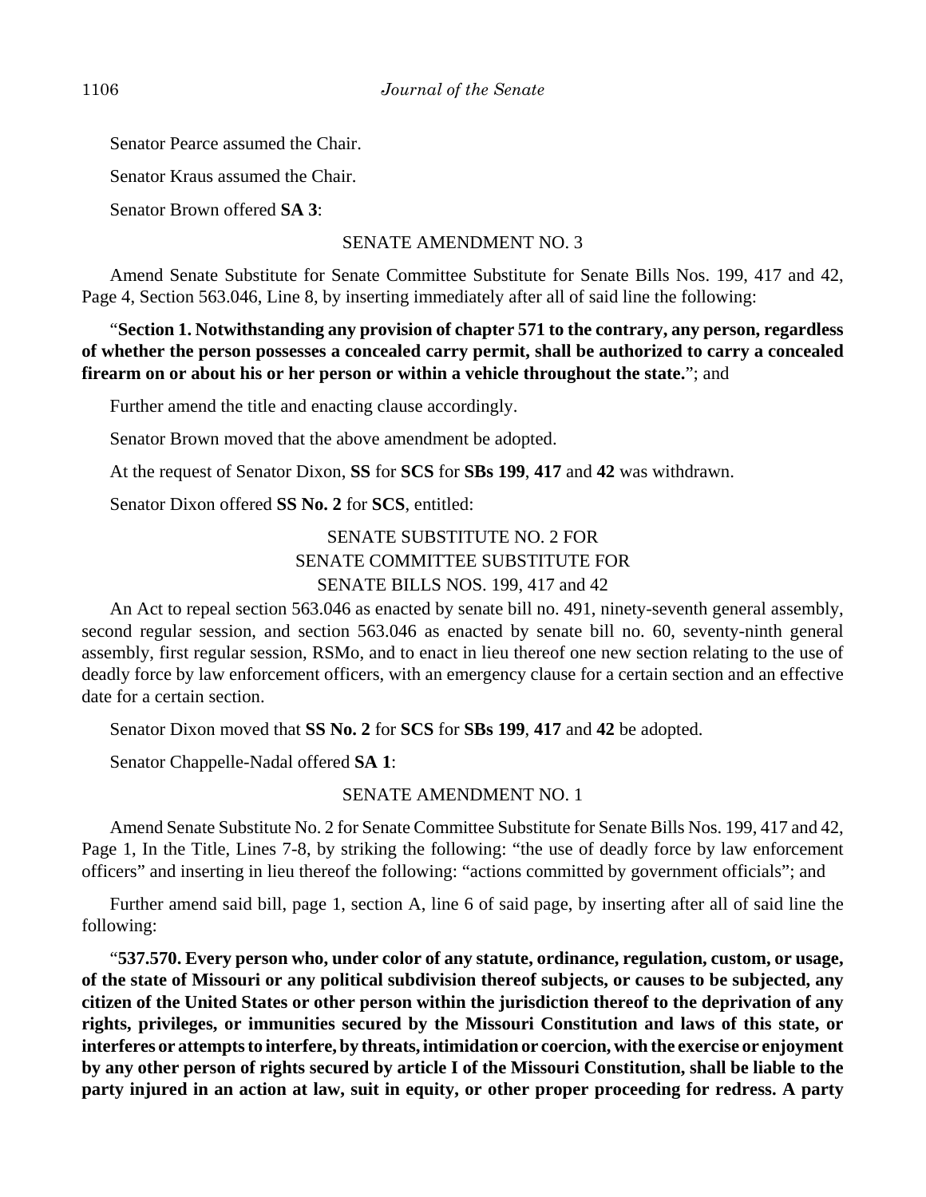Senator Pearce assumed the Chair.

Senator Kraus assumed the Chair.

Senator Brown offered **SA 3**:

SENATE AMENDMENT NO. 3

Amend Senate Substitute for Senate Committee Substitute for Senate Bills Nos. 199, 417 and 42, Page 4, Section 563.046, Line 8, by inserting immediately after all of said line the following:

"**Section 1. Notwithstanding any provision of chapter 571 to the contrary, any person, regardless of whether the person possesses a concealed carry permit, shall be authorized to carry a concealed firearm on or about his or her person or within a vehicle throughout the state.**"; and

Further amend the title and enacting clause accordingly.

Senator Brown moved that the above amendment be adopted.

At the request of Senator Dixon, **SS** for **SCS** for **SBs 199**, **417** and **42** was withdrawn.

Senator Dixon offered **SS No. 2** for **SCS**, entitled:

SENATE SUBSTITUTE NO. 2 FOR
SENATE COMMITTEE SUBSTITUTE FOR
SENATE BILLS NOS. 199, 417 and 42

An Act to repeal section 563.046 as enacted by senate bill no. 491, ninety-seventh general assembly, second regular session, and section 563.046 as enacted by senate bill no. 60, seventy-ninth general assembly, first regular session, RSMo, and to enact in lieu thereof one new section relating to the use of deadly force by law enforcement officers, with an emergency clause for a certain section and an effective date for a certain section.

Senator Dixon moved that **SS No. 2** for **SCS** for **SBs 199**, **417** and **42** be adopted.

Senator Chappelle-Nadal offered **SA 1**:

SENATE AMENDMENT NO. 1

Amend Senate Substitute No. 2 for Senate Committee Substitute for Senate Bills Nos. 199, 417 and 42, Page 1, In the Title, Lines 7-8, by striking the following: "the use of deadly force by law enforcement officers" and inserting in lieu thereof the following: "actions committed by government officials"; and

Further amend said bill, page 1, section A, line 6 of said page, by inserting after all of said line the following:

"**537.570. Every person who, under color of any statute, ordinance, regulation, custom, or usage, of the state of Missouri or any political subdivision thereof subjects, or causes to be subjected, any citizen of the United States or other person within the jurisdiction thereof to the deprivation of any rights, privileges, or immunities secured by the Missouri Constitution and laws of this state, or interferes or attempts to interfere, by threats, intimidation or coercion, with the exercise or enjoyment by any other person of rights secured by article I of the Missouri Constitution, shall be liable to the party injured in an action at law, suit in equity, or other proper proceeding for redress. A party**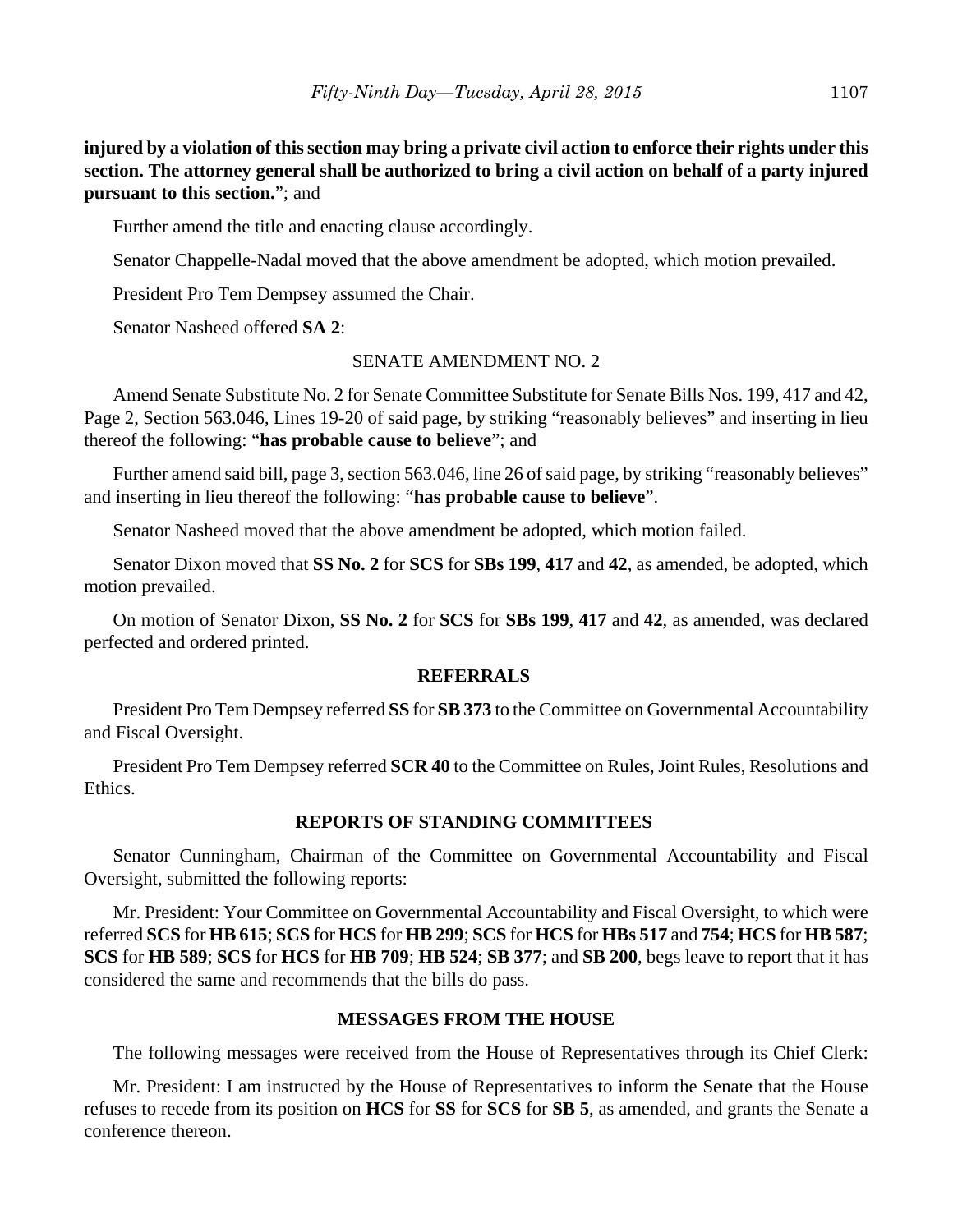**injured by a violation of this section may bring a private civil action to enforce their rights under this section. The attorney general shall be authorized to bring a civil action on behalf of a party injured pursuant to this section.**"; and

Further amend the title and enacting clause accordingly.

Senator Chappelle-Nadal moved that the above amendment be adopted, which motion prevailed.

President Pro Tem Dempsey assumed the Chair.

Senator Nasheed offered **SA 2**:

SENATE AMENDMENT NO. 2

Amend Senate Substitute No. 2 for Senate Committee Substitute for Senate Bills Nos. 199, 417 and 42, Page 2, Section 563.046, Lines 19-20 of said page, by striking "reasonably believes" and inserting in lieu thereof the following: "**has probable cause to believe**"; and

Further amend said bill, page 3, section 563.046, line 26 of said page, by striking "reasonably believes" and inserting in lieu thereof the following: "**has probable cause to believe**".

Senator Nasheed moved that the above amendment be adopted, which motion failed.

Senator Dixon moved that **SS No. 2** for **SCS** for **SBs 199**, **417** and **42**, as amended, be adopted, which motion prevailed.

On motion of Senator Dixon, **SS No. 2** for **SCS** for **SBs 199**, **417** and **42**, as amended, was declared perfected and ordered printed.

## REFERRALS

President Pro Tem Dempsey referred **SS** for **SB 373** to the Committee on Governmental Accountability and Fiscal Oversight.

President Pro Tem Dempsey referred **SCR 40** to the Committee on Rules, Joint Rules, Resolutions and Ethics.

## REPORTS OF STANDING COMMITTEES

Senator Cunningham, Chairman of the Committee on Governmental Accountability and Fiscal Oversight, submitted the following reports:

Mr. President: Your Committee on Governmental Accountability and Fiscal Oversight, to which were referred **SCS** for **HB 615**; **SCS** for **HCS** for **HB 299**; **SCS** for **HCS** for **HBs 517** and **754**; **HCS** for **HB 587**; **SCS** for **HB 589**; **SCS** for **HCS** for **HB 709**; **HB 524**; **SB 377**; and **SB 200**, begs leave to report that it has considered the same and recommends that the bills do pass.

## MESSAGES FROM THE HOUSE

The following messages were received from the House of Representatives through its Chief Clerk:

Mr. President: I am instructed by the House of Representatives to inform the Senate that the House refuses to recede from its position on **HCS** for **SS** for **SCS** for **SB 5**, as amended, and grants the Senate a conference thereon.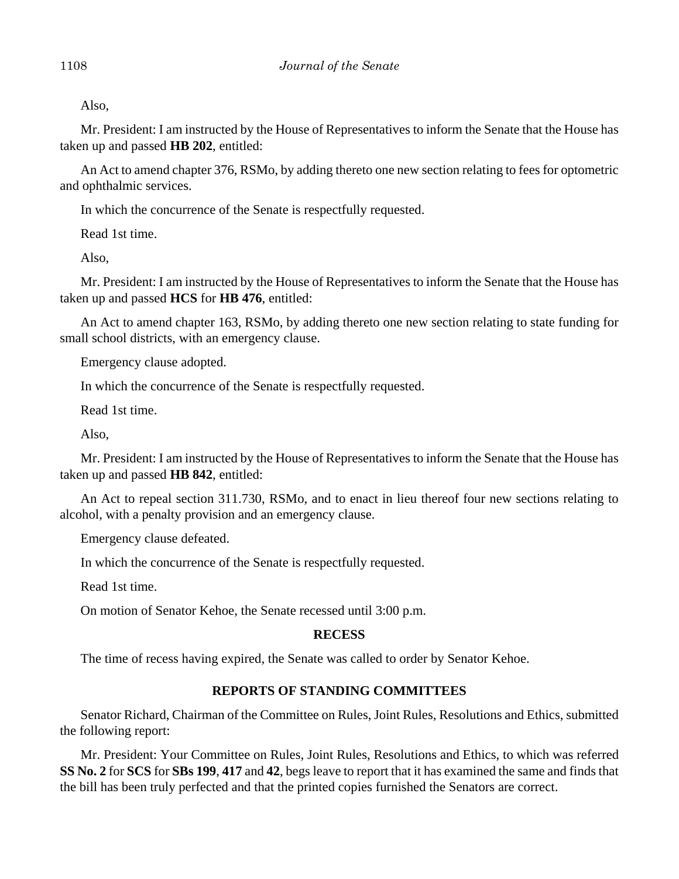Also,

Mr. President: I am instructed by the House of Representatives to inform the Senate that the House has taken up and passed **HB 202**, entitled:

An Act to amend chapter 376, RSMo, by adding thereto one new section relating to fees for optometric and ophthalmic services.

In which the concurrence of the Senate is respectfully requested.

Read 1st time.

Also,

Mr. President: I am instructed by the House of Representatives to inform the Senate that the House has taken up and passed **HCS** for **HB 476**, entitled:

An Act to amend chapter 163, RSMo, by adding thereto one new section relating to state funding for small school districts, with an emergency clause.

Emergency clause adopted.

In which the concurrence of the Senate is respectfully requested.

Read 1st time.

Also,

Mr. President: I am instructed by the House of Representatives to inform the Senate that the House has taken up and passed **HB 842**, entitled:

An Act to repeal section 311.730, RSMo, and to enact in lieu thereof four new sections relating to alcohol, with a penalty provision and an emergency clause.

Emergency clause defeated.

In which the concurrence of the Senate is respectfully requested.

Read 1st time.

On motion of Senator Kehoe, the Senate recessed until 3:00 p.m.

## RECESS

The time of recess having expired, the Senate was called to order by Senator Kehoe.

## REPORTS OF STANDING COMMITTEES

Senator Richard, Chairman of the Committee on Rules, Joint Rules, Resolutions and Ethics, submitted the following report:

Mr. President: Your Committee on Rules, Joint Rules, Resolutions and Ethics, to which was referred **SS No. 2** for **SCS** for **SBs 199**, **417** and **42**, begs leave to report that it has examined the same and finds that the bill has been truly perfected and that the printed copies furnished the Senators are correct.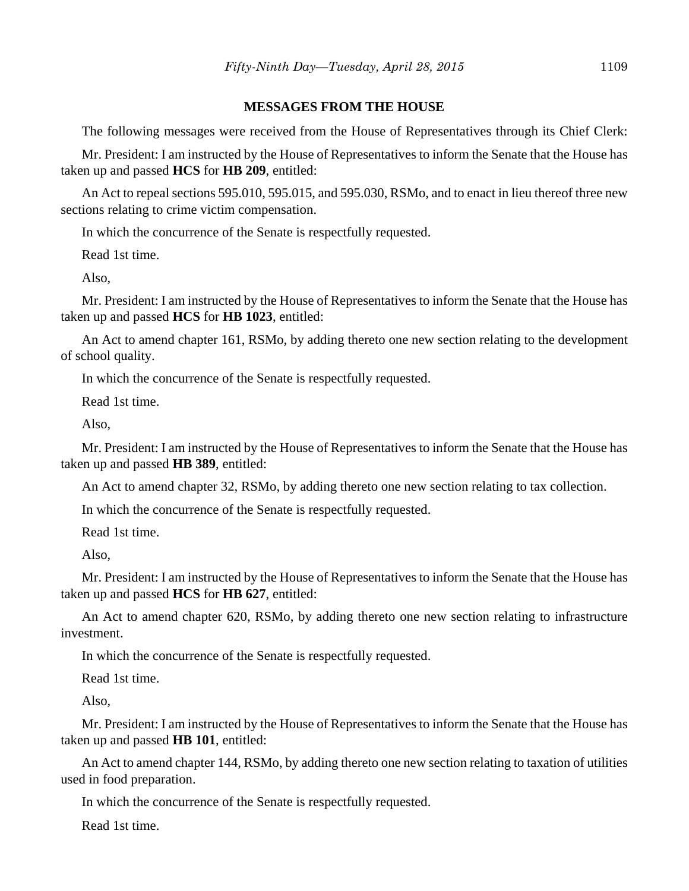## MESSAGES FROM THE HOUSE

The following messages were received from the House of Representatives through its Chief Clerk:

Mr. President: I am instructed by the House of Representatives to inform the Senate that the House has taken up and passed **HCS** for **HB 209**, entitled:

An Act to repeal sections 595.010, 595.015, and 595.030, RSMo, and to enact in lieu thereof three new sections relating to crime victim compensation.

In which the concurrence of the Senate is respectfully requested.

Read 1st time.

Also,

Mr. President: I am instructed by the House of Representatives to inform the Senate that the House has taken up and passed **HCS** for **HB 1023**, entitled:

An Act to amend chapter 161, RSMo, by adding thereto one new section relating to the development of school quality.

In which the concurrence of the Senate is respectfully requested.

Read 1st time.

Also,

Mr. President: I am instructed by the House of Representatives to inform the Senate that the House has taken up and passed **HB 389**, entitled:

An Act to amend chapter 32, RSMo, by adding thereto one new section relating to tax collection.

In which the concurrence of the Senate is respectfully requested.

Read 1st time.

Also,

Mr. President: I am instructed by the House of Representatives to inform the Senate that the House has taken up and passed **HCS** for **HB 627**, entitled:

An Act to amend chapter 620, RSMo, by adding thereto one new section relating to infrastructure investment.

In which the concurrence of the Senate is respectfully requested.

Read 1st time.

Also,

Mr. President: I am instructed by the House of Representatives to inform the Senate that the House has taken up and passed **HB 101**, entitled:

An Act to amend chapter 144, RSMo, by adding thereto one new section relating to taxation of utilities used in food preparation.

In which the concurrence of the Senate is respectfully requested.

Read 1st time.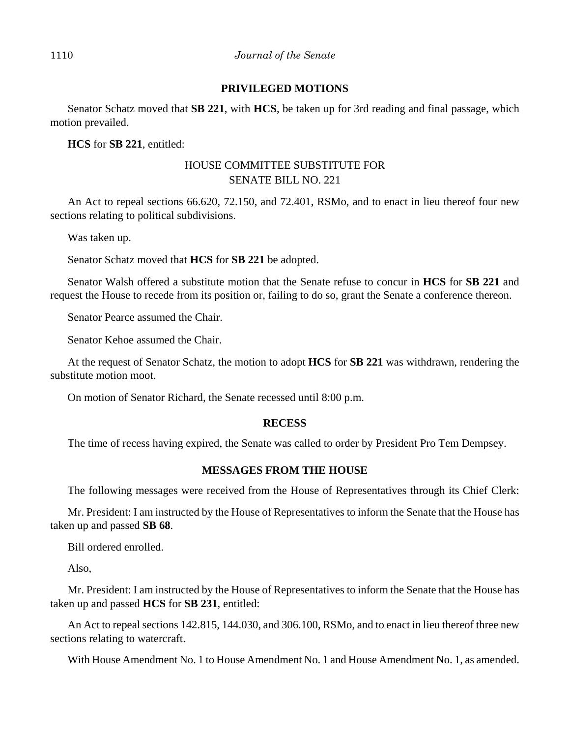### PRIVILEGED MOTIONS

Senator Schatz moved that **SB 221**, with **HCS**, be taken up for 3rd reading and final passage, which motion prevailed.

**HCS** for **SB 221**, entitled:

HOUSE COMMITTEE SUBSTITUTE FOR
SENATE BILL NO. 221

An Act to repeal sections 66.620, 72.150, and 72.401, RSMo, and to enact in lieu thereof four new sections relating to political subdivisions.

Was taken up.

Senator Schatz moved that **HCS** for **SB 221** be adopted.

Senator Walsh offered a substitute motion that the Senate refuse to concur in **HCS** for **SB 221** and request the House to recede from its position or, failing to do so, grant the Senate a conference thereon.

Senator Pearce assumed the Chair.

Senator Kehoe assumed the Chair.

At the request of Senator Schatz, the motion to adopt **HCS** for **SB 221** was withdrawn, rendering the substitute motion moot.

On motion of Senator Richard, the Senate recessed until 8:00 p.m.

### RECESS

The time of recess having expired, the Senate was called to order by President Pro Tem Dempsey.

### MESSAGES FROM THE HOUSE

The following messages were received from the House of Representatives through its Chief Clerk:

Mr. President: I am instructed by the House of Representatives to inform the Senate that the House has taken up and passed **SB 68**.

Bill ordered enrolled.

Also,

Mr. President: I am instructed by the House of Representatives to inform the Senate that the House has taken up and passed **HCS** for **SB 231**, entitled:

An Act to repeal sections 142.815, 144.030, and 306.100, RSMo, and to enact in lieu thereof three new sections relating to watercraft.

With House Amendment No. 1 to House Amendment No. 1 and House Amendment No. 1, as amended.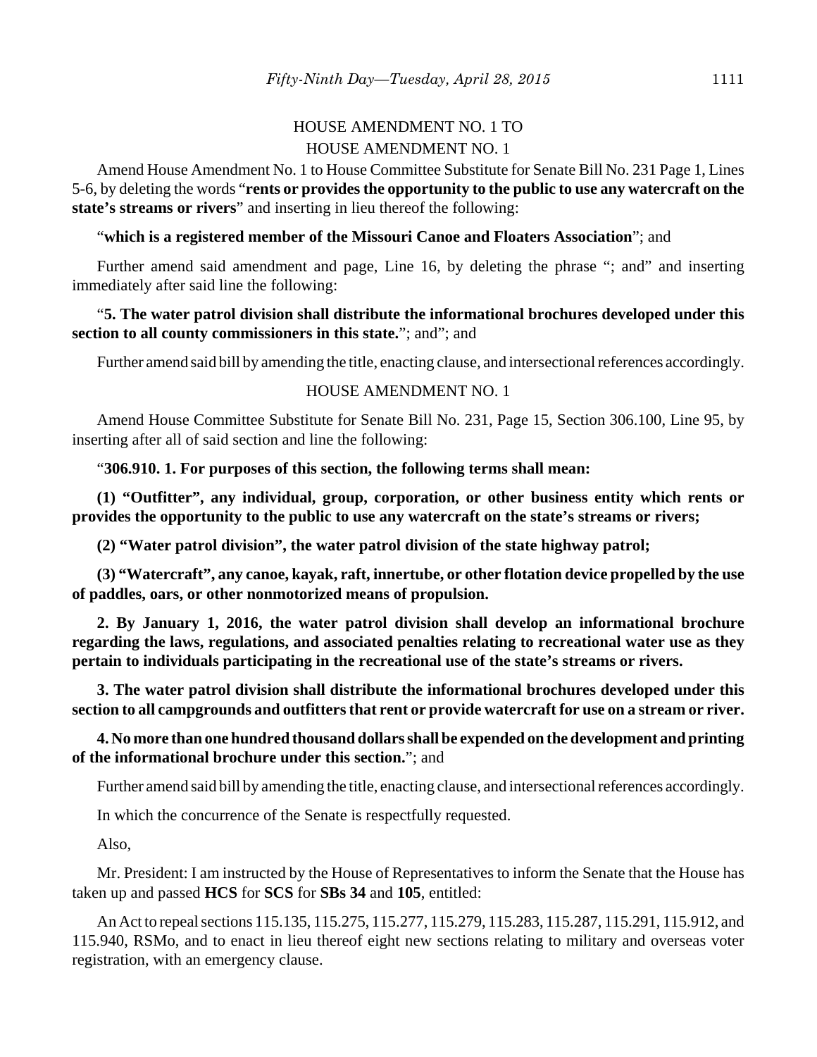HOUSE AMENDMENT NO. 1 TO

HOUSE AMENDMENT NO. 1

Amend House Amendment No. 1 to House Committee Substitute for Senate Bill No. 231 Page 1, Lines 5-6, by deleting the words "**rents or provides the opportunity to the public to use any watercraft on the state's streams or rivers**" and inserting in lieu thereof the following:

"**which is a registered member of the Missouri Canoe and Floaters Association**"; and

Further amend said amendment and page, Line 16, by deleting the phrase "; and" and inserting immediately after said line the following:

"**5. The water patrol division shall distribute the informational brochures developed under this section to all county commissioners in this state.**"; and"; and

Further amend said bill by amending the title, enacting clause, and intersectional references accordingly.

HOUSE AMENDMENT NO. 1

Amend House Committee Substitute for Senate Bill No. 231, Page 15, Section 306.100, Line 95, by inserting after all of said section and line the following:

"**306.910. 1. For purposes of this section, the following terms shall mean:**

**(1) "Outfitter", any individual, group, corporation, or other business entity which rents or provides the opportunity to the public to use any watercraft on the state's streams or rivers;**

**(2) "Water patrol division", the water patrol division of the state highway patrol;**

**(3) "Watercraft", any canoe, kayak, raft, innertube, or other flotation device propelled by the use of paddles, oars, or other nonmotorized means of propulsion.**

**2. By January 1, 2016, the water patrol division shall develop an informational brochure regarding the laws, regulations, and associated penalties relating to recreational water use as they pertain to individuals participating in the recreational use of the state's streams or rivers.**

**3. The water patrol division shall distribute the informational brochures developed under this section to all campgrounds and outfitters that rent or provide watercraft for use on a stream or river.**

**4. No more than one hundred thousand dollars shall be expended on the development and printing of the informational brochure under this section.**"; and

Further amend said bill by amending the title, enacting clause, and intersectional references accordingly.

In which the concurrence of the Senate is respectfully requested.

Also,

Mr. President: I am instructed by the House of Representatives to inform the Senate that the House has taken up and passed **HCS** for **SCS** for **SBs 34** and **105**, entitled:

An Act to repeal sections 115.135, 115.275, 115.277, 115.279, 115.283, 115.287, 115.291, 115.912, and 115.940, RSMo, and to enact in lieu thereof eight new sections relating to military and overseas voter registration, with an emergency clause.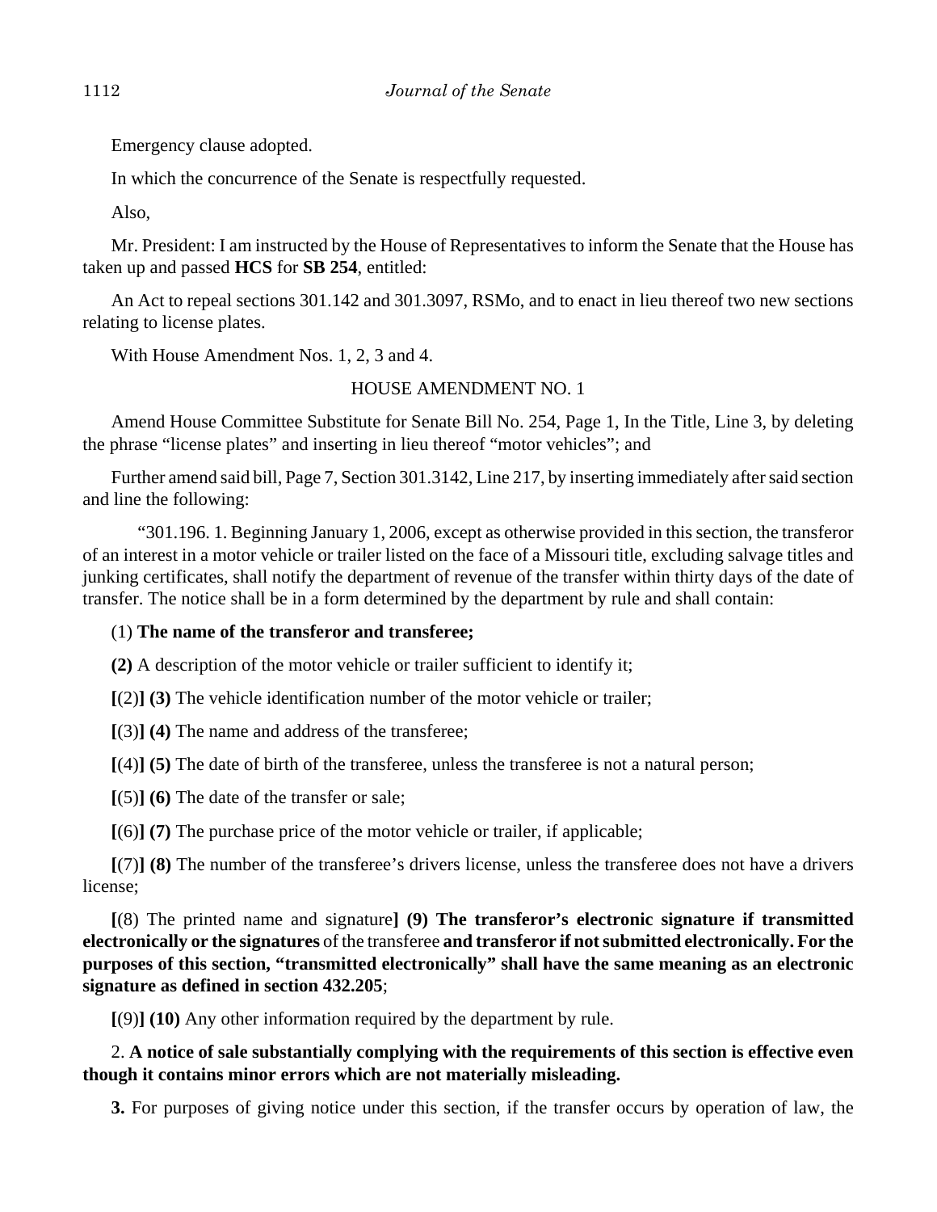Emergency clause adopted.

In which the concurrence of the Senate is respectfully requested.

Also,

Mr. President: I am instructed by the House of Representatives to inform the Senate that the House has taken up and passed **HCS** for **SB 254**, entitled:

An Act to repeal sections 301.142 and 301.3097, RSMo, and to enact in lieu thereof two new sections relating to license plates.

With House Amendment Nos. 1, 2, 3 and 4.

HOUSE AMENDMENT NO. 1

Amend House Committee Substitute for Senate Bill No. 254, Page 1, In the Title, Line 3, by deleting the phrase "license plates" and inserting in lieu thereof "motor vehicles"; and

Further amend said bill, Page 7, Section 301.3142, Line 217, by inserting immediately after said section and line the following:

"301.196. 1. Beginning January 1, 2006, except as otherwise provided in this section, the transferor of an interest in a motor vehicle or trailer listed on the face of a Missouri title, excluding salvage titles and junking certificates, shall notify the department of revenue of the transfer within thirty days of the date of transfer. The notice shall be in a form determined by the department by rule and shall contain:

(1) **The name of the transferor and transferee;**

**(2)** A description of the motor vehicle or trailer sufficient to identify it;

**[**(2)**] (3)** The vehicle identification number of the motor vehicle or trailer;

**[**(3)**] (4)** The name and address of the transferee;

**[**(4)**] (5)** The date of birth of the transferee, unless the transferee is not a natural person;

**[**(5)**] (6)** The date of the transfer or sale;

**[**(6)**] (7)** The purchase price of the motor vehicle or trailer, if applicable;

**[**(7)**] (8)** The number of the transferee's drivers license, unless the transferee does not have a drivers license;

**[**(8) The printed name and signature**] (9) The transferor's electronic signature if transmitted electronically or the signatures** of the transferee **and transferor if not submitted electronically. For the purposes of this section, "transmitted electronically" shall have the same meaning as an electronic signature as defined in section 432.205**;

**[**(9)**] (10)** Any other information required by the department by rule.

2. **A notice of sale substantially complying with the requirements of this section is effective even though it contains minor errors which are not materially misleading.**

**3.** For purposes of giving notice under this section, if the transfer occurs by operation of law, the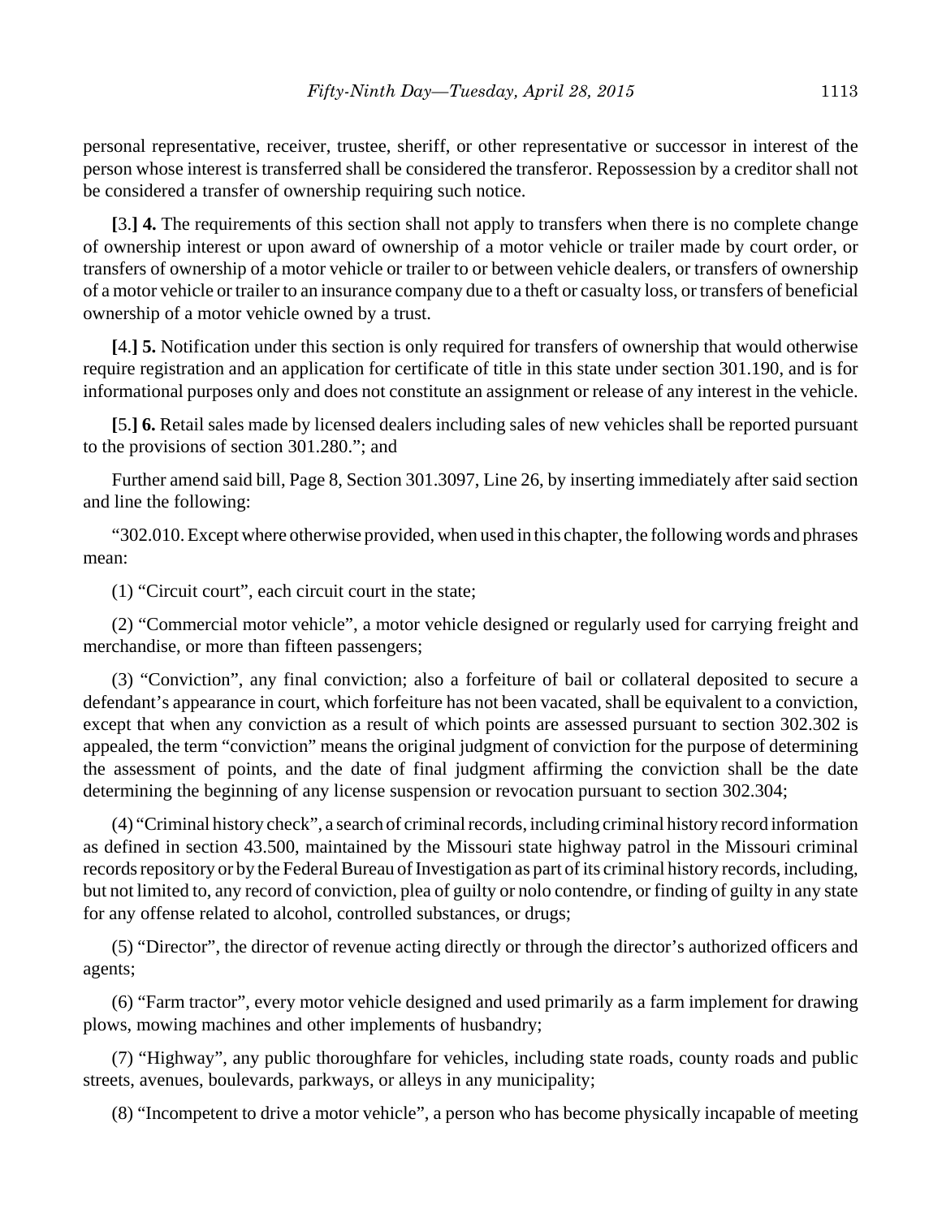personal representative, receiver, trustee, sheriff, or other representative or successor in interest of the person whose interest is transferred shall be considered the transferor. Repossession by a creditor shall not be considered a transfer of ownership requiring such notice.

**[**3.**] 4.** The requirements of this section shall not apply to transfers when there is no complete change of ownership interest or upon award of ownership of a motor vehicle or trailer made by court order, or transfers of ownership of a motor vehicle or trailer to or between vehicle dealers, or transfers of ownership of a motor vehicle or trailer to an insurance company due to a theft or casualty loss, or transfers of beneficial ownership of a motor vehicle owned by a trust.

**[**4.**] 5.** Notification under this section is only required for transfers of ownership that would otherwise require registration and an application for certificate of title in this state under section 301.190, and is for informational purposes only and does not constitute an assignment or release of any interest in the vehicle.

**[**5.**] 6.** Retail sales made by licensed dealers including sales of new vehicles shall be reported pursuant to the provisions of section 301.280."; and

Further amend said bill, Page 8, Section 301.3097, Line 26, by inserting immediately after said section and line the following:

"302.010. Except where otherwise provided, when used in this chapter, the following words and phrases mean:

(1) "Circuit court", each circuit court in the state;

(2) "Commercial motor vehicle", a motor vehicle designed or regularly used for carrying freight and merchandise, or more than fifteen passengers;

(3) "Conviction", any final conviction; also a forfeiture of bail or collateral deposited to secure a defendant's appearance in court, which forfeiture has not been vacated, shall be equivalent to a conviction, except that when any conviction as a result of which points are assessed pursuant to section 302.302 is appealed, the term "conviction" means the original judgment of conviction for the purpose of determining the assessment of points, and the date of final judgment affirming the conviction shall be the date determining the beginning of any license suspension or revocation pursuant to section 302.304;

(4) "Criminal history check", a search of criminal records, including criminal history record information as defined in section 43.500, maintained by the Missouri state highway patrol in the Missouri criminal records repository or by the Federal Bureau of Investigation as part of its criminal history records, including, but not limited to, any record of conviction, plea of guilty or nolo contendre, or finding of guilty in any state for any offense related to alcohol, controlled substances, or drugs;

(5) "Director", the director of revenue acting directly or through the director's authorized officers and agents;

(6) "Farm tractor", every motor vehicle designed and used primarily as a farm implement for drawing plows, mowing machines and other implements of husbandry;

(7) "Highway", any public thoroughfare for vehicles, including state roads, county roads and public streets, avenues, boulevards, parkways, or alleys in any municipality;

(8) "Incompetent to drive a motor vehicle", a person who has become physically incapable of meeting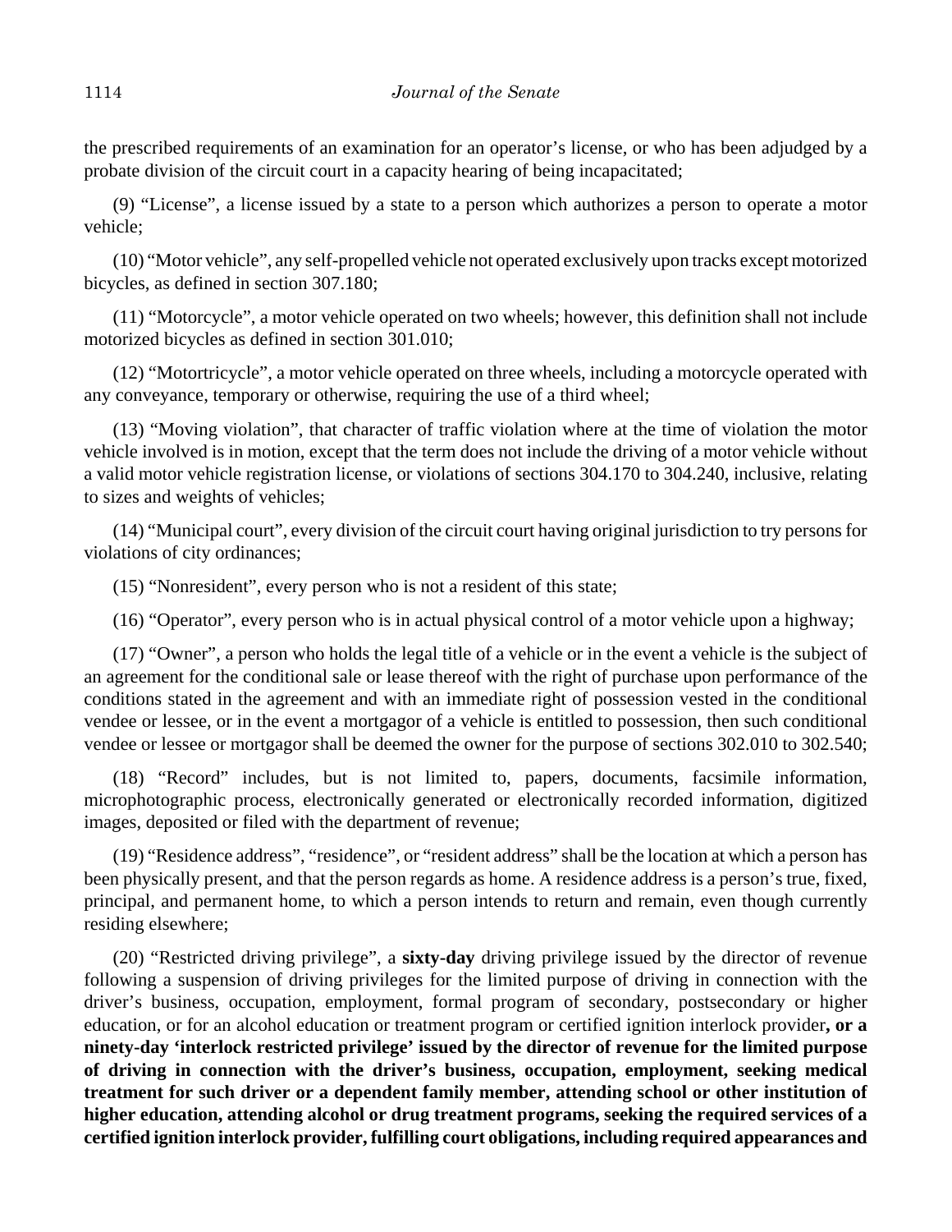the prescribed requirements of an examination for an operator's license, or who has been adjudged by a probate division of the circuit court in a capacity hearing of being incapacitated;

(9) "License", a license issued by a state to a person which authorizes a person to operate a motor vehicle;

(10) "Motor vehicle", any self-propelled vehicle not operated exclusively upon tracks except motorized bicycles, as defined in section 307.180;

(11) "Motorcycle", a motor vehicle operated on two wheels; however, this definition shall not include motorized bicycles as defined in section 301.010;

(12) "Motortricycle", a motor vehicle operated on three wheels, including a motorcycle operated with any conveyance, temporary or otherwise, requiring the use of a third wheel;

(13) "Moving violation", that character of traffic violation where at the time of violation the motor vehicle involved is in motion, except that the term does not include the driving of a motor vehicle without a valid motor vehicle registration license, or violations of sections 304.170 to 304.240, inclusive, relating to sizes and weights of vehicles;

(14) "Municipal court", every division of the circuit court having original jurisdiction to try persons for violations of city ordinances;

(15) "Nonresident", every person who is not a resident of this state;

(16) "Operator", every person who is in actual physical control of a motor vehicle upon a highway;

(17) "Owner", a person who holds the legal title of a vehicle or in the event a vehicle is the subject of an agreement for the conditional sale or lease thereof with the right of purchase upon performance of the conditions stated in the agreement and with an immediate right of possession vested in the conditional vendee or lessee, or in the event a mortgagor of a vehicle is entitled to possession, then such conditional vendee or lessee or mortgagor shall be deemed the owner for the purpose of sections 302.010 to 302.540;

(18) "Record" includes, but is not limited to, papers, documents, facsimile information, microphotographic process, electronically generated or electronically recorded information, digitized images, deposited or filed with the department of revenue;

(19) "Residence address", "residence", or "resident address" shall be the location at which a person has been physically present, and that the person regards as home. A residence address is a person's true, fixed, principal, and permanent home, to which a person intends to return and remain, even though currently residing elsewhere;

(20) "Restricted driving privilege", a **sixty-day** driving privilege issued by the director of revenue following a suspension of driving privileges for the limited purpose of driving in connection with the driver's business, occupation, employment, formal program of secondary, postsecondary or higher education, or for an alcohol education or treatment program or certified ignition interlock provider**, or a ninety-day 'interlock restricted privilege' issued by the director of revenue for the limited purpose of driving in connection with the driver's business, occupation, employment, seeking medical treatment for such driver or a dependent family member, attending school or other institution of higher education, attending alcohol or drug treatment programs, seeking the required services of a certified ignition interlock provider, fulfilling court obligations, including required appearances and**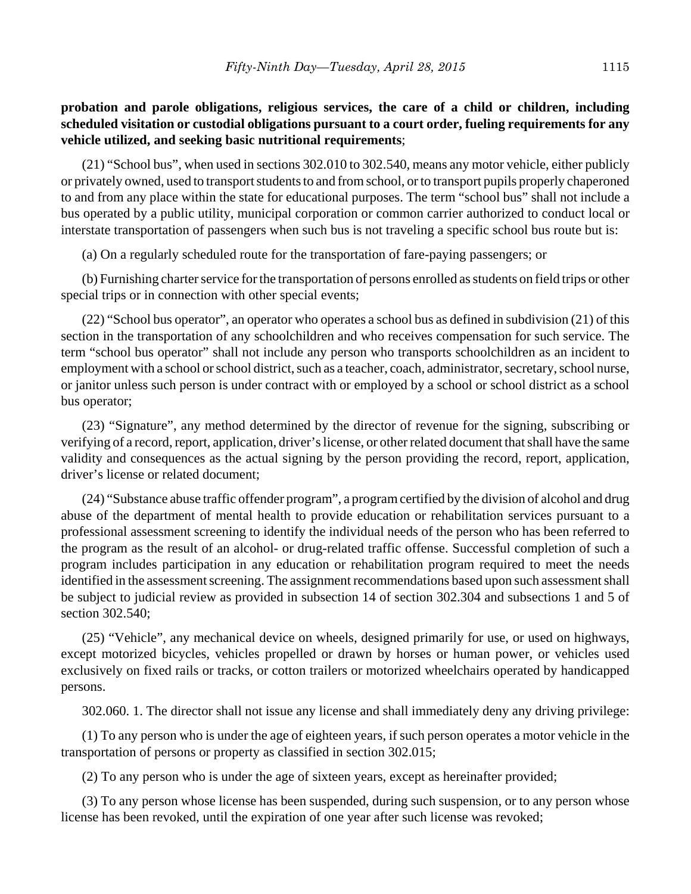**probation and parole obligations, religious services, the care of a child or children, including scheduled visitation or custodial obligations pursuant to a court order, fueling requirements for any vehicle utilized, and seeking basic nutritional requirements**;

(21) "School bus", when used in sections 302.010 to 302.540, means any motor vehicle, either publicly or privately owned, used to transport students to and from school, or to transport pupils properly chaperoned to and from any place within the state for educational purposes. The term "school bus" shall not include a bus operated by a public utility, municipal corporation or common carrier authorized to conduct local or interstate transportation of passengers when such bus is not traveling a specific school bus route but is:

(a) On a regularly scheduled route for the transportation of fare-paying passengers; or

(b) Furnishing charter service for the transportation of persons enrolled as students on field trips or other special trips or in connection with other special events;

(22) "School bus operator", an operator who operates a school bus as defined in subdivision (21) of this section in the transportation of any schoolchildren and who receives compensation for such service. The term "school bus operator" shall not include any person who transports schoolchildren as an incident to employment with a school or school district, such as a teacher, coach, administrator, secretary, school nurse, or janitor unless such person is under contract with or employed by a school or school district as a school bus operator;

(23) "Signature", any method determined by the director of revenue for the signing, subscribing or verifying of a record, report, application, driver's license, or other related document that shall have the same validity and consequences as the actual signing by the person providing the record, report, application, driver's license or related document;

(24) "Substance abuse traffic offender program", a program certified by the division of alcohol and drug abuse of the department of mental health to provide education or rehabilitation services pursuant to a professional assessment screening to identify the individual needs of the person who has been referred to the program as the result of an alcohol- or drug-related traffic offense. Successful completion of such a program includes participation in any education or rehabilitation program required to meet the needs identified in the assessment screening. The assignment recommendations based upon such assessment shall be subject to judicial review as provided in subsection 14 of section 302.304 and subsections 1 and 5 of section 302.540;

(25) "Vehicle", any mechanical device on wheels, designed primarily for use, or used on highways, except motorized bicycles, vehicles propelled or drawn by horses or human power, or vehicles used exclusively on fixed rails or tracks, or cotton trailers or motorized wheelchairs operated by handicapped persons.

302.060. 1. The director shall not issue any license and shall immediately deny any driving privilege:

(1) To any person who is under the age of eighteen years, if such person operates a motor vehicle in the transportation of persons or property as classified in section 302.015;

(2) To any person who is under the age of sixteen years, except as hereinafter provided;

(3) To any person whose license has been suspended, during such suspension, or to any person whose license has been revoked, until the expiration of one year after such license was revoked;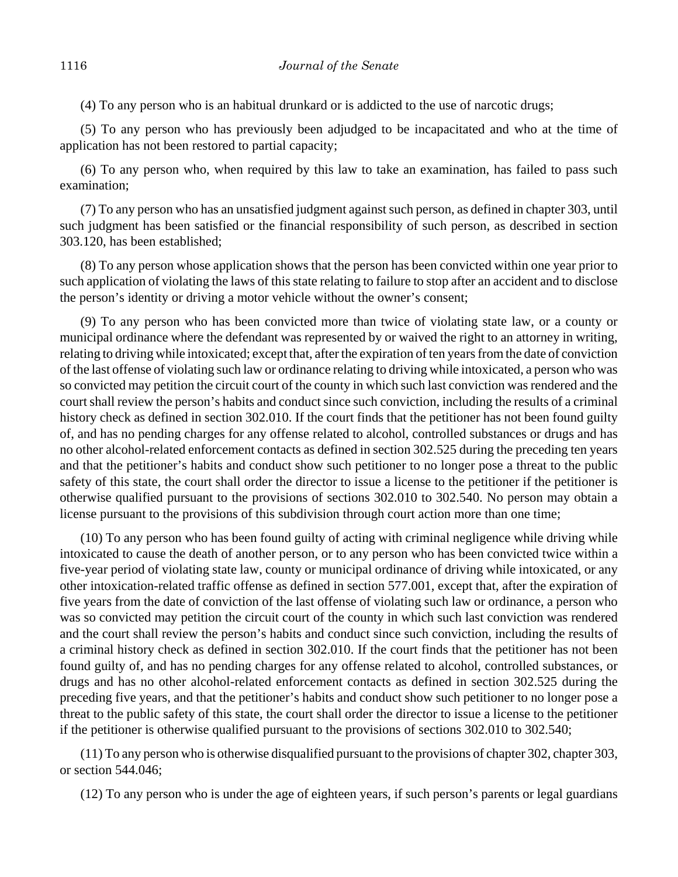(4) To any person who is an habitual drunkard or is addicted to the use of narcotic drugs;

(5) To any person who has previously been adjudged to be incapacitated and who at the time of application has not been restored to partial capacity;

(6) To any person who, when required by this law to take an examination, has failed to pass such examination;

(7) To any person who has an unsatisfied judgment against such person, as defined in chapter 303, until such judgment has been satisfied or the financial responsibility of such person, as described in section 303.120, has been established;

(8) To any person whose application shows that the person has been convicted within one year prior to such application of violating the laws of this state relating to failure to stop after an accident and to disclose the person's identity or driving a motor vehicle without the owner's consent;

(9) To any person who has been convicted more than twice of violating state law, or a county or municipal ordinance where the defendant was represented by or waived the right to an attorney in writing, relating to driving while intoxicated; except that, after the expiration of ten years from the date of conviction of the last offense of violating such law or ordinance relating to driving while intoxicated, a person who was so convicted may petition the circuit court of the county in which such last conviction was rendered and the court shall review the person's habits and conduct since such conviction, including the results of a criminal history check as defined in section 302.010. If the court finds that the petitioner has not been found guilty of, and has no pending charges for any offense related to alcohol, controlled substances or drugs and has no other alcohol-related enforcement contacts as defined in section 302.525 during the preceding ten years and that the petitioner's habits and conduct show such petitioner to no longer pose a threat to the public safety of this state, the court shall order the director to issue a license to the petitioner if the petitioner is otherwise qualified pursuant to the provisions of sections 302.010 to 302.540. No person may obtain a license pursuant to the provisions of this subdivision through court action more than one time;

(10) To any person who has been found guilty of acting with criminal negligence while driving while intoxicated to cause the death of another person, or to any person who has been convicted twice within a five-year period of violating state law, county or municipal ordinance of driving while intoxicated, or any other intoxication-related traffic offense as defined in section 577.001, except that, after the expiration of five years from the date of conviction of the last offense of violating such law or ordinance, a person who was so convicted may petition the circuit court of the county in which such last conviction was rendered and the court shall review the person's habits and conduct since such conviction, including the results of a criminal history check as defined in section 302.010. If the court finds that the petitioner has not been found guilty of, and has no pending charges for any offense related to alcohol, controlled substances, or drugs and has no other alcohol-related enforcement contacts as defined in section 302.525 during the preceding five years, and that the petitioner's habits and conduct show such petitioner to no longer pose a threat to the public safety of this state, the court shall order the director to issue a license to the petitioner if the petitioner is otherwise qualified pursuant to the provisions of sections 302.010 to 302.540;

(11) To any person who is otherwise disqualified pursuant to the provisions of chapter 302, chapter 303, or section 544.046;

(12) To any person who is under the age of eighteen years, if such person's parents or legal guardians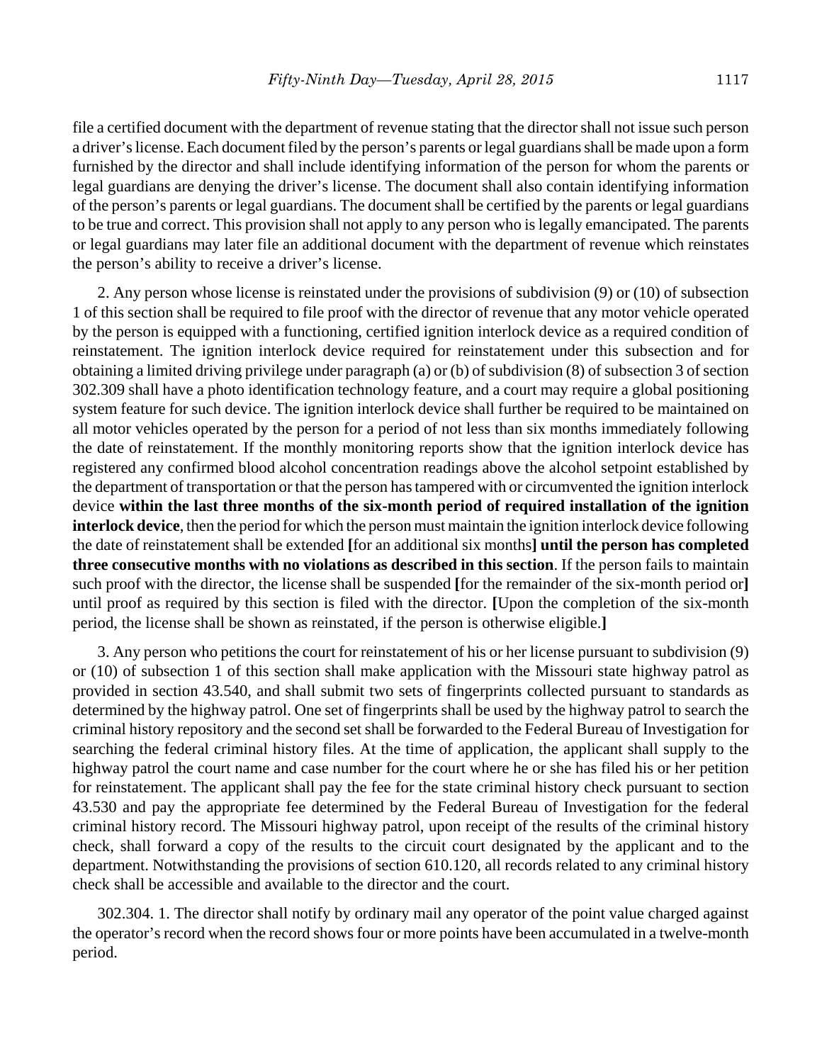file a certified document with the department of revenue stating that the director shall not issue such person a driver's license. Each document filed by the person's parents or legal guardians shall be made upon a form furnished by the director and shall include identifying information of the person for whom the parents or legal guardians are denying the driver's license. The document shall also contain identifying information of the person's parents or legal guardians. The document shall be certified by the parents or legal guardians to be true and correct. This provision shall not apply to any person who is legally emancipated. The parents or legal guardians may later file an additional document with the department of revenue which reinstates the person's ability to receive a driver's license.

2. Any person whose license is reinstated under the provisions of subdivision (9) or (10) of subsection 1 of this section shall be required to file proof with the director of revenue that any motor vehicle operated by the person is equipped with a functioning, certified ignition interlock device as a required condition of reinstatement. The ignition interlock device required for reinstatement under this subsection and for obtaining a limited driving privilege under paragraph (a) or (b) of subdivision (8) of subsection 3 of section 302.309 shall have a photo identification technology feature, and a court may require a global positioning system feature for such device. The ignition interlock device shall further be required to be maintained on all motor vehicles operated by the person for a period of not less than six months immediately following the date of reinstatement. If the monthly monitoring reports show that the ignition interlock device has registered any confirmed blood alcohol concentration readings above the alcohol setpoint established by the department of transportation or that the person has tampered with or circumvented the ignition interlock device **within the last three months of the six-month period of required installation of the ignition interlock device**, then the period for which the person must maintain the ignition interlock device following the date of reinstatement shall be extended **[**for an additional six months**]** **until the person has completed three consecutive months with no violations as described in this section**. If the person fails to maintain such proof with the director, the license shall be suspended **[**for the remainder of the six-month period or**]** until proof as required by this section is filed with the director. **[**Upon the completion of the six-month period, the license shall be shown as reinstated, if the person is otherwise eligible.**]**

3. Any person who petitions the court for reinstatement of his or her license pursuant to subdivision (9) or (10) of subsection 1 of this section shall make application with the Missouri state highway patrol as provided in section 43.540, and shall submit two sets of fingerprints collected pursuant to standards as determined by the highway patrol. One set of fingerprints shall be used by the highway patrol to search the criminal history repository and the second set shall be forwarded to the Federal Bureau of Investigation for searching the federal criminal history files. At the time of application, the applicant shall supply to the highway patrol the court name and case number for the court where he or she has filed his or her petition for reinstatement. The applicant shall pay the fee for the state criminal history check pursuant to section 43.530 and pay the appropriate fee determined by the Federal Bureau of Investigation for the federal criminal history record. The Missouri highway patrol, upon receipt of the results of the criminal history check, shall forward a copy of the results to the circuit court designated by the applicant and to the department. Notwithstanding the provisions of section 610.120, all records related to any criminal history check shall be accessible and available to the director and the court.

302.304. 1. The director shall notify by ordinary mail any operator of the point value charged against the operator's record when the record shows four or more points have been accumulated in a twelve-month period.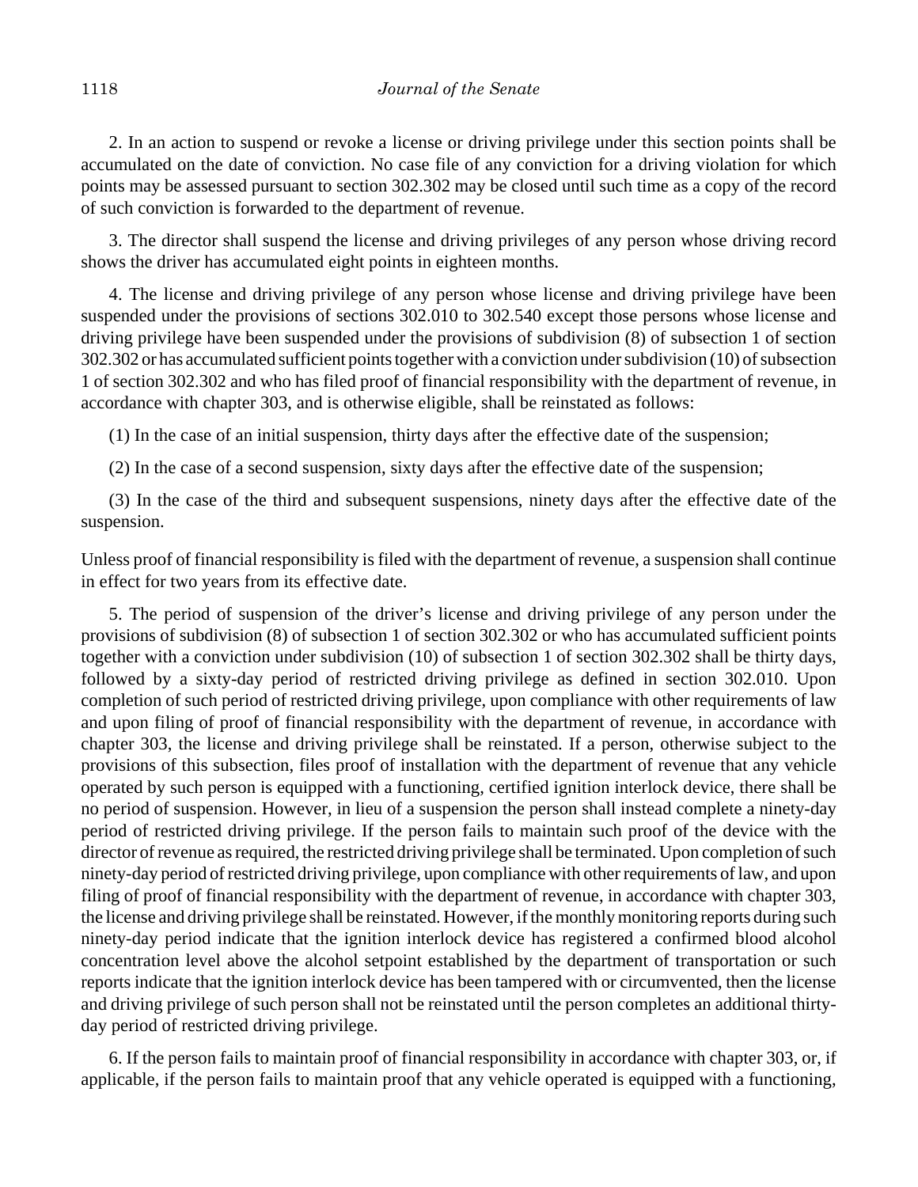2. In an action to suspend or revoke a license or driving privilege under this section points shall be accumulated on the date of conviction. No case file of any conviction for a driving violation for which points may be assessed pursuant to section 302.302 may be closed until such time as a copy of the record of such conviction is forwarded to the department of revenue.

3. The director shall suspend the license and driving privileges of any person whose driving record shows the driver has accumulated eight points in eighteen months.

4. The license and driving privilege of any person whose license and driving privilege have been suspended under the provisions of sections 302.010 to 302.540 except those persons whose license and driving privilege have been suspended under the provisions of subdivision (8) of subsection 1 of section 302.302 or has accumulated sufficient points together with a conviction under subdivision (10) of subsection 1 of section 302.302 and who has filed proof of financial responsibility with the department of revenue, in accordance with chapter 303, and is otherwise eligible, shall be reinstated as follows:

(1) In the case of an initial suspension, thirty days after the effective date of the suspension;

(2) In the case of a second suspension, sixty days after the effective date of the suspension;

(3) In the case of the third and subsequent suspensions, ninety days after the effective date of the suspension.

Unless proof of financial responsibility is filed with the department of revenue, a suspension shall continue in effect for two years from its effective date.

5. The period of suspension of the driver's license and driving privilege of any person under the provisions of subdivision (8) of subsection 1 of section 302.302 or who has accumulated sufficient points together with a conviction under subdivision (10) of subsection 1 of section 302.302 shall be thirty days, followed by a sixty-day period of restricted driving privilege as defined in section 302.010. Upon completion of such period of restricted driving privilege, upon compliance with other requirements of law and upon filing of proof of financial responsibility with the department of revenue, in accordance with chapter 303, the license and driving privilege shall be reinstated. If a person, otherwise subject to the provisions of this subsection, files proof of installation with the department of revenue that any vehicle operated by such person is equipped with a functioning, certified ignition interlock device, there shall be no period of suspension. However, in lieu of a suspension the person shall instead complete a ninety-day period of restricted driving privilege. If the person fails to maintain such proof of the device with the director of revenue as required, the restricted driving privilege shall be terminated. Upon completion of such ninety-day period of restricted driving privilege, upon compliance with other requirements of law, and upon filing of proof of financial responsibility with the department of revenue, in accordance with chapter 303, the license and driving privilege shall be reinstated. However, if the monthly monitoring reports during such ninety-day period indicate that the ignition interlock device has registered a confirmed blood alcohol concentration level above the alcohol setpoint established by the department of transportation or such reports indicate that the ignition interlock device has been tampered with or circumvented, then the license and driving privilege of such person shall not be reinstated until the person completes an additional thirty-day period of restricted driving privilege.

6. If the person fails to maintain proof of financial responsibility in accordance with chapter 303, or, if applicable, if the person fails to maintain proof that any vehicle operated is equipped with a functioning,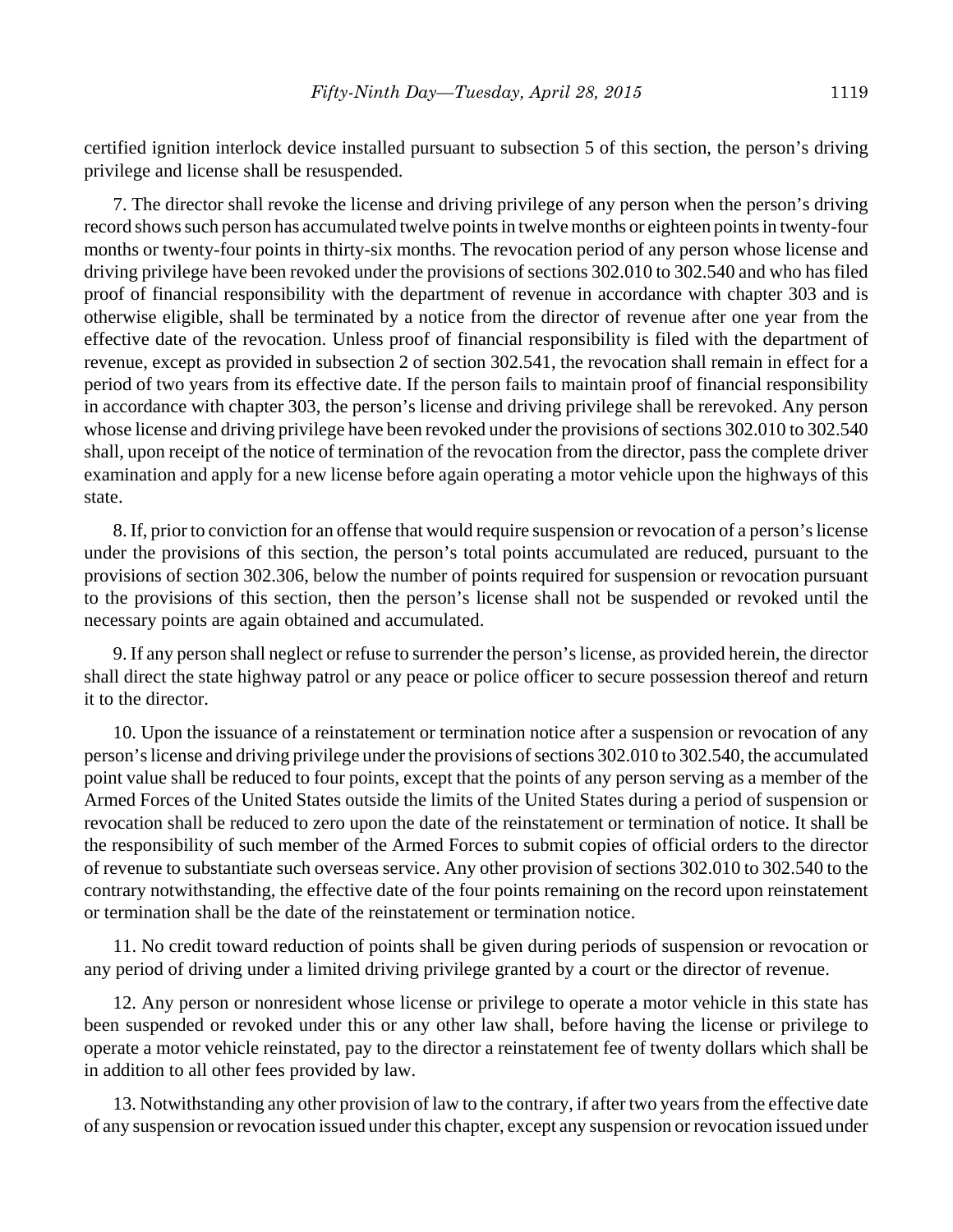certified ignition interlock device installed pursuant to subsection 5 of this section, the person's driving privilege and license shall be resuspended.

7. The director shall revoke the license and driving privilege of any person when the person's driving record shows such person has accumulated twelve points in twelve months or eighteen points in twenty-four months or twenty-four points in thirty-six months. The revocation period of any person whose license and driving privilege have been revoked under the provisions of sections 302.010 to 302.540 and who has filed proof of financial responsibility with the department of revenue in accordance with chapter 303 and is otherwise eligible, shall be terminated by a notice from the director of revenue after one year from the effective date of the revocation. Unless proof of financial responsibility is filed with the department of revenue, except as provided in subsection 2 of section 302.541, the revocation shall remain in effect for a period of two years from its effective date. If the person fails to maintain proof of financial responsibility in accordance with chapter 303, the person's license and driving privilege shall be rerevoked. Any person whose license and driving privilege have been revoked under the provisions of sections 302.010 to 302.540 shall, upon receipt of the notice of termination of the revocation from the director, pass the complete driver examination and apply for a new license before again operating a motor vehicle upon the highways of this state.

8. If, prior to conviction for an offense that would require suspension or revocation of a person's license under the provisions of this section, the person's total points accumulated are reduced, pursuant to the provisions of section 302.306, below the number of points required for suspension or revocation pursuant to the provisions of this section, then the person's license shall not be suspended or revoked until the necessary points are again obtained and accumulated.

9. If any person shall neglect or refuse to surrender the person's license, as provided herein, the director shall direct the state highway patrol or any peace or police officer to secure possession thereof and return it to the director.

10. Upon the issuance of a reinstatement or termination notice after a suspension or revocation of any person's license and driving privilege under the provisions of sections 302.010 to 302.540, the accumulated point value shall be reduced to four points, except that the points of any person serving as a member of the Armed Forces of the United States outside the limits of the United States during a period of suspension or revocation shall be reduced to zero upon the date of the reinstatement or termination of notice. It shall be the responsibility of such member of the Armed Forces to submit copies of official orders to the director of revenue to substantiate such overseas service. Any other provision of sections 302.010 to 302.540 to the contrary notwithstanding, the effective date of the four points remaining on the record upon reinstatement or termination shall be the date of the reinstatement or termination notice.

11. No credit toward reduction of points shall be given during periods of suspension or revocation or any period of driving under a limited driving privilege granted by a court or the director of revenue.

12. Any person or nonresident whose license or privilege to operate a motor vehicle in this state has been suspended or revoked under this or any other law shall, before having the license or privilege to operate a motor vehicle reinstated, pay to the director a reinstatement fee of twenty dollars which shall be in addition to all other fees provided by law.

13. Notwithstanding any other provision of law to the contrary, if after two years from the effective date of any suspension or revocation issued under this chapter, except any suspension or revocation issued under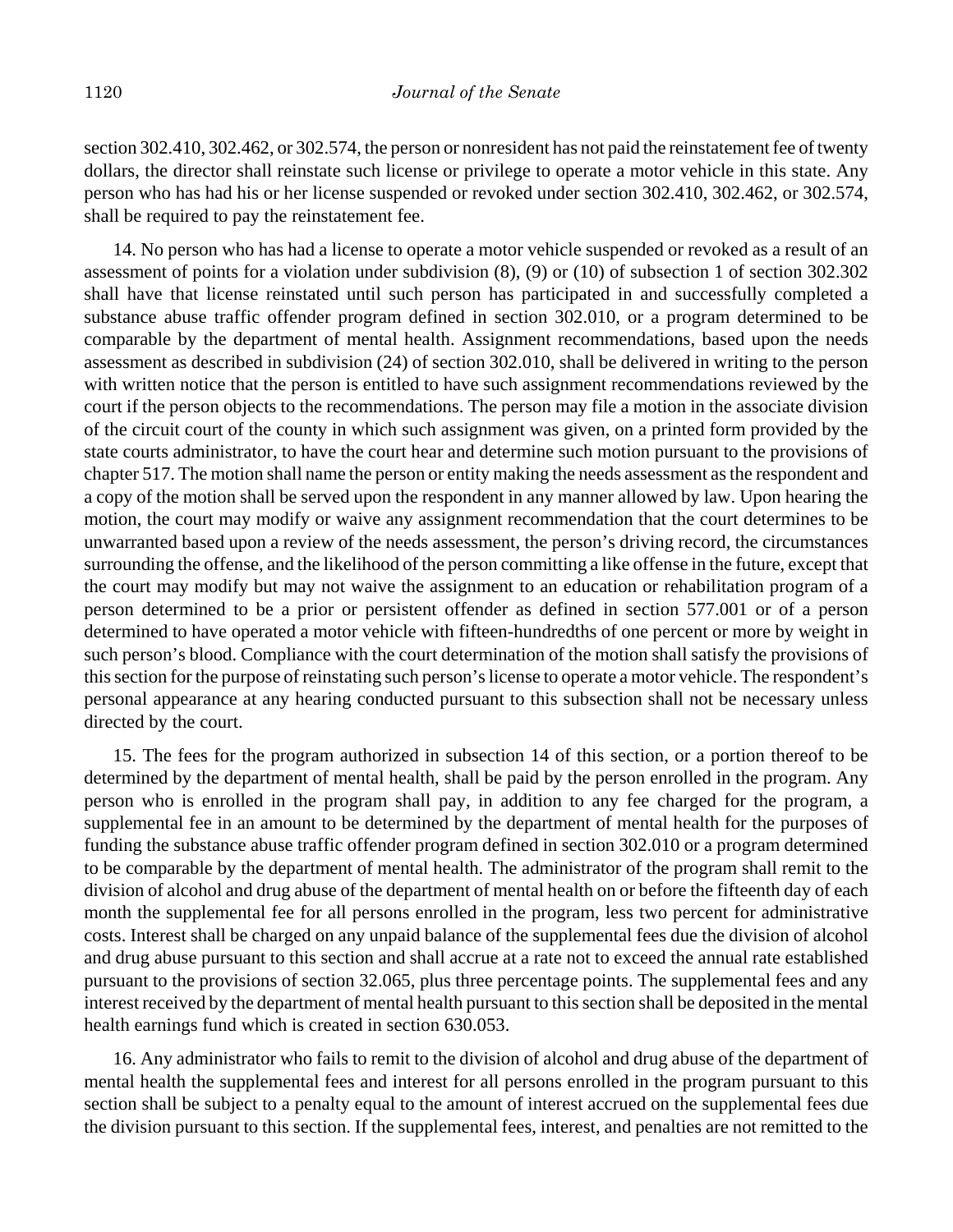section 302.410, 302.462, or 302.574, the person or nonresident has not paid the reinstatement fee of twenty dollars, the director shall reinstate such license or privilege to operate a motor vehicle in this state. Any person who has had his or her license suspended or revoked under section 302.410, 302.462, or 302.574, shall be required to pay the reinstatement fee.

14. No person who has had a license to operate a motor vehicle suspended or revoked as a result of an assessment of points for a violation under subdivision (8), (9) or (10) of subsection 1 of section 302.302 shall have that license reinstated until such person has participated in and successfully completed a substance abuse traffic offender program defined in section 302.010, or a program determined to be comparable by the department of mental health. Assignment recommendations, based upon the needs assessment as described in subdivision (24) of section 302.010, shall be delivered in writing to the person with written notice that the person is entitled to have such assignment recommendations reviewed by the court if the person objects to the recommendations. The person may file a motion in the associate division of the circuit court of the county in which such assignment was given, on a printed form provided by the state courts administrator, to have the court hear and determine such motion pursuant to the provisions of chapter 517. The motion shall name the person or entity making the needs assessment as the respondent and a copy of the motion shall be served upon the respondent in any manner allowed by law. Upon hearing the motion, the court may modify or waive any assignment recommendation that the court determines to be unwarranted based upon a review of the needs assessment, the person's driving record, the circumstances surrounding the offense, and the likelihood of the person committing a like offense in the future, except that the court may modify but may not waive the assignment to an education or rehabilitation program of a person determined to be a prior or persistent offender as defined in section 577.001 or of a person determined to have operated a motor vehicle with fifteen-hundredths of one percent or more by weight in such person's blood. Compliance with the court determination of the motion shall satisfy the provisions of this section for the purpose of reinstating such person's license to operate a motor vehicle. The respondent's personal appearance at any hearing conducted pursuant to this subsection shall not be necessary unless directed by the court.

15. The fees for the program authorized in subsection 14 of this section, or a portion thereof to be determined by the department of mental health, shall be paid by the person enrolled in the program. Any person who is enrolled in the program shall pay, in addition to any fee charged for the program, a supplemental fee in an amount to be determined by the department of mental health for the purposes of funding the substance abuse traffic offender program defined in section 302.010 or a program determined to be comparable by the department of mental health. The administrator of the program shall remit to the division of alcohol and drug abuse of the department of mental health on or before the fifteenth day of each month the supplemental fee for all persons enrolled in the program, less two percent for administrative costs. Interest shall be charged on any unpaid balance of the supplemental fees due the division of alcohol and drug abuse pursuant to this section and shall accrue at a rate not to exceed the annual rate established pursuant to the provisions of section 32.065, plus three percentage points. The supplemental fees and any interest received by the department of mental health pursuant to this section shall be deposited in the mental health earnings fund which is created in section 630.053.

16. Any administrator who fails to remit to the division of alcohol and drug abuse of the department of mental health the supplemental fees and interest for all persons enrolled in the program pursuant to this section shall be subject to a penalty equal to the amount of interest accrued on the supplemental fees due the division pursuant to this section. If the supplemental fees, interest, and penalties are not remitted to the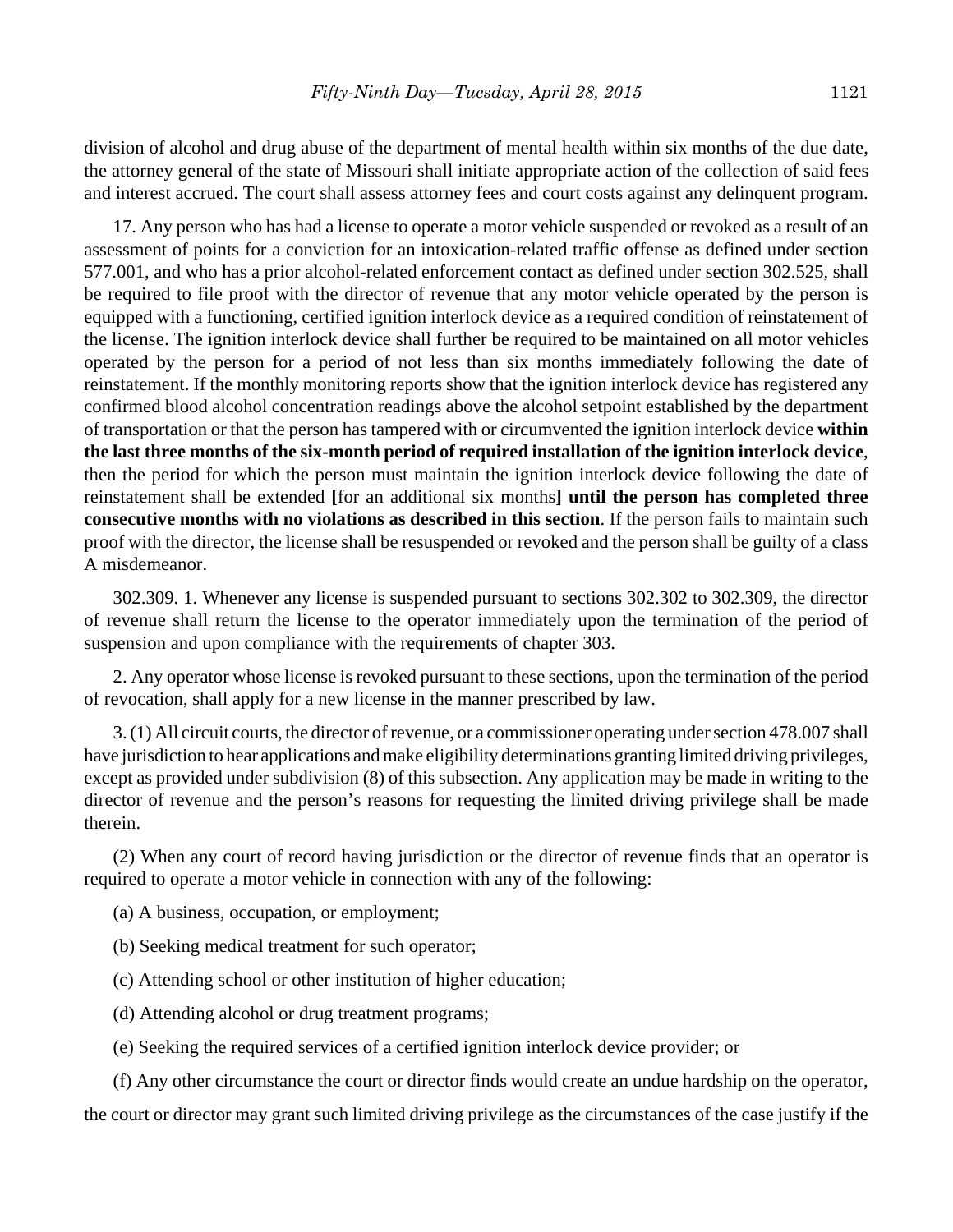division of alcohol and drug abuse of the department of mental health within six months of the due date, the attorney general of the state of Missouri shall initiate appropriate action of the collection of said fees and interest accrued. The court shall assess attorney fees and court costs against any delinquent program.

17. Any person who has had a license to operate a motor vehicle suspended or revoked as a result of an assessment of points for a conviction for an intoxication-related traffic offense as defined under section 577.001, and who has a prior alcohol-related enforcement contact as defined under section 302.525, shall be required to file proof with the director of revenue that any motor vehicle operated by the person is equipped with a functioning, certified ignition interlock device as a required condition of reinstatement of the license. The ignition interlock device shall further be required to be maintained on all motor vehicles operated by the person for a period of not less than six months immediately following the date of reinstatement. If the monthly monitoring reports show that the ignition interlock device has registered any confirmed blood alcohol concentration readings above the alcohol setpoint established by the department of transportation or that the person has tampered with or circumvented the ignition interlock device **within the last three months of the six-month period of required installation of the ignition interlock device**, then the period for which the person must maintain the ignition interlock device following the date of reinstatement shall be extended **[**for an additional six months**] until the person has completed three consecutive months with no violations as described in this section**. If the person fails to maintain such proof with the director, the license shall be resuspended or revoked and the person shall be guilty of a class A misdemeanor.

302.309. 1. Whenever any license is suspended pursuant to sections 302.302 to 302.309, the director of revenue shall return the license to the operator immediately upon the termination of the period of suspension and upon compliance with the requirements of chapter 303.

2. Any operator whose license is revoked pursuant to these sections, upon the termination of the period of revocation, shall apply for a new license in the manner prescribed by law.

3. (1) All circuit courts, the director of revenue, or a commissioner operating under section 478.007 shall have jurisdiction to hear applications and make eligibility determinations granting limited driving privileges, except as provided under subdivision (8) of this subsection. Any application may be made in writing to the director of revenue and the person's reasons for requesting the limited driving privilege shall be made therein.

(2) When any court of record having jurisdiction or the director of revenue finds that an operator is required to operate a motor vehicle in connection with any of the following:

(a) A business, occupation, or employment;

(b) Seeking medical treatment for such operator;

(c) Attending school or other institution of higher education;

(d) Attending alcohol or drug treatment programs;

(e) Seeking the required services of a certified ignition interlock device provider; or

(f) Any other circumstance the court or director finds would create an undue hardship on the operator,

the court or director may grant such limited driving privilege as the circumstances of the case justify if the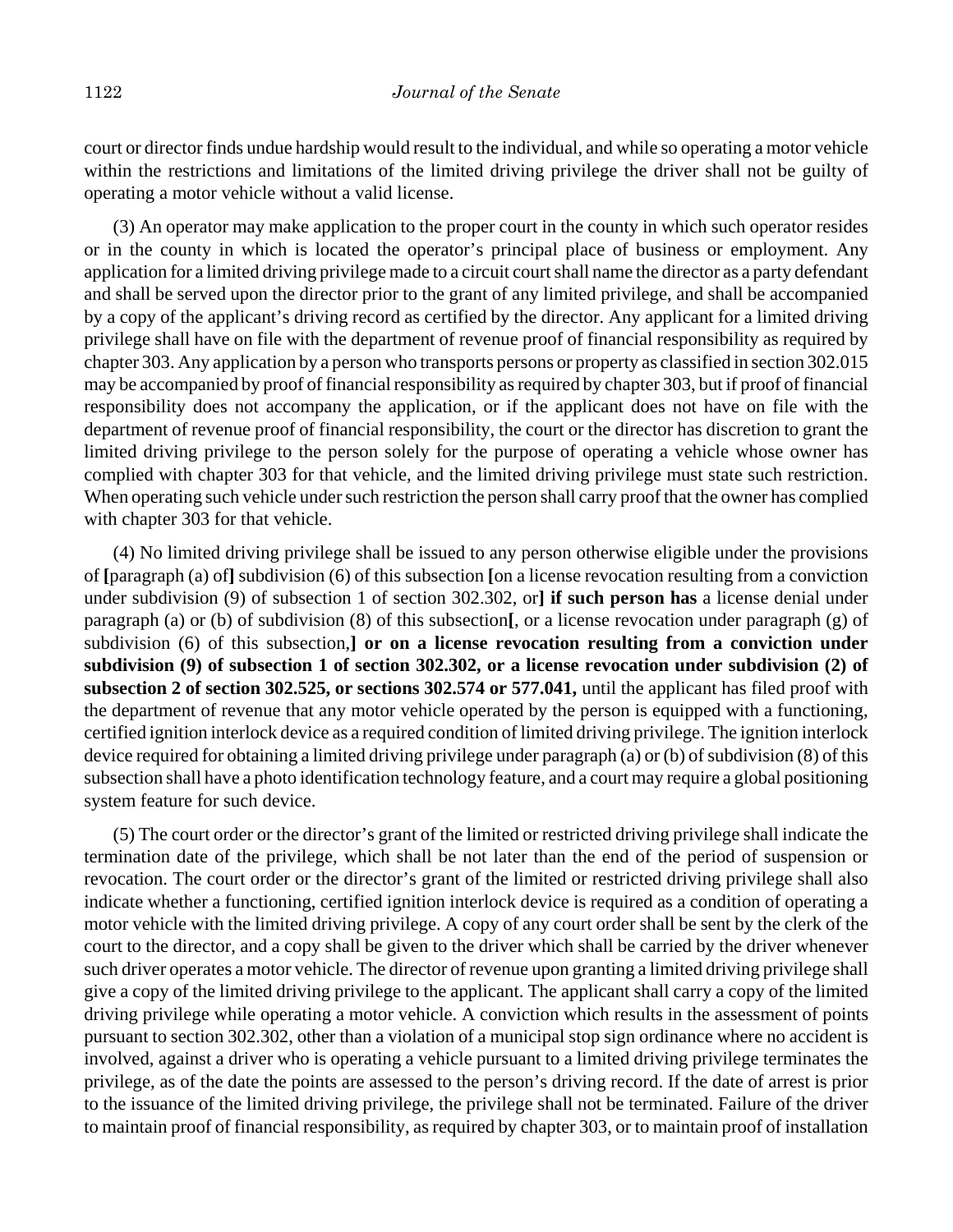court or director finds undue hardship would result to the individual, and while so operating a motor vehicle within the restrictions and limitations of the limited driving privilege the driver shall not be guilty of operating a motor vehicle without a valid license.

(3) An operator may make application to the proper court in the county in which such operator resides or in the county in which is located the operator's principal place of business or employment. Any application for a limited driving privilege made to a circuit court shall name the director as a party defendant and shall be served upon the director prior to the grant of any limited privilege, and shall be accompanied by a copy of the applicant's driving record as certified by the director. Any applicant for a limited driving privilege shall have on file with the department of revenue proof of financial responsibility as required by chapter 303. Any application by a person who transports persons or property as classified in section 302.015 may be accompanied by proof of financial responsibility as required by chapter 303, but if proof of financial responsibility does not accompany the application, or if the applicant does not have on file with the department of revenue proof of financial responsibility, the court or the director has discretion to grant the limited driving privilege to the person solely for the purpose of operating a vehicle whose owner has complied with chapter 303 for that vehicle, and the limited driving privilege must state such restriction. When operating such vehicle under such restriction the person shall carry proof that the owner has complied with chapter 303 for that vehicle.

(4) No limited driving privilege shall be issued to any person otherwise eligible under the provisions of **[**paragraph (a) of**]** subdivision (6) of this subsection **[**on a license revocation resulting from a conviction under subdivision (9) of subsection 1 of section 302.302, or**] if such person has** a license denial under paragraph (a) or (b) of subdivision (8) of this subsection**[**, or a license revocation under paragraph (g) of subdivision (6) of this subsection,**] or on a license revocation resulting from a conviction under subdivision (9) of subsection 1 of section 302.302, or a license revocation under subdivision (2) of subsection 2 of section 302.525, or sections 302.574 or 577.041,** until the applicant has filed proof with the department of revenue that any motor vehicle operated by the person is equipped with a functioning, certified ignition interlock device as a required condition of limited driving privilege. The ignition interlock device required for obtaining a limited driving privilege under paragraph (a) or (b) of subdivision (8) of this subsection shall have a photo identification technology feature, and a court may require a global positioning system feature for such device.

(5) The court order or the director's grant of the limited or restricted driving privilege shall indicate the termination date of the privilege, which shall be not later than the end of the period of suspension or revocation. The court order or the director's grant of the limited or restricted driving privilege shall also indicate whether a functioning, certified ignition interlock device is required as a condition of operating a motor vehicle with the limited driving privilege. A copy of any court order shall be sent by the clerk of the court to the director, and a copy shall be given to the driver which shall be carried by the driver whenever such driver operates a motor vehicle. The director of revenue upon granting a limited driving privilege shall give a copy of the limited driving privilege to the applicant. The applicant shall carry a copy of the limited driving privilege while operating a motor vehicle. A conviction which results in the assessment of points pursuant to section 302.302, other than a violation of a municipal stop sign ordinance where no accident is involved, against a driver who is operating a vehicle pursuant to a limited driving privilege terminates the privilege, as of the date the points are assessed to the person's driving record. If the date of arrest is prior to the issuance of the limited driving privilege, the privilege shall not be terminated. Failure of the driver to maintain proof of financial responsibility, as required by chapter 303, or to maintain proof of installation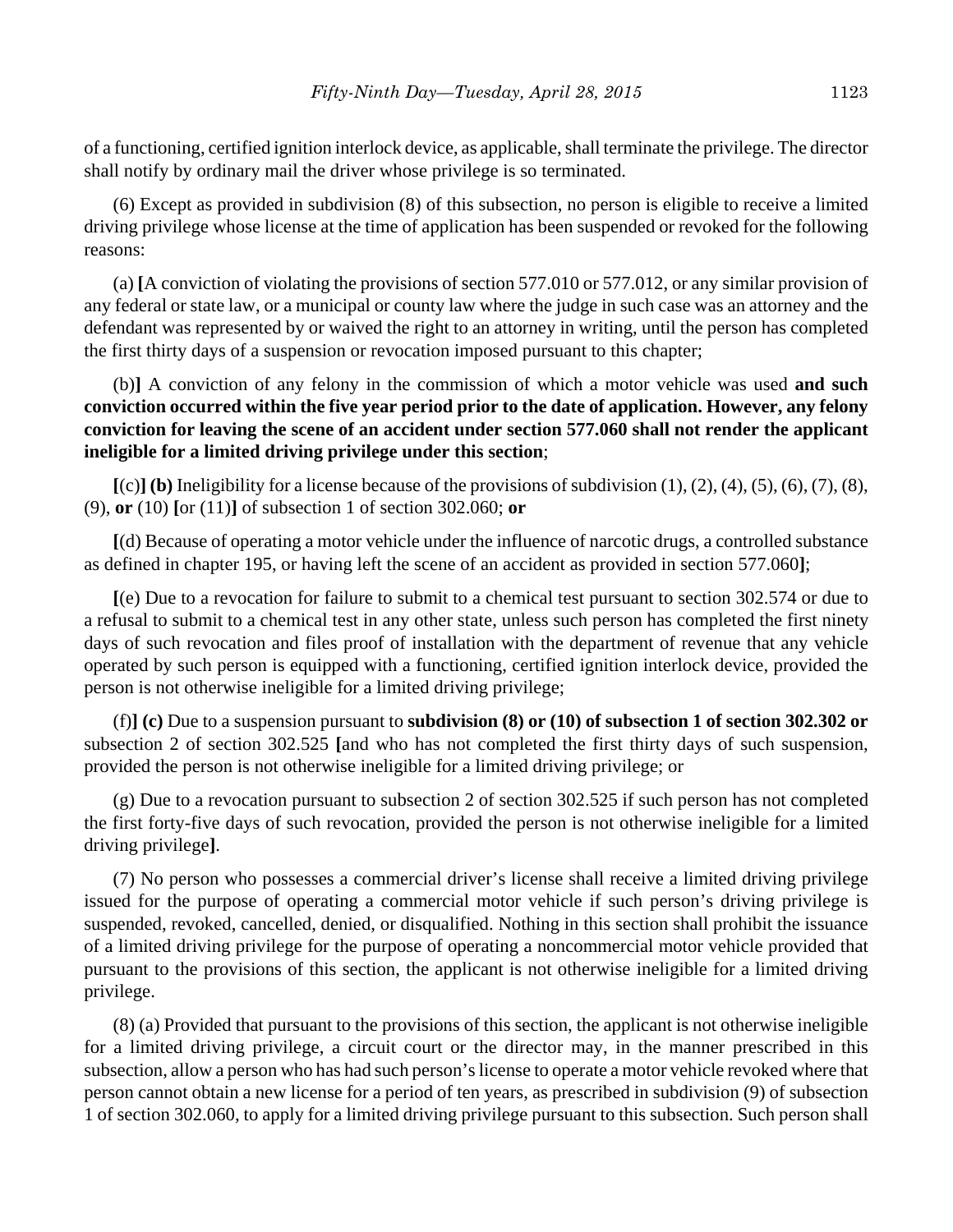of a functioning, certified ignition interlock device, as applicable, shall terminate the privilege. The director shall notify by ordinary mail the driver whose privilege is so terminated.

(6) Except as provided in subdivision (8) of this subsection, no person is eligible to receive a limited driving privilege whose license at the time of application has been suspended or revoked for the following reasons:

(a) **[**A conviction of violating the provisions of section 577.010 or 577.012, or any similar provision of any federal or state law, or a municipal or county law where the judge in such case was an attorney and the defendant was represented by or waived the right to an attorney in writing, until the person has completed the first thirty days of a suspension or revocation imposed pursuant to this chapter;

(b)**]** A conviction of any felony in the commission of which a motor vehicle was used **and such conviction occurred within the five year period prior to the date of application. However, any felony conviction for leaving the scene of an accident under section 577.060 shall not render the applicant ineligible for a limited driving privilege under this section**;

**[**(c)**] (b)** Ineligibility for a license because of the provisions of subdivision (1), (2), (4), (5), (6), (7), (8), (9), **or** (10) **[**or (11)**]** of subsection 1 of section 302.060; **or**

**[**(d) Because of operating a motor vehicle under the influence of narcotic drugs, a controlled substance as defined in chapter 195, or having left the scene of an accident as provided in section 577.060**]**;

**[**(e) Due to a revocation for failure to submit to a chemical test pursuant to section 302.574 or due to a refusal to submit to a chemical test in any other state, unless such person has completed the first ninety days of such revocation and files proof of installation with the department of revenue that any vehicle operated by such person is equipped with a functioning, certified ignition interlock device, provided the person is not otherwise ineligible for a limited driving privilege;

(f)**] (c)** Due to a suspension pursuant to **subdivision (8) or (10) of subsection 1 of section 302.302 or** subsection 2 of section 302.525 **[**and who has not completed the first thirty days of such suspension, provided the person is not otherwise ineligible for a limited driving privilege; or

(g) Due to a revocation pursuant to subsection 2 of section 302.525 if such person has not completed the first forty-five days of such revocation, provided the person is not otherwise ineligible for a limited driving privilege**]**.

(7) No person who possesses a commercial driver's license shall receive a limited driving privilege issued for the purpose of operating a commercial motor vehicle if such person's driving privilege is suspended, revoked, cancelled, denied, or disqualified. Nothing in this section shall prohibit the issuance of a limited driving privilege for the purpose of operating a noncommercial motor vehicle provided that pursuant to the provisions of this section, the applicant is not otherwise ineligible for a limited driving privilege.

(8) (a) Provided that pursuant to the provisions of this section, the applicant is not otherwise ineligible for a limited driving privilege, a circuit court or the director may, in the manner prescribed in this subsection, allow a person who has had such person's license to operate a motor vehicle revoked where that person cannot obtain a new license for a period of ten years, as prescribed in subdivision (9) of subsection 1 of section 302.060, to apply for a limited driving privilege pursuant to this subsection. Such person shall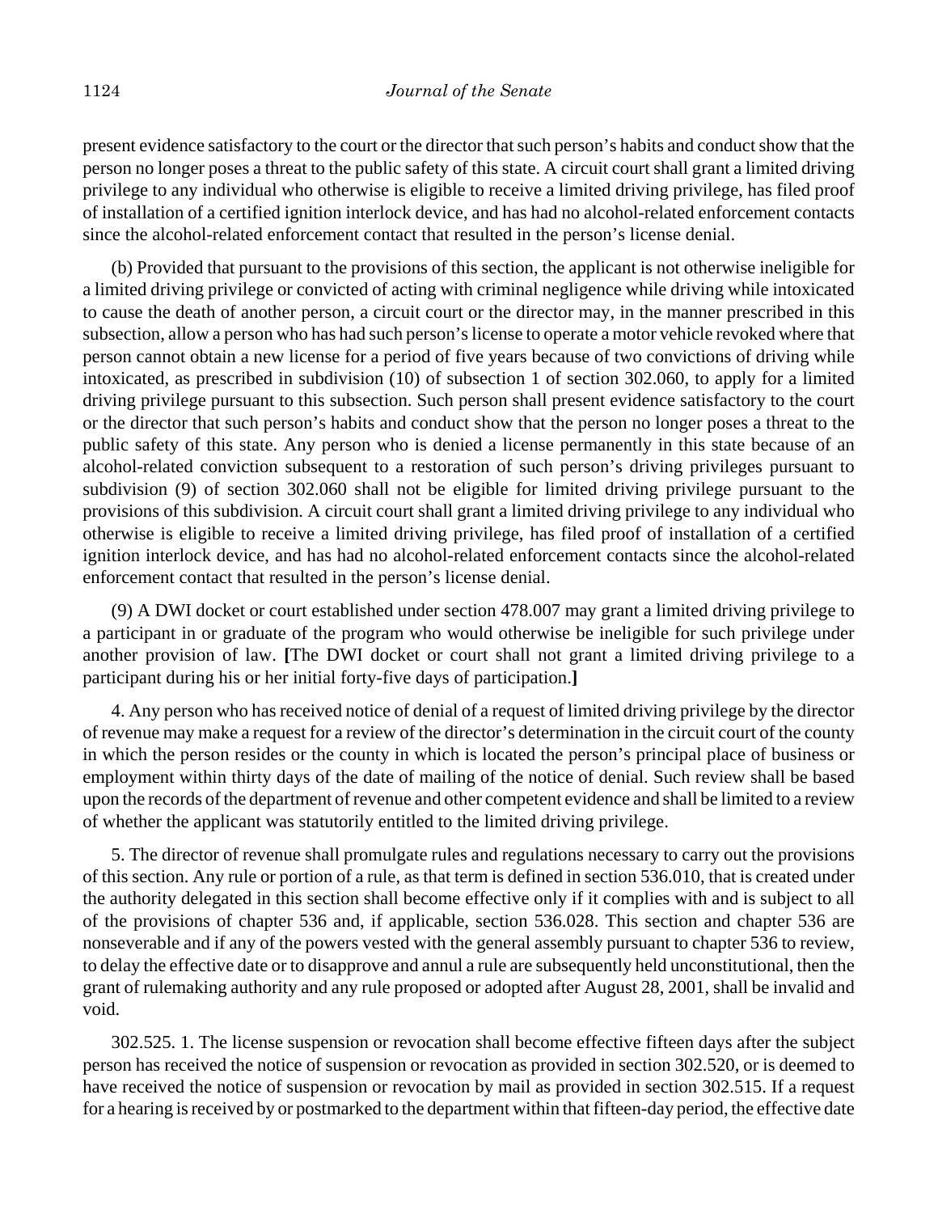present evidence satisfactory to the court or the director that such person's habits and conduct show that the person no longer poses a threat to the public safety of this state. A circuit court shall grant a limited driving privilege to any individual who otherwise is eligible to receive a limited driving privilege, has filed proof of installation of a certified ignition interlock device, and has had no alcohol-related enforcement contacts since the alcohol-related enforcement contact that resulted in the person's license denial.

(b) Provided that pursuant to the provisions of this section, the applicant is not otherwise ineligible for a limited driving privilege or convicted of acting with criminal negligence while driving while intoxicated to cause the death of another person, a circuit court or the director may, in the manner prescribed in this subsection, allow a person who has had such person's license to operate a motor vehicle revoked where that person cannot obtain a new license for a period of five years because of two convictions of driving while intoxicated, as prescribed in subdivision (10) of subsection 1 of section 302.060, to apply for a limited driving privilege pursuant to this subsection. Such person shall present evidence satisfactory to the court or the director that such person's habits and conduct show that the person no longer poses a threat to the public safety of this state. Any person who is denied a license permanently in this state because of an alcohol-related conviction subsequent to a restoration of such person's driving privileges pursuant to subdivision (9) of section 302.060 shall not be eligible for limited driving privilege pursuant to the provisions of this subdivision. A circuit court shall grant a limited driving privilege to any individual who otherwise is eligible to receive a limited driving privilege, has filed proof of installation of a certified ignition interlock device, and has had no alcohol-related enforcement contacts since the alcohol-related enforcement contact that resulted in the person's license denial.

(9) A DWI docket or court established under section 478.007 may grant a limited driving privilege to a participant in or graduate of the program who would otherwise be ineligible for such privilege under another provision of law. **[**The DWI docket or court shall not grant a limited driving privilege to a participant during his or her initial forty-five days of participation.**]**

4. Any person who has received notice of denial of a request of limited driving privilege by the director of revenue may make a request for a review of the director's determination in the circuit court of the county in which the person resides or the county in which is located the person's principal place of business or employment within thirty days of the date of mailing of the notice of denial. Such review shall be based upon the records of the department of revenue and other competent evidence and shall be limited to a review of whether the applicant was statutorily entitled to the limited driving privilege.

5. The director of revenue shall promulgate rules and regulations necessary to carry out the provisions of this section. Any rule or portion of a rule, as that term is defined in section 536.010, that is created under the authority delegated in this section shall become effective only if it complies with and is subject to all of the provisions of chapter 536 and, if applicable, section 536.028. This section and chapter 536 are nonseverable and if any of the powers vested with the general assembly pursuant to chapter 536 to review, to delay the effective date or to disapprove and annul a rule are subsequently held unconstitutional, then the grant of rulemaking authority and any rule proposed or adopted after August 28, 2001, shall be invalid and void.

302.525. 1. The license suspension or revocation shall become effective fifteen days after the subject person has received the notice of suspension or revocation as provided in section 302.520, or is deemed to have received the notice of suspension or revocation by mail as provided in section 302.515. If a request for a hearing is received by or postmarked to the department within that fifteen-day period, the effective date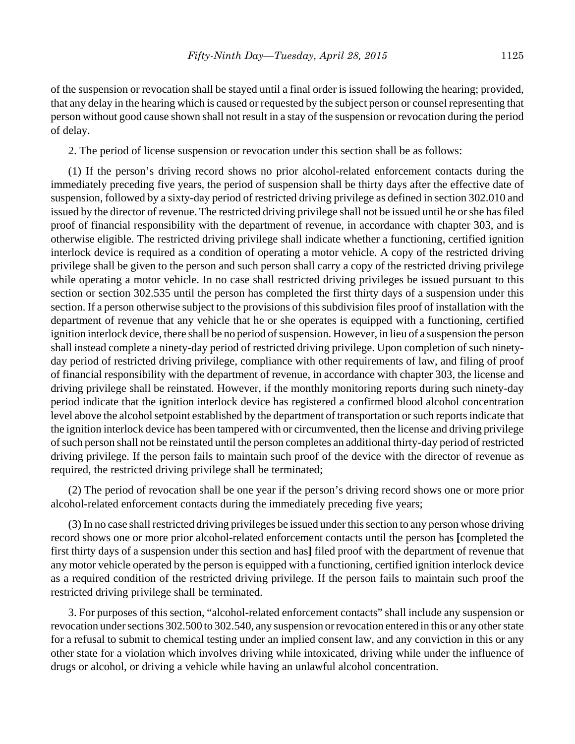of the suspension or revocation shall be stayed until a final order is issued following the hearing; provided, that any delay in the hearing which is caused or requested by the subject person or counsel representing that person without good cause shown shall not result in a stay of the suspension or revocation during the period of delay.

2. The period of license suspension or revocation under this section shall be as follows:

(1) If the person's driving record shows no prior alcohol-related enforcement contacts during the immediately preceding five years, the period of suspension shall be thirty days after the effective date of suspension, followed by a sixty-day period of restricted driving privilege as defined in section 302.010 and issued by the director of revenue. The restricted driving privilege shall not be issued until he or she has filed proof of financial responsibility with the department of revenue, in accordance with chapter 303, and is otherwise eligible. The restricted driving privilege shall indicate whether a functioning, certified ignition interlock device is required as a condition of operating a motor vehicle. A copy of the restricted driving privilege shall be given to the person and such person shall carry a copy of the restricted driving privilege while operating a motor vehicle. In no case shall restricted driving privileges be issued pursuant to this section or section 302.535 until the person has completed the first thirty days of a suspension under this section. If a person otherwise subject to the provisions of this subdivision files proof of installation with the department of revenue that any vehicle that he or she operates is equipped with a functioning, certified ignition interlock device, there shall be no period of suspension. However, in lieu of a suspension the person shall instead complete a ninety-day period of restricted driving privilege. Upon completion of such ninety-day period of restricted driving privilege, compliance with other requirements of law, and filing of proof of financial responsibility with the department of revenue, in accordance with chapter 303, the license and driving privilege shall be reinstated. However, if the monthly monitoring reports during such ninety-day period indicate that the ignition interlock device has registered a confirmed blood alcohol concentration level above the alcohol setpoint established by the department of transportation or such reports indicate that the ignition interlock device has been tampered with or circumvented, then the license and driving privilege of such person shall not be reinstated until the person completes an additional thirty-day period of restricted driving privilege. If the person fails to maintain such proof of the device with the director of revenue as required, the restricted driving privilege shall be terminated;

(2) The period of revocation shall be one year if the person's driving record shows one or more prior alcohol-related enforcement contacts during the immediately preceding five years;

(3) In no case shall restricted driving privileges be issued under this section to any person whose driving record shows one or more prior alcohol-related enforcement contacts until the person has **[**completed the first thirty days of a suspension under this section and has**]** filed proof with the department of revenue that any motor vehicle operated by the person is equipped with a functioning, certified ignition interlock device as a required condition of the restricted driving privilege. If the person fails to maintain such proof the restricted driving privilege shall be terminated.

3. For purposes of this section, "alcohol-related enforcement contacts" shall include any suspension or revocation under sections 302.500 to 302.540, any suspension or revocation entered in this or any other state for a refusal to submit to chemical testing under an implied consent law, and any conviction in this or any other state for a violation which involves driving while intoxicated, driving while under the influence of drugs or alcohol, or driving a vehicle while having an unlawful alcohol concentration.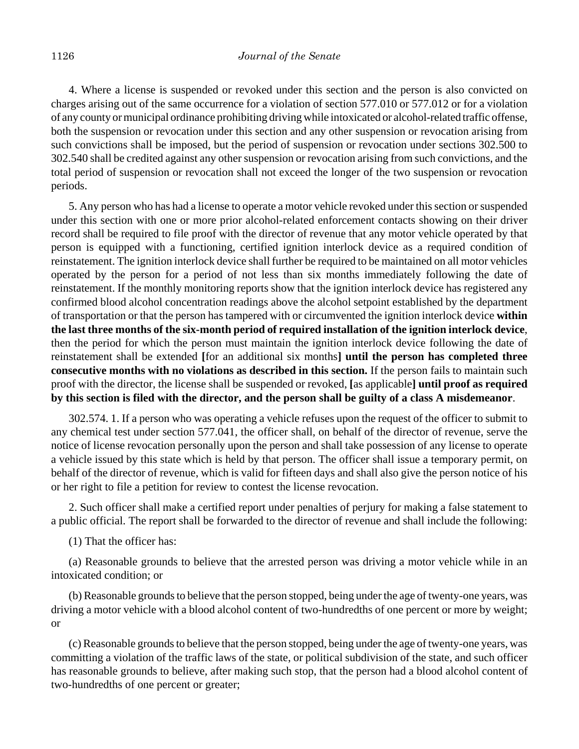4. Where a license is suspended or revoked under this section and the person is also convicted on charges arising out of the same occurrence for a violation of section 577.010 or 577.012 or for a violation of any county or municipal ordinance prohibiting driving while intoxicated or alcohol-related traffic offense, both the suspension or revocation under this section and any other suspension or revocation arising from such convictions shall be imposed, but the period of suspension or revocation under sections 302.500 to 302.540 shall be credited against any other suspension or revocation arising from such convictions, and the total period of suspension or revocation shall not exceed the longer of the two suspension or revocation periods.

5. Any person who has had a license to operate a motor vehicle revoked under this section or suspended under this section with one or more prior alcohol-related enforcement contacts showing on their driver record shall be required to file proof with the director of revenue that any motor vehicle operated by that person is equipped with a functioning, certified ignition interlock device as a required condition of reinstatement. The ignition interlock device shall further be required to be maintained on all motor vehicles operated by the person for a period of not less than six months immediately following the date of reinstatement. If the monthly monitoring reports show that the ignition interlock device has registered any confirmed blood alcohol concentration readings above the alcohol setpoint established by the department of transportation or that the person has tampered with or circumvented the ignition interlock device **within the last three months of the six-month period of required installation of the ignition interlock device**, then the period for which the person must maintain the ignition interlock device following the date of reinstatement shall be extended **[**for an additional six months**] until the person has completed three consecutive months with no violations as described in this section.** If the person fails to maintain such proof with the director, the license shall be suspended or revoked, **[**as applicable**] until proof as required by this section is filed with the director, and the person shall be guilty of a class A misdemeanor**.

302.574. 1. If a person who was operating a vehicle refuses upon the request of the officer to submit to any chemical test under section 577.041, the officer shall, on behalf of the director of revenue, serve the notice of license revocation personally upon the person and shall take possession of any license to operate a vehicle issued by this state which is held by that person. The officer shall issue a temporary permit, on behalf of the director of revenue, which is valid for fifteen days and shall also give the person notice of his or her right to file a petition for review to contest the license revocation.

2. Such officer shall make a certified report under penalties of perjury for making a false statement to a public official. The report shall be forwarded to the director of revenue and shall include the following:

(1) That the officer has:

(a) Reasonable grounds to believe that the arrested person was driving a motor vehicle while in an intoxicated condition; or

(b) Reasonable grounds to believe that the person stopped, being under the age of twenty-one years, was driving a motor vehicle with a blood alcohol content of two-hundredths of one percent or more by weight; or

(c) Reasonable grounds to believe that the person stopped, being under the age of twenty-one years, was committing a violation of the traffic laws of the state, or political subdivision of the state, and such officer has reasonable grounds to believe, after making such stop, that the person had a blood alcohol content of two-hundredths of one percent or greater;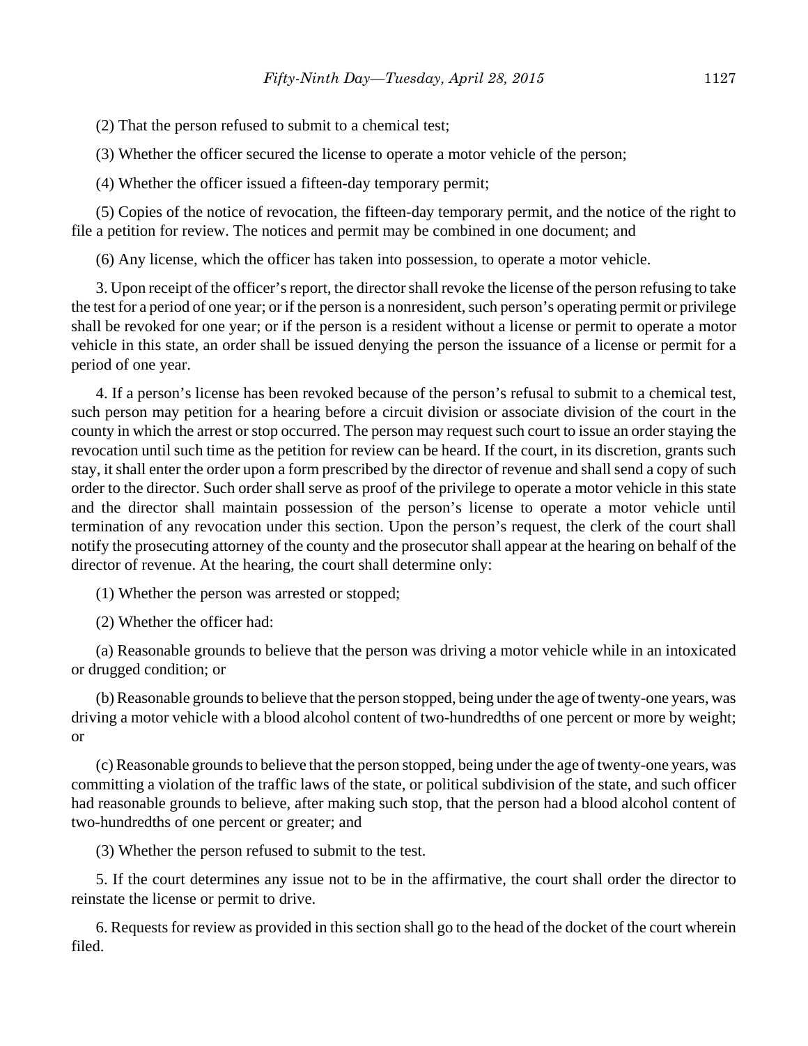(2) That the person refused to submit to a chemical test;

(3) Whether the officer secured the license to operate a motor vehicle of the person;

(4) Whether the officer issued a fifteen-day temporary permit;

(5) Copies of the notice of revocation, the fifteen-day temporary permit, and the notice of the right to file a petition for review. The notices and permit may be combined in one document; and

(6) Any license, which the officer has taken into possession, to operate a motor vehicle.

3. Upon receipt of the officer's report, the director shall revoke the license of the person refusing to take the test for a period of one year; or if the person is a nonresident, such person's operating permit or privilege shall be revoked for one year; or if the person is a resident without a license or permit to operate a motor vehicle in this state, an order shall be issued denying the person the issuance of a license or permit for a period of one year.

4. If a person's license has been revoked because of the person's refusal to submit to a chemical test, such person may petition for a hearing before a circuit division or associate division of the court in the county in which the arrest or stop occurred. The person may request such court to issue an order staying the revocation until such time as the petition for review can be heard. If the court, in its discretion, grants such stay, it shall enter the order upon a form prescribed by the director of revenue and shall send a copy of such order to the director. Such order shall serve as proof of the privilege to operate a motor vehicle in this state and the director shall maintain possession of the person's license to operate a motor vehicle until termination of any revocation under this section. Upon the person's request, the clerk of the court shall notify the prosecuting attorney of the county and the prosecutor shall appear at the hearing on behalf of the director of revenue. At the hearing, the court shall determine only:

(1) Whether the person was arrested or stopped;

(2) Whether the officer had:

(a) Reasonable grounds to believe that the person was driving a motor vehicle while in an intoxicated or drugged condition; or

(b) Reasonable grounds to believe that the person stopped, being under the age of twenty-one years, was driving a motor vehicle with a blood alcohol content of two-hundredths of one percent or more by weight; or

(c) Reasonable grounds to believe that the person stopped, being under the age of twenty-one years, was committing a violation of the traffic laws of the state, or political subdivision of the state, and such officer had reasonable grounds to believe, after making such stop, that the person had a blood alcohol content of two-hundredths of one percent or greater; and

(3) Whether the person refused to submit to the test.

5. If the court determines any issue not to be in the affirmative, the court shall order the director to reinstate the license or permit to drive.

6. Requests for review as provided in this section shall go to the head of the docket of the court wherein filed.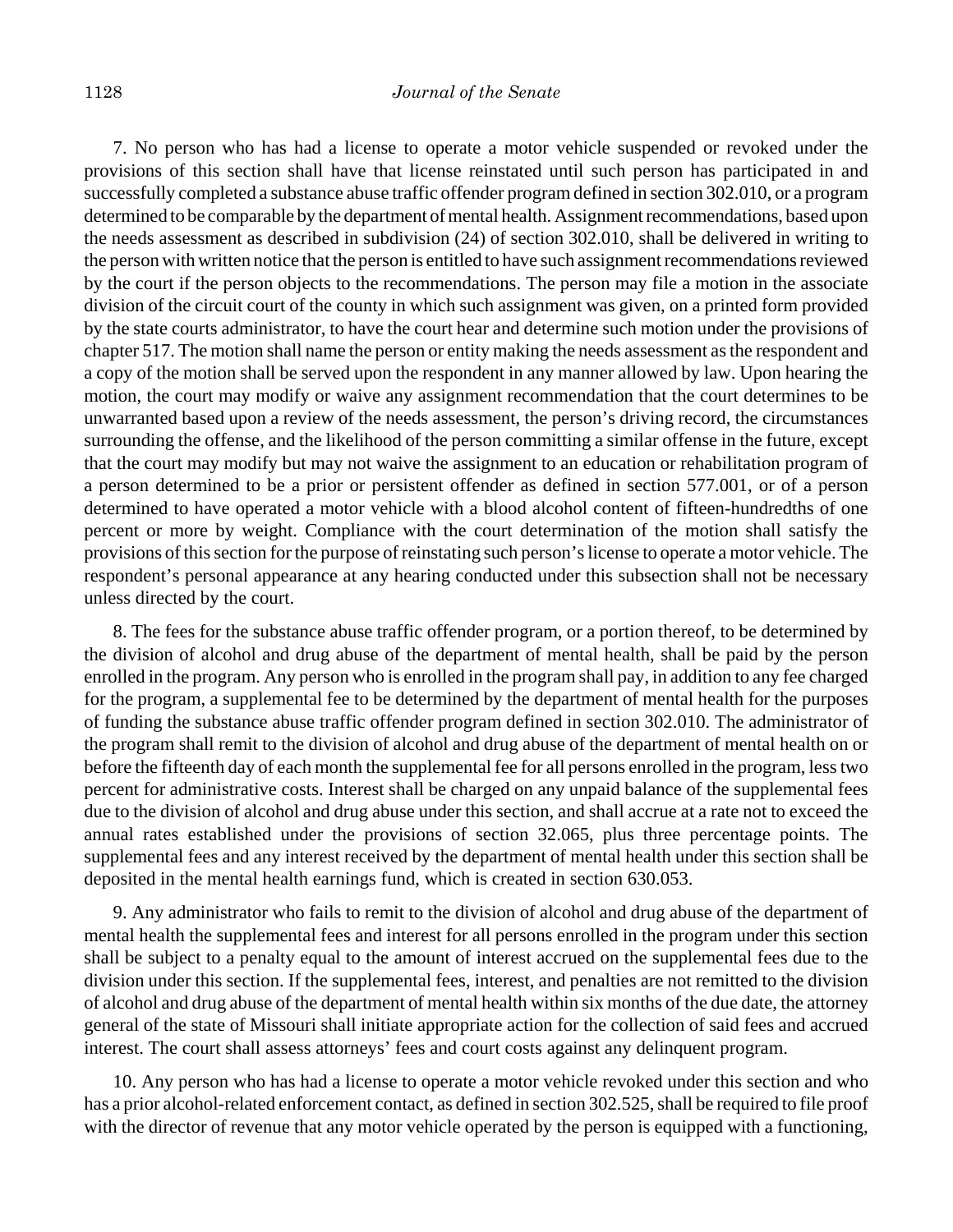7. No person who has had a license to operate a motor vehicle suspended or revoked under the provisions of this section shall have that license reinstated until such person has participated in and successfully completed a substance abuse traffic offender program defined in section 302.010, or a program determined to be comparable by the department of mental health. Assignment recommendations, based upon the needs assessment as described in subdivision (24) of section 302.010, shall be delivered in writing to the person with written notice that the person is entitled to have such assignment recommendations reviewed by the court if the person objects to the recommendations. The person may file a motion in the associate division of the circuit court of the county in which such assignment was given, on a printed form provided by the state courts administrator, to have the court hear and determine such motion under the provisions of chapter 517. The motion shall name the person or entity making the needs assessment as the respondent and a copy of the motion shall be served upon the respondent in any manner allowed by law. Upon hearing the motion, the court may modify or waive any assignment recommendation that the court determines to be unwarranted based upon a review of the needs assessment, the person's driving record, the circumstances surrounding the offense, and the likelihood of the person committing a similar offense in the future, except that the court may modify but may not waive the assignment to an education or rehabilitation program of a person determined to be a prior or persistent offender as defined in section 577.001, or of a person determined to have operated a motor vehicle with a blood alcohol content of fifteen-hundredths of one percent or more by weight. Compliance with the court determination of the motion shall satisfy the provisions of this section for the purpose of reinstating such person's license to operate a motor vehicle. The respondent's personal appearance at any hearing conducted under this subsection shall not be necessary unless directed by the court.

8. The fees for the substance abuse traffic offender program, or a portion thereof, to be determined by the division of alcohol and drug abuse of the department of mental health, shall be paid by the person enrolled in the program. Any person who is enrolled in the program shall pay, in addition to any fee charged for the program, a supplemental fee to be determined by the department of mental health for the purposes of funding the substance abuse traffic offender program defined in section 302.010. The administrator of the program shall remit to the division of alcohol and drug abuse of the department of mental health on or before the fifteenth day of each month the supplemental fee for all persons enrolled in the program, less two percent for administrative costs. Interest shall be charged on any unpaid balance of the supplemental fees due to the division of alcohol and drug abuse under this section, and shall accrue at a rate not to exceed the annual rates established under the provisions of section 32.065, plus three percentage points. The supplemental fees and any interest received by the department of mental health under this section shall be deposited in the mental health earnings fund, which is created in section 630.053.

9. Any administrator who fails to remit to the division of alcohol and drug abuse of the department of mental health the supplemental fees and interest for all persons enrolled in the program under this section shall be subject to a penalty equal to the amount of interest accrued on the supplemental fees due to the division under this section. If the supplemental fees, interest, and penalties are not remitted to the division of alcohol and drug abuse of the department of mental health within six months of the due date, the attorney general of the state of Missouri shall initiate appropriate action for the collection of said fees and accrued interest. The court shall assess attorneys' fees and court costs against any delinquent program.

10. Any person who has had a license to operate a motor vehicle revoked under this section and who has a prior alcohol-related enforcement contact, as defined in section 302.525, shall be required to file proof with the director of revenue that any motor vehicle operated by the person is equipped with a functioning,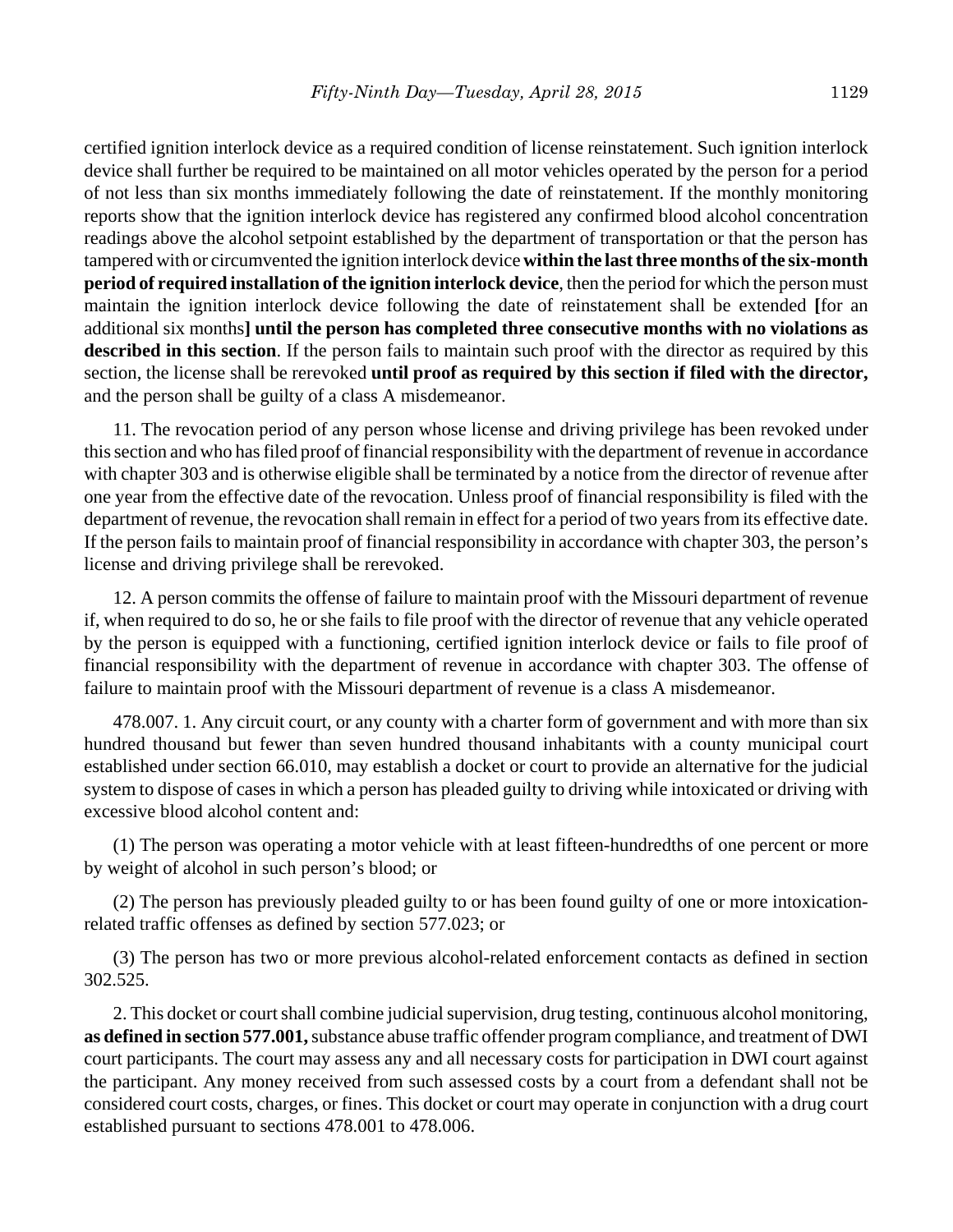certified ignition interlock device as a required condition of license reinstatement. Such ignition interlock device shall further be required to be maintained on all motor vehicles operated by the person for a period of not less than six months immediately following the date of reinstatement. If the monthly monitoring reports show that the ignition interlock device has registered any confirmed blood alcohol concentration readings above the alcohol setpoint established by the department of transportation or that the person has tampered with or circumvented the ignition interlock device **within the last three months of the six-month period of required installation of the ignition interlock device**, then the period for which the person must maintain the ignition interlock device following the date of reinstatement shall be extended **[**for an additional six months**] until the person has completed three consecutive months with no violations as described in this section**. If the person fails to maintain such proof with the director as required by this section, the license shall be rerevoked **until proof as required by this section if filed with the director,** and the person shall be guilty of a class A misdemeanor.

11. The revocation period of any person whose license and driving privilege has been revoked under this section and who has filed proof of financial responsibility with the department of revenue in accordance with chapter 303 and is otherwise eligible shall be terminated by a notice from the director of revenue after one year from the effective date of the revocation. Unless proof of financial responsibility is filed with the department of revenue, the revocation shall remain in effect for a period of two years from its effective date. If the person fails to maintain proof of financial responsibility in accordance with chapter 303, the person's license and driving privilege shall be rerevoked.

12. A person commits the offense of failure to maintain proof with the Missouri department of revenue if, when required to do so, he or she fails to file proof with the director of revenue that any vehicle operated by the person is equipped with a functioning, certified ignition interlock device or fails to file proof of financial responsibility with the department of revenue in accordance with chapter 303. The offense of failure to maintain proof with the Missouri department of revenue is a class A misdemeanor.

478.007. 1. Any circuit court, or any county with a charter form of government and with more than six hundred thousand but fewer than seven hundred thousand inhabitants with a county municipal court established under section 66.010, may establish a docket or court to provide an alternative for the judicial system to dispose of cases in which a person has pleaded guilty to driving while intoxicated or driving with excessive blood alcohol content and:

(1) The person was operating a motor vehicle with at least fifteen-hundredths of one percent or more by weight of alcohol in such person's blood; or

(2) The person has previously pleaded guilty to or has been found guilty of one or more intoxication-related traffic offenses as defined by section 577.023; or

(3) The person has two or more previous alcohol-related enforcement contacts as defined in section 302.525.

2. This docket or court shall combine judicial supervision, drug testing, continuous alcohol monitoring, **as defined in section 577.001,** substance abuse traffic offender program compliance, and treatment of DWI court participants. The court may assess any and all necessary costs for participation in DWI court against the participant. Any money received from such assessed costs by a court from a defendant shall not be considered court costs, charges, or fines. This docket or court may operate in conjunction with a drug court established pursuant to sections 478.001 to 478.006.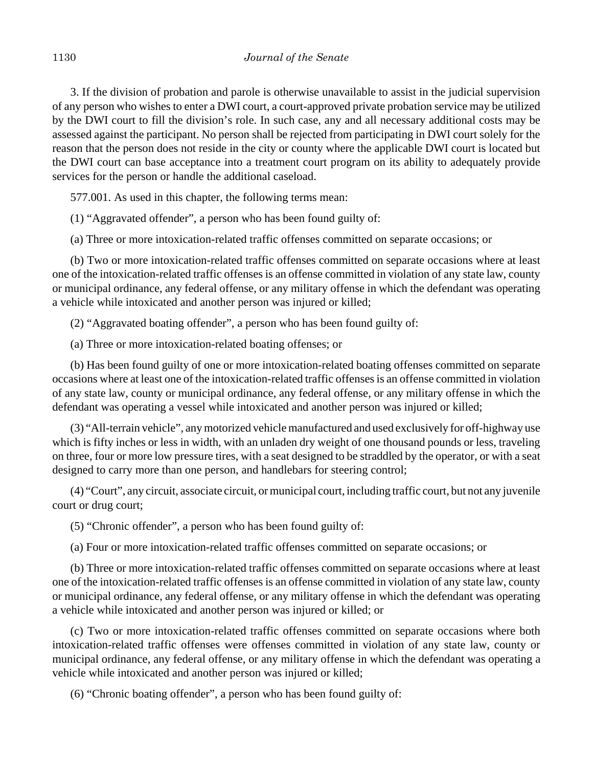3. If the division of probation and parole is otherwise unavailable to assist in the judicial supervision of any person who wishes to enter a DWI court, a court-approved private probation service may be utilized by the DWI court to fill the division's role. In such case, any and all necessary additional costs may be assessed against the participant. No person shall be rejected from participating in DWI court solely for the reason that the person does not reside in the city or county where the applicable DWI court is located but the DWI court can base acceptance into a treatment court program on its ability to adequately provide services for the person or handle the additional caseload.

577.001. As used in this chapter, the following terms mean:

(1) "Aggravated offender", a person who has been found guilty of:

(a) Three or more intoxication-related traffic offenses committed on separate occasions; or

(b) Two or more intoxication-related traffic offenses committed on separate occasions where at least one of the intoxication-related traffic offenses is an offense committed in violation of any state law, county or municipal ordinance, any federal offense, or any military offense in which the defendant was operating a vehicle while intoxicated and another person was injured or killed;

(2) "Aggravated boating offender", a person who has been found guilty of:

(a) Three or more intoxication-related boating offenses; or

(b) Has been found guilty of one or more intoxication-related boating offenses committed on separate occasions where at least one of the intoxication-related traffic offenses is an offense committed in violation of any state law, county or municipal ordinance, any federal offense, or any military offense in which the defendant was operating a vessel while intoxicated and another person was injured or killed;

(3) "All-terrain vehicle", any motorized vehicle manufactured and used exclusively for off-highway use which is fifty inches or less in width, with an unladen dry weight of one thousand pounds or less, traveling on three, four or more low pressure tires, with a seat designed to be straddled by the operator, or with a seat designed to carry more than one person, and handlebars for steering control;

(4) "Court", any circuit, associate circuit, or municipal court, including traffic court, but not any juvenile court or drug court;

(5) "Chronic offender", a person who has been found guilty of:

(a) Four or more intoxication-related traffic offenses committed on separate occasions; or

(b) Three or more intoxication-related traffic offenses committed on separate occasions where at least one of the intoxication-related traffic offenses is an offense committed in violation of any state law, county or municipal ordinance, any federal offense, or any military offense in which the defendant was operating a vehicle while intoxicated and another person was injured or killed; or

(c) Two or more intoxication-related traffic offenses committed on separate occasions where both intoxication-related traffic offenses were offenses committed in violation of any state law, county or municipal ordinance, any federal offense, or any military offense in which the defendant was operating a vehicle while intoxicated and another person was injured or killed;

(6) "Chronic boating offender", a person who has been found guilty of: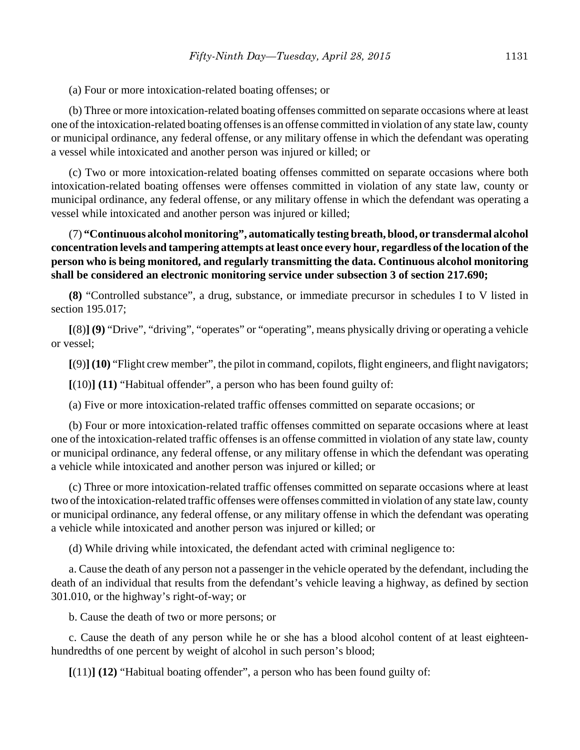(a) Four or more intoxication-related boating offenses; or

(b) Three or more intoxication-related boating offenses committed on separate occasions where at least one of the intoxication-related boating offenses is an offense committed in violation of any state law, county or municipal ordinance, any federal offense, or any military offense in which the defendant was operating a vessel while intoxicated and another person was injured or killed; or

(c) Two or more intoxication-related boating offenses committed on separate occasions where both intoxication-related boating offenses were offenses committed in violation of any state law, county or municipal ordinance, any federal offense, or any military offense in which the defendant was operating a vessel while intoxicated and another person was injured or killed;

(7) **"Continuous alcohol monitoring", automatically testing breath, blood, or transdermal alcohol concentration levels and tampering attempts at least once every hour, regardless of the location of the person who is being monitored, and regularly transmitting the data. Continuous alcohol monitoring shall be considered an electronic monitoring service under subsection 3 of section 217.690;**

**(8)** "Controlled substance", a drug, substance, or immediate precursor in schedules I to V listed in section 195.017;

**[**(8)**] (9)** "Drive", "driving", "operates" or "operating", means physically driving or operating a vehicle or vessel;

**[**(9)**] (10)** "Flight crew member", the pilot in command, copilots, flight engineers, and flight navigators;

**[**(10)**] (11)** "Habitual offender", a person who has been found guilty of:

(a) Five or more intoxication-related traffic offenses committed on separate occasions; or

(b) Four or more intoxication-related traffic offenses committed on separate occasions where at least one of the intoxication-related traffic offenses is an offense committed in violation of any state law, county or municipal ordinance, any federal offense, or any military offense in which the defendant was operating a vehicle while intoxicated and another person was injured or killed; or

(c) Three or more intoxication-related traffic offenses committed on separate occasions where at least two of the intoxication-related traffic offenses were offenses committed in violation of any state law, county or municipal ordinance, any federal offense, or any military offense in which the defendant was operating a vehicle while intoxicated and another person was injured or killed; or

(d) While driving while intoxicated, the defendant acted with criminal negligence to:

a. Cause the death of any person not a passenger in the vehicle operated by the defendant, including the death of an individual that results from the defendant's vehicle leaving a highway, as defined by section 301.010, or the highway's right-of-way; or

b. Cause the death of two or more persons; or

c. Cause the death of any person while he or she has a blood alcohol content of at least eighteen-hundredths of one percent by weight of alcohol in such person's blood;

**[**(11)**] (12)** "Habitual boating offender", a person who has been found guilty of: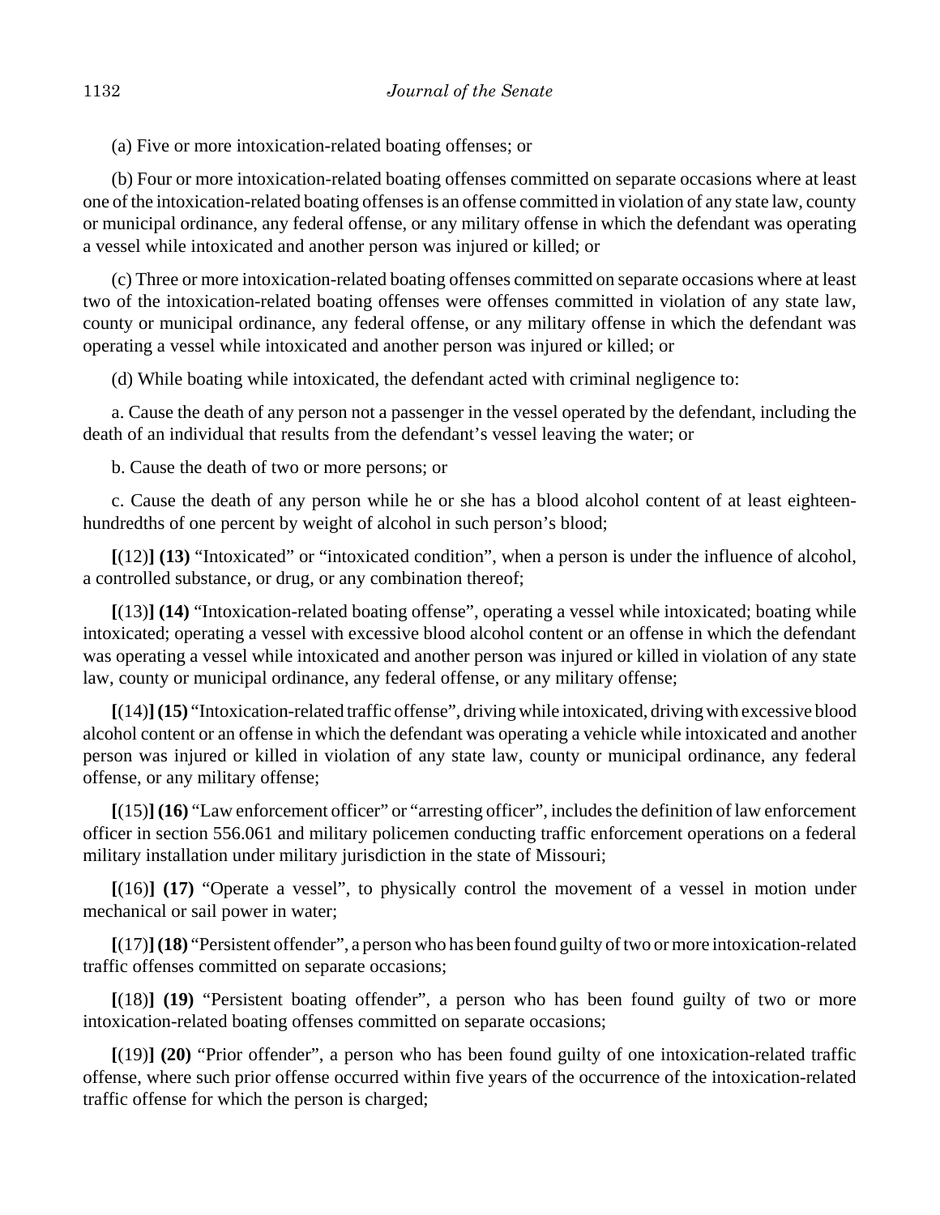(a) Five or more intoxication-related boating offenses; or

(b) Four or more intoxication-related boating offenses committed on separate occasions where at least one of the intoxication-related boating offenses is an offense committed in violation of any state law, county or municipal ordinance, any federal offense, or any military offense in which the defendant was operating a vessel while intoxicated and another person was injured or killed; or

(c) Three or more intoxication-related boating offenses committed on separate occasions where at least two of the intoxication-related boating offenses were offenses committed in violation of any state law, county or municipal ordinance, any federal offense, or any military offense in which the defendant was operating a vessel while intoxicated and another person was injured or killed; or

(d) While boating while intoxicated, the defendant acted with criminal negligence to:

a. Cause the death of any person not a passenger in the vessel operated by the defendant, including the death of an individual that results from the defendant's vessel leaving the water; or

b. Cause the death of two or more persons; or

c. Cause the death of any person while he or she has a blood alcohol content of at least eighteen-hundredths of one percent by weight of alcohol in such person's blood;

**[**(12)**] (13)** "Intoxicated" or "intoxicated condition", when a person is under the influence of alcohol, a controlled substance, or drug, or any combination thereof;

**[**(13)**] (14)** "Intoxication-related boating offense", operating a vessel while intoxicated; boating while intoxicated; operating a vessel with excessive blood alcohol content or an offense in which the defendant was operating a vessel while intoxicated and another person was injured or killed in violation of any state law, county or municipal ordinance, any federal offense, or any military offense;

**[**(14)**] (15)** "Intoxication-related traffic offense", driving while intoxicated, driving with excessive blood alcohol content or an offense in which the defendant was operating a vehicle while intoxicated and another person was injured or killed in violation of any state law, county or municipal ordinance, any federal offense, or any military offense;

**[**(15)**] (16)** "Law enforcement officer" or "arresting officer", includes the definition of law enforcement officer in section 556.061 and military policemen conducting traffic enforcement operations on a federal military installation under military jurisdiction in the state of Missouri;

**[**(16)**] (17)** "Operate a vessel", to physically control the movement of a vessel in motion under mechanical or sail power in water;

**[**(17)**] (18)** "Persistent offender", a person who has been found guilty of two or more intoxication-related traffic offenses committed on separate occasions;

**[**(18)**] (19)** "Persistent boating offender", a person who has been found guilty of two or more intoxication-related boating offenses committed on separate occasions;

**[**(19)**] (20)** "Prior offender", a person who has been found guilty of one intoxication-related traffic offense, where such prior offense occurred within five years of the occurrence of the intoxication-related traffic offense for which the person is charged;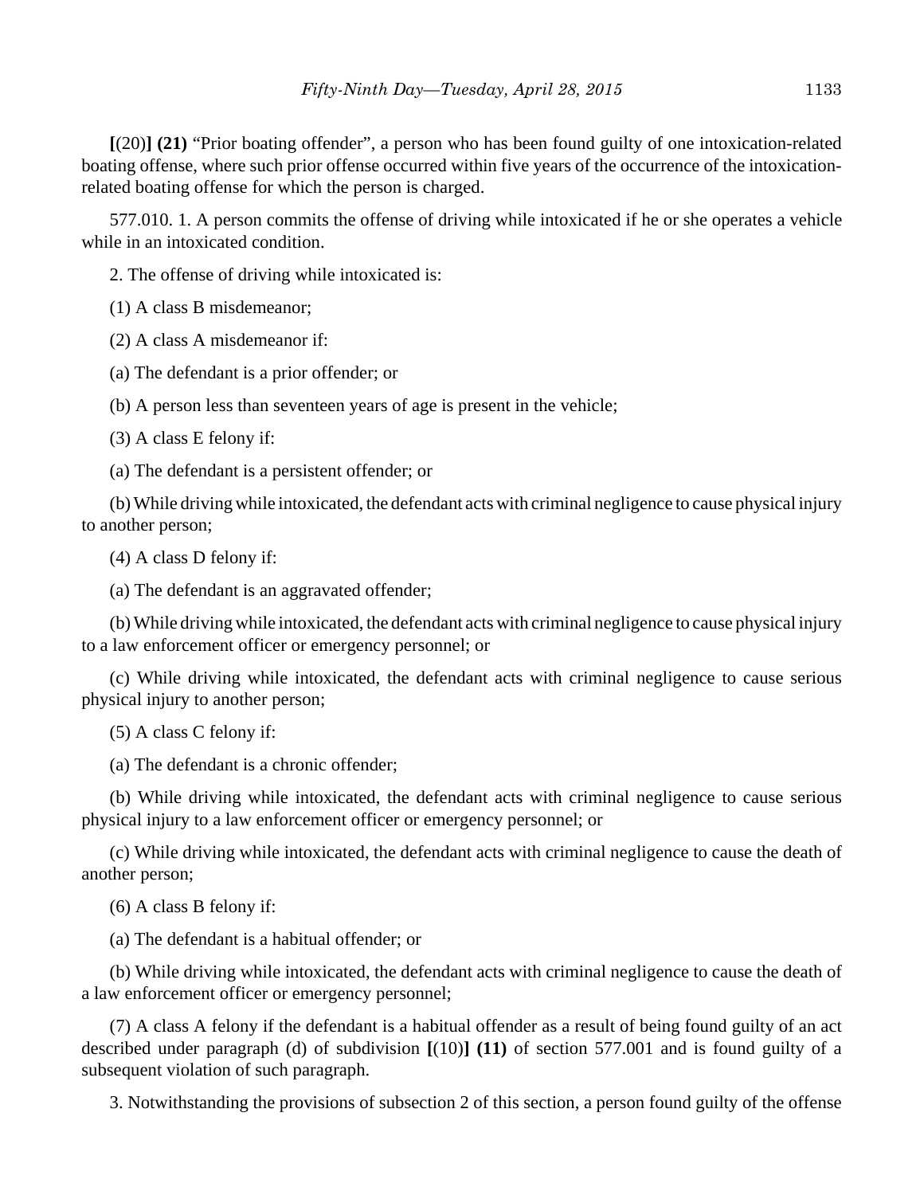**[**(20)**] (21)** "Prior boating offender", a person who has been found guilty of one intoxication-related boating offense, where such prior offense occurred within five years of the occurrence of the intoxication-related boating offense for which the person is charged.

577.010. 1. A person commits the offense of driving while intoxicated if he or she operates a vehicle while in an intoxicated condition.

2. The offense of driving while intoxicated is:

(1) A class B misdemeanor;

(2) A class A misdemeanor if:

(a) The defendant is a prior offender; or

(b) A person less than seventeen years of age is present in the vehicle;

(3) A class E felony if:

(a) The defendant is a persistent offender; or

(b) While driving while intoxicated, the defendant acts with criminal negligence to cause physical injury to another person;

(4) A class D felony if:

(a) The defendant is an aggravated offender;

(b) While driving while intoxicated, the defendant acts with criminal negligence to cause physical injury to a law enforcement officer or emergency personnel; or

(c) While driving while intoxicated, the defendant acts with criminal negligence to cause serious physical injury to another person;

(5) A class C felony if:

(a) The defendant is a chronic offender;

(b) While driving while intoxicated, the defendant acts with criminal negligence to cause serious physical injury to a law enforcement officer or emergency personnel; or

(c) While driving while intoxicated, the defendant acts with criminal negligence to cause the death of another person;

(6) A class B felony if:

(a) The defendant is a habitual offender; or

(b) While driving while intoxicated, the defendant acts with criminal negligence to cause the death of a law enforcement officer or emergency personnel;

(7) A class A felony if the defendant is a habitual offender as a result of being found guilty of an act described under paragraph (d) of subdivision **[**(10)**] (11)** of section 577.001 and is found guilty of a subsequent violation of such paragraph.

3. Notwithstanding the provisions of subsection 2 of this section, a person found guilty of the offense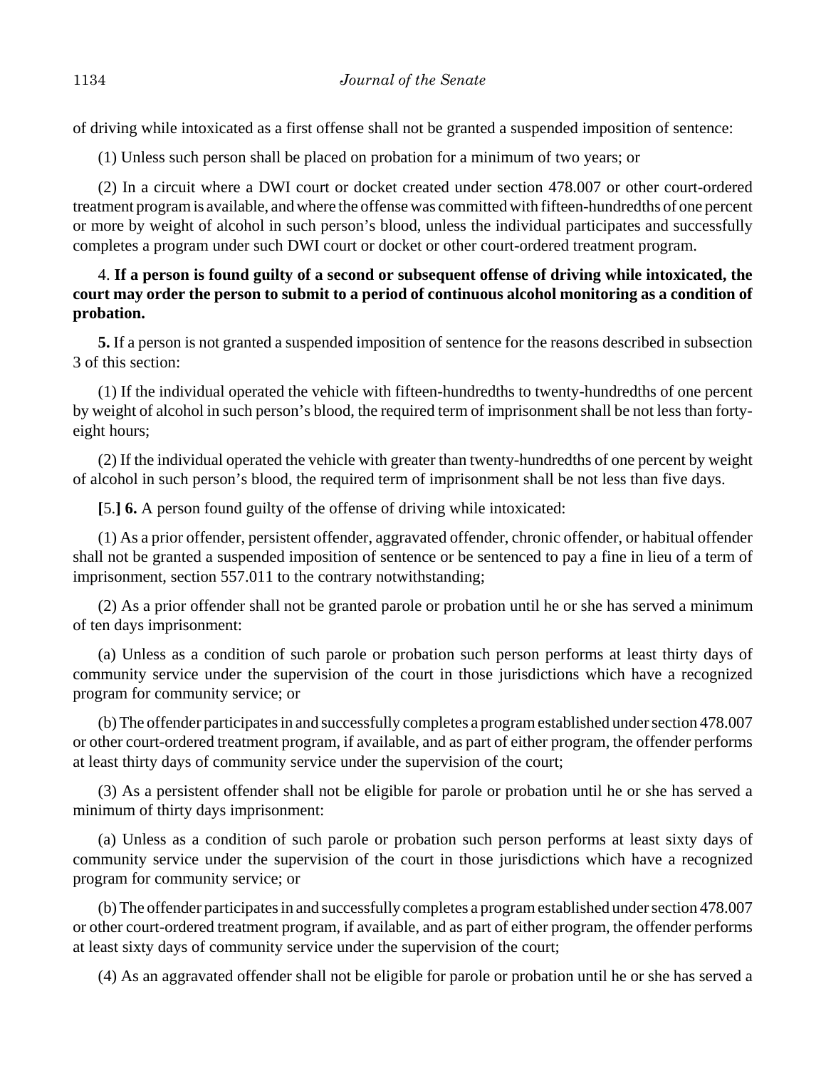of driving while intoxicated as a first offense shall not be granted a suspended imposition of sentence:

(1) Unless such person shall be placed on probation for a minimum of two years; or

(2) In a circuit where a DWI court or docket created under section 478.007 or other court-ordered treatment program is available, and where the offense was committed with fifteen-hundredths of one percent or more by weight of alcohol in such person's blood, unless the individual participates and successfully completes a program under such DWI court or docket or other court-ordered treatment program.

4. **If a person is found guilty of a second or subsequent offense of driving while intoxicated, the court may order the person to submit to a period of continuous alcohol monitoring as a condition of probation.**

**5.** If a person is not granted a suspended imposition of sentence for the reasons described in subsection 3 of this section:

(1) If the individual operated the vehicle with fifteen-hundredths to twenty-hundredths of one percent by weight of alcohol in such person's blood, the required term of imprisonment shall be not less than forty-eight hours;

(2) If the individual operated the vehicle with greater than twenty-hundredths of one percent by weight of alcohol in such person's blood, the required term of imprisonment shall be not less than five days.

**[**5.**] 6.** A person found guilty of the offense of driving while intoxicated:

(1) As a prior offender, persistent offender, aggravated offender, chronic offender, or habitual offender shall not be granted a suspended imposition of sentence or be sentenced to pay a fine in lieu of a term of imprisonment, section 557.011 to the contrary notwithstanding;

(2) As a prior offender shall not be granted parole or probation until he or she has served a minimum of ten days imprisonment:

(a) Unless as a condition of such parole or probation such person performs at least thirty days of community service under the supervision of the court in those jurisdictions which have a recognized program for community service; or

(b) The offender participates in and successfully completes a program established under section 478.007 or other court-ordered treatment program, if available, and as part of either program, the offender performs at least thirty days of community service under the supervision of the court;

(3) As a persistent offender shall not be eligible for parole or probation until he or she has served a minimum of thirty days imprisonment:

(a) Unless as a condition of such parole or probation such person performs at least sixty days of community service under the supervision of the court in those jurisdictions which have a recognized program for community service; or

(b) The offender participates in and successfully completes a program established under section 478.007 or other court-ordered treatment program, if available, and as part of either program, the offender performs at least sixty days of community service under the supervision of the court;

(4) As an aggravated offender shall not be eligible for parole or probation until he or she has served a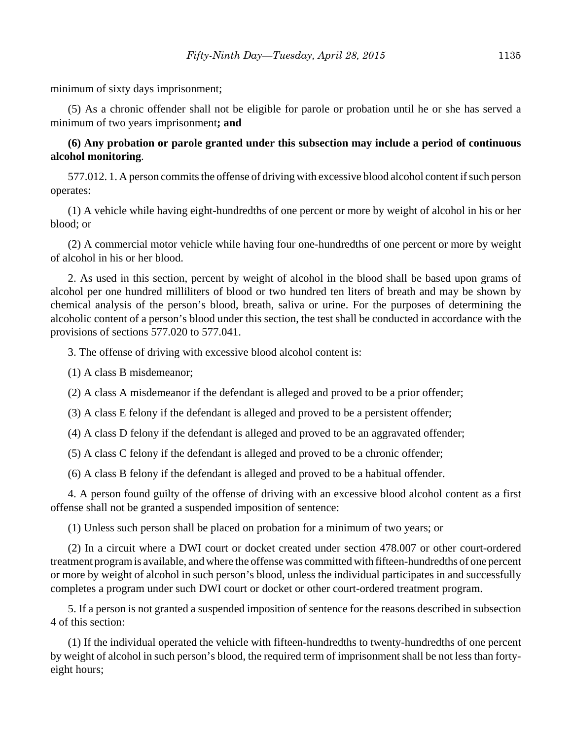minimum of sixty days imprisonment;

(5) As a chronic offender shall not be eligible for parole or probation until he or she has served a minimum of two years imprisonment**; and**

**(6) Any probation or parole granted under this subsection may include a period of continuous alcohol monitoring**.

577.012. 1. A person commits the offense of driving with excessive blood alcohol content if such person operates:

(1) A vehicle while having eight-hundredths of one percent or more by weight of alcohol in his or her blood; or

(2) A commercial motor vehicle while having four one-hundredths of one percent or more by weight of alcohol in his or her blood.

2. As used in this section, percent by weight of alcohol in the blood shall be based upon grams of alcohol per one hundred milliliters of blood or two hundred ten liters of breath and may be shown by chemical analysis of the person's blood, breath, saliva or urine. For the purposes of determining the alcoholic content of a person's blood under this section, the test shall be conducted in accordance with the provisions of sections 577.020 to 577.041.

3. The offense of driving with excessive blood alcohol content is:

(1) A class B misdemeanor;

(2) A class A misdemeanor if the defendant is alleged and proved to be a prior offender;

(3) A class E felony if the defendant is alleged and proved to be a persistent offender;

(4) A class D felony if the defendant is alleged and proved to be an aggravated offender;

(5) A class C felony if the defendant is alleged and proved to be a chronic offender;

(6) A class B felony if the defendant is alleged and proved to be a habitual offender.

4. A person found guilty of the offense of driving with an excessive blood alcohol content as a first offense shall not be granted a suspended imposition of sentence:

(1) Unless such person shall be placed on probation for a minimum of two years; or

(2) In a circuit where a DWI court or docket created under section 478.007 or other court-ordered treatment program is available, and where the offense was committed with fifteen-hundredths of one percent or more by weight of alcohol in such person's blood, unless the individual participates in and successfully completes a program under such DWI court or docket or other court-ordered treatment program.

5. If a person is not granted a suspended imposition of sentence for the reasons described in subsection 4 of this section:

(1) If the individual operated the vehicle with fifteen-hundredths to twenty-hundredths of one percent by weight of alcohol in such person's blood, the required term of imprisonment shall be not less than forty-eight hours;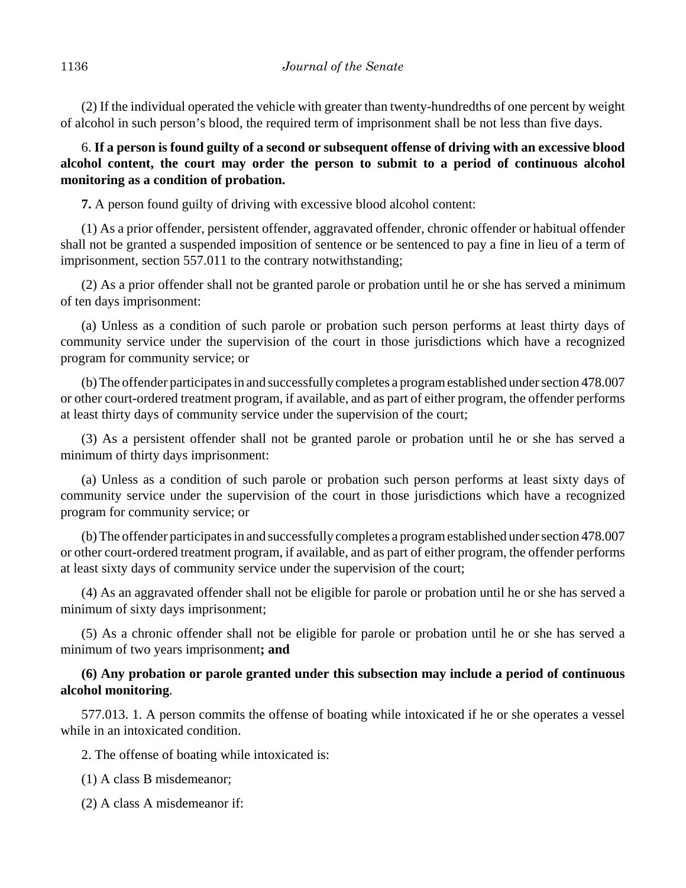(2) If the individual operated the vehicle with greater than twenty-hundredths of one percent by weight of alcohol in such person's blood, the required term of imprisonment shall be not less than five days.

6. **If a person is found guilty of a second or subsequent offense of driving with an excessive blood alcohol content, the court may order the person to submit to a period of continuous alcohol monitoring as a condition of probation.**

**7.** A person found guilty of driving with excessive blood alcohol content:

(1) As a prior offender, persistent offender, aggravated offender, chronic offender or habitual offender shall not be granted a suspended imposition of sentence or be sentenced to pay a fine in lieu of a term of imprisonment, section 557.011 to the contrary notwithstanding;

(2) As a prior offender shall not be granted parole or probation until he or she has served a minimum of ten days imprisonment:

(a) Unless as a condition of such parole or probation such person performs at least thirty days of community service under the supervision of the court in those jurisdictions which have a recognized program for community service; or

(b) The offender participates in and successfully completes a program established under section 478.007 or other court-ordered treatment program, if available, and as part of either program, the offender performs at least thirty days of community service under the supervision of the court;

(3) As a persistent offender shall not be granted parole or probation until he or she has served a minimum of thirty days imprisonment:

(a) Unless as a condition of such parole or probation such person performs at least sixty days of community service under the supervision of the court in those jurisdictions which have a recognized program for community service; or

(b) The offender participates in and successfully completes a program established under section 478.007 or other court-ordered treatment program, if available, and as part of either program, the offender performs at least sixty days of community service under the supervision of the court;

(4) As an aggravated offender shall not be eligible for parole or probation until he or she has served a minimum of sixty days imprisonment;

(5) As a chronic offender shall not be eligible for parole or probation until he or she has served a minimum of two years imprisonment**; and**

**(6) Any probation or parole granted under this subsection may include a period of continuous alcohol monitoring**.

577.013. 1. A person commits the offense of boating while intoxicated if he or she operates a vessel while in an intoxicated condition.

2. The offense of boating while intoxicated is:

(1) A class B misdemeanor;

(2) A class A misdemeanor if: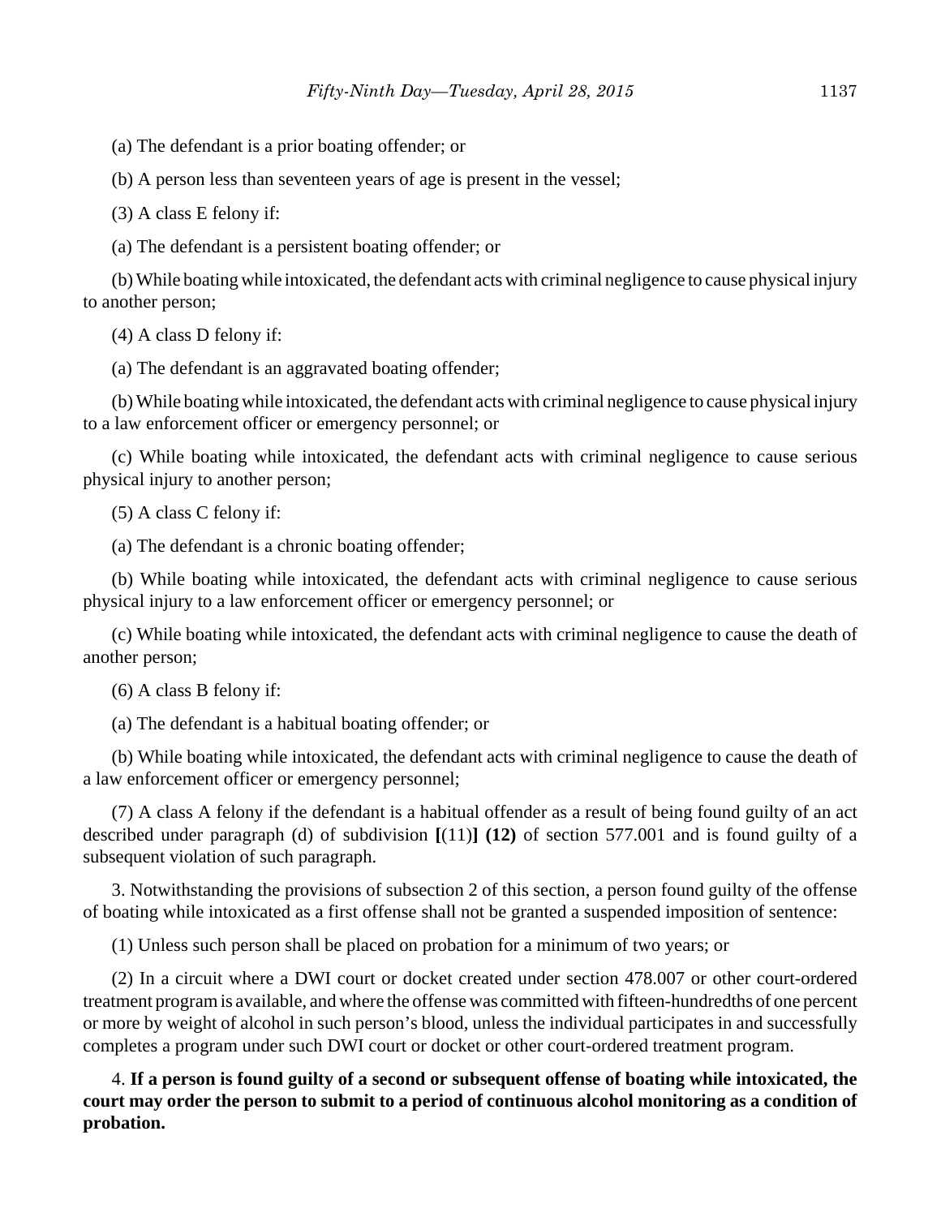(a) The defendant is a prior boating offender; or

(b) A person less than seventeen years of age is present in the vessel;

(3) A class E felony if:

(a) The defendant is a persistent boating offender; or

(b) While boating while intoxicated, the defendant acts with criminal negligence to cause physical injury to another person;

(4) A class D felony if:

(a) The defendant is an aggravated boating offender;

(b) While boating while intoxicated, the defendant acts with criminal negligence to cause physical injury to a law enforcement officer or emergency personnel; or

(c) While boating while intoxicated, the defendant acts with criminal negligence to cause serious physical injury to another person;

(5) A class C felony if:

(a) The defendant is a chronic boating offender;

(b) While boating while intoxicated, the defendant acts with criminal negligence to cause serious physical injury to a law enforcement officer or emergency personnel; or

(c) While boating while intoxicated, the defendant acts with criminal negligence to cause the death of another person;

(6) A class B felony if:

(a) The defendant is a habitual boating offender; or

(b) While boating while intoxicated, the defendant acts with criminal negligence to cause the death of a law enforcement officer or emergency personnel;

(7) A class A felony if the defendant is a habitual offender as a result of being found guilty of an act described under paragraph (d) of subdivision **[**(11)**] (12)** of section 577.001 and is found guilty of a subsequent violation of such paragraph.

3. Notwithstanding the provisions of subsection 2 of this section, a person found guilty of the offense of boating while intoxicated as a first offense shall not be granted a suspended imposition of sentence:

(1) Unless such person shall be placed on probation for a minimum of two years; or

(2) In a circuit where a DWI court or docket created under section 478.007 or other court-ordered treatment program is available, and where the offense was committed with fifteen-hundredths of one percent or more by weight of alcohol in such person's blood, unless the individual participates in and successfully completes a program under such DWI court or docket or other court-ordered treatment program.

4. **If a person is found guilty of a second or subsequent offense of boating while intoxicated, the court may order the person to submit to a period of continuous alcohol monitoring as a condition of probation.**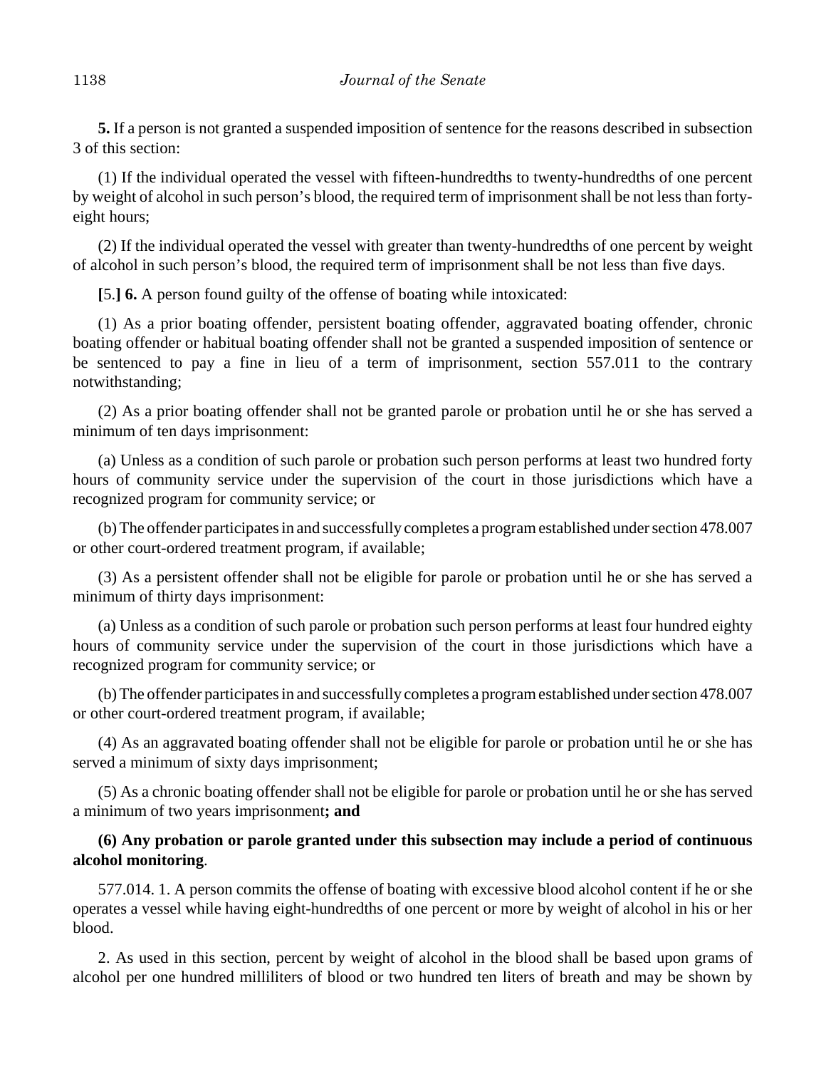**5.** If a person is not granted a suspended imposition of sentence for the reasons described in subsection 3 of this section:

(1) If the individual operated the vessel with fifteen-hundredths to twenty-hundredths of one percent by weight of alcohol in such person's blood, the required term of imprisonment shall be not less than forty-eight hours;

(2) If the individual operated the vessel with greater than twenty-hundredths of one percent by weight of alcohol in such person's blood, the required term of imprisonment shall be not less than five days.

**[**5.**] 6.** A person found guilty of the offense of boating while intoxicated:

(1) As a prior boating offender, persistent boating offender, aggravated boating offender, chronic boating offender or habitual boating offender shall not be granted a suspended imposition of sentence or be sentenced to pay a fine in lieu of a term of imprisonment, section 557.011 to the contrary notwithstanding;

(2) As a prior boating offender shall not be granted parole or probation until he or she has served a minimum of ten days imprisonment:

(a) Unless as a condition of such parole or probation such person performs at least two hundred forty hours of community service under the supervision of the court in those jurisdictions which have a recognized program for community service; or

(b) The offender participates in and successfully completes a program established under section 478.007 or other court-ordered treatment program, if available;

(3) As a persistent offender shall not be eligible for parole or probation until he or she has served a minimum of thirty days imprisonment:

(a) Unless as a condition of such parole or probation such person performs at least four hundred eighty hours of community service under the supervision of the court in those jurisdictions which have a recognized program for community service; or

(b) The offender participates in and successfully completes a program established under section 478.007 or other court-ordered treatment program, if available;

(4) As an aggravated boating offender shall not be eligible for parole or probation until he or she has served a minimum of sixty days imprisonment;

(5) As a chronic boating offender shall not be eligible for parole or probation until he or she has served a minimum of two years imprisonment**; and**

**(6) Any probation or parole granted under this subsection may include a period of continuous alcohol monitoring**.

577.014. 1. A person commits the offense of boating with excessive blood alcohol content if he or she operates a vessel while having eight-hundredths of one percent or more by weight of alcohol in his or her blood.

2. As used in this section, percent by weight of alcohol in the blood shall be based upon grams of alcohol per one hundred milliliters of blood or two hundred ten liters of breath and may be shown by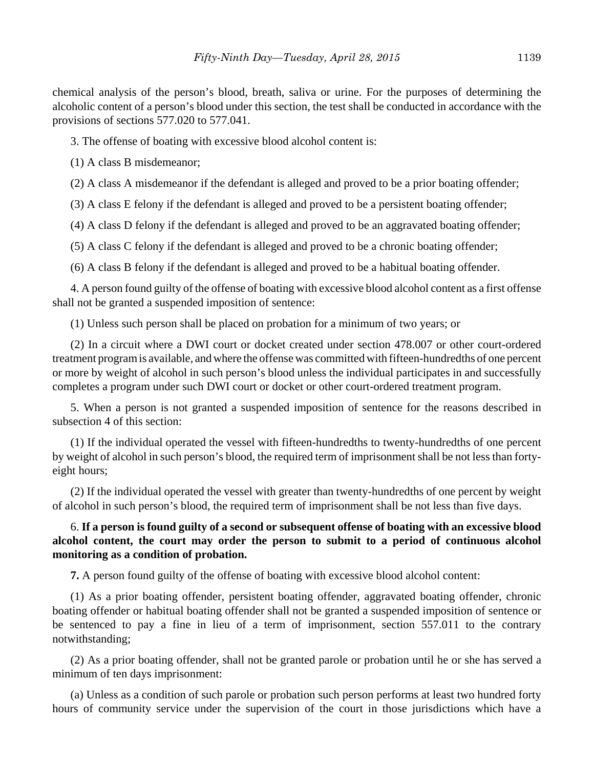chemical analysis of the person's blood, breath, saliva or urine. For the purposes of determining the alcoholic content of a person's blood under this section, the test shall be conducted in accordance with the provisions of sections 577.020 to 577.041.

3. The offense of boating with excessive blood alcohol content is:

(1) A class B misdemeanor;

(2) A class A misdemeanor if the defendant is alleged and proved to be a prior boating offender;

(3) A class E felony if the defendant is alleged and proved to be a persistent boating offender;

(4) A class D felony if the defendant is alleged and proved to be an aggravated boating offender;

(5) A class C felony if the defendant is alleged and proved to be a chronic boating offender;

(6) A class B felony if the defendant is alleged and proved to be a habitual boating offender.

4. A person found guilty of the offense of boating with excessive blood alcohol content as a first offense shall not be granted a suspended imposition of sentence:

(1) Unless such person shall be placed on probation for a minimum of two years; or

(2) In a circuit where a DWI court or docket created under section 478.007 or other court-ordered treatment program is available, and where the offense was committed with fifteen-hundredths of one percent or more by weight of alcohol in such person's blood unless the individual participates in and successfully completes a program under such DWI court or docket or other court-ordered treatment program.

5. When a person is not granted a suspended imposition of sentence for the reasons described in subsection 4 of this section:

(1) If the individual operated the vessel with fifteen-hundredths to twenty-hundredths of one percent by weight of alcohol in such person's blood, the required term of imprisonment shall be not less than forty-eight hours;

(2) If the individual operated the vessel with greater than twenty-hundredths of one percent by weight of alcohol in such person's blood, the required term of imprisonment shall be not less than five days.

6. **If a person is found guilty of a second or subsequent offense of boating with an excessive blood alcohol content, the court may order the person to submit to a period of continuous alcohol monitoring as a condition of probation.**

**7.** A person found guilty of the offense of boating with excessive blood alcohol content:

(1) As a prior boating offender, persistent boating offender, aggravated boating offender, chronic boating offender or habitual boating offender shall not be granted a suspended imposition of sentence or be sentenced to pay a fine in lieu of a term of imprisonment, section 557.011 to the contrary notwithstanding;

(2) As a prior boating offender, shall not be granted parole or probation until he or she has served a minimum of ten days imprisonment:

(a) Unless as a condition of such parole or probation such person performs at least two hundred forty hours of community service under the supervision of the court in those jurisdictions which have a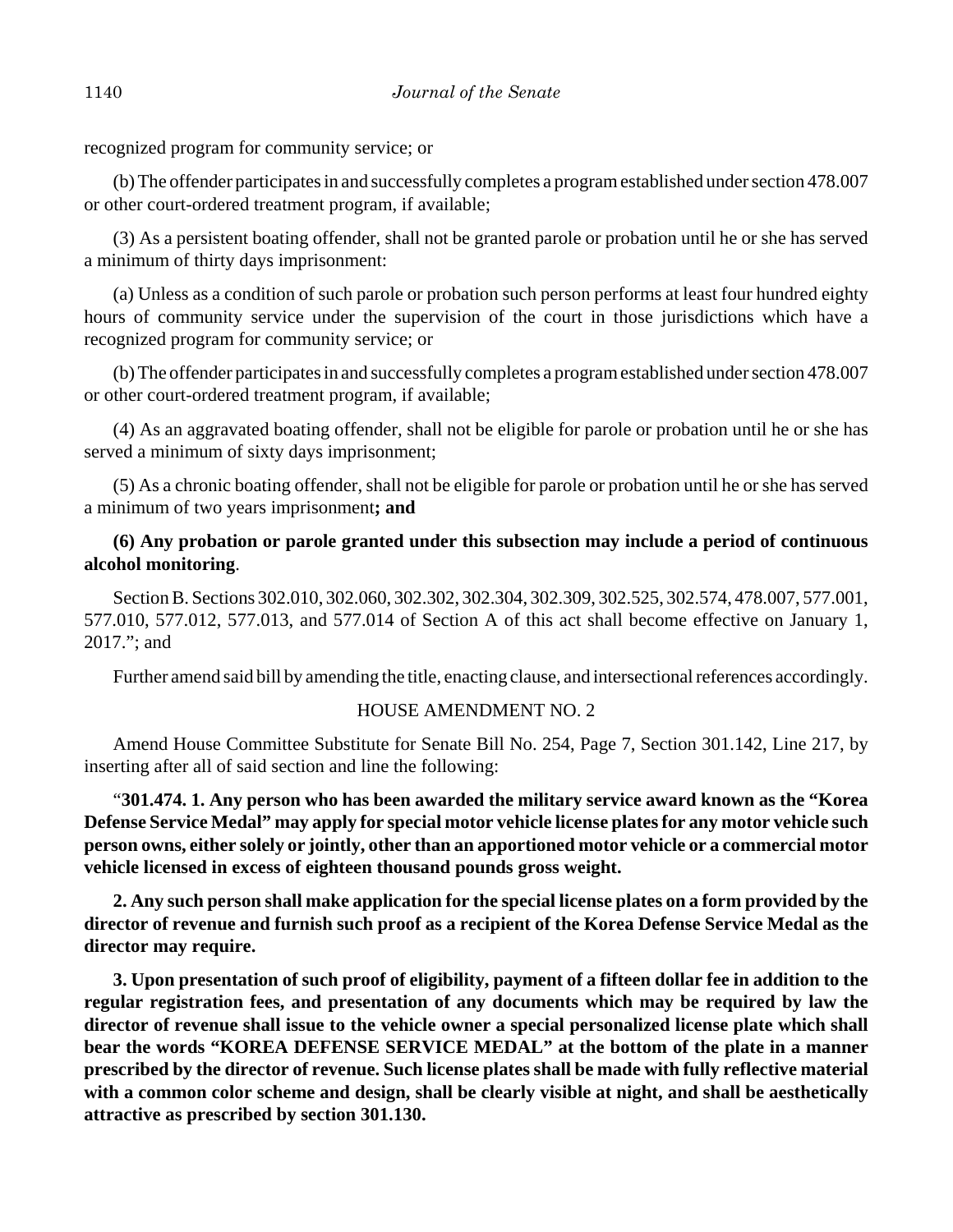recognized program for community service; or

(b) The offender participates in and successfully completes a program established under section 478.007 or other court-ordered treatment program, if available;

(3) As a persistent boating offender, shall not be granted parole or probation until he or she has served a minimum of thirty days imprisonment:

(a) Unless as a condition of such parole or probation such person performs at least four hundred eighty hours of community service under the supervision of the court in those jurisdictions which have a recognized program for community service; or

(b) The offender participates in and successfully completes a program established under section 478.007 or other court-ordered treatment program, if available;

(4) As an aggravated boating offender, shall not be eligible for parole or probation until he or she has served a minimum of sixty days imprisonment;

(5) As a chronic boating offender, shall not be eligible for parole or probation until he or she has served a minimum of two years imprisonment**; and**

**(6) Any probation or parole granted under this subsection may include a period of continuous alcohol monitoring**.

Section B. Sections 302.010, 302.060, 302.302, 302.304, 302.309, 302.525, 302.574, 478.007, 577.001, 577.010, 577.012, 577.013, and 577.014 of Section A of this act shall become effective on January 1, 2017."; and

Further amend said bill by amending the title, enacting clause, and intersectional references accordingly.

HOUSE AMENDMENT NO. 2

Amend House Committee Substitute for Senate Bill No. 254, Page 7, Section 301.142, Line 217, by inserting after all of said section and line the following:

"**301.474. 1. Any person who has been awarded the military service award known as the "Korea Defense Service Medal" may apply for special motor vehicle license plates for any motor vehicle such person owns, either solely or jointly, other than an apportioned motor vehicle or a commercial motor vehicle licensed in excess of eighteen thousand pounds gross weight.**

**2. Any such person shall make application for the special license plates on a form provided by the director of revenue and furnish such proof as a recipient of the Korea Defense Service Medal as the director may require.**

**3. Upon presentation of such proof of eligibility, payment of a fifteen dollar fee in addition to the regular registration fees, and presentation of any documents which may be required by law the director of revenue shall issue to the vehicle owner a special personalized license plate which shall bear the words "KOREA DEFENSE SERVICE MEDAL" at the bottom of the plate in a manner prescribed by the director of revenue. Such license plates shall be made with fully reflective material with a common color scheme and design, shall be clearly visible at night, and shall be aesthetically attractive as prescribed by section 301.130.**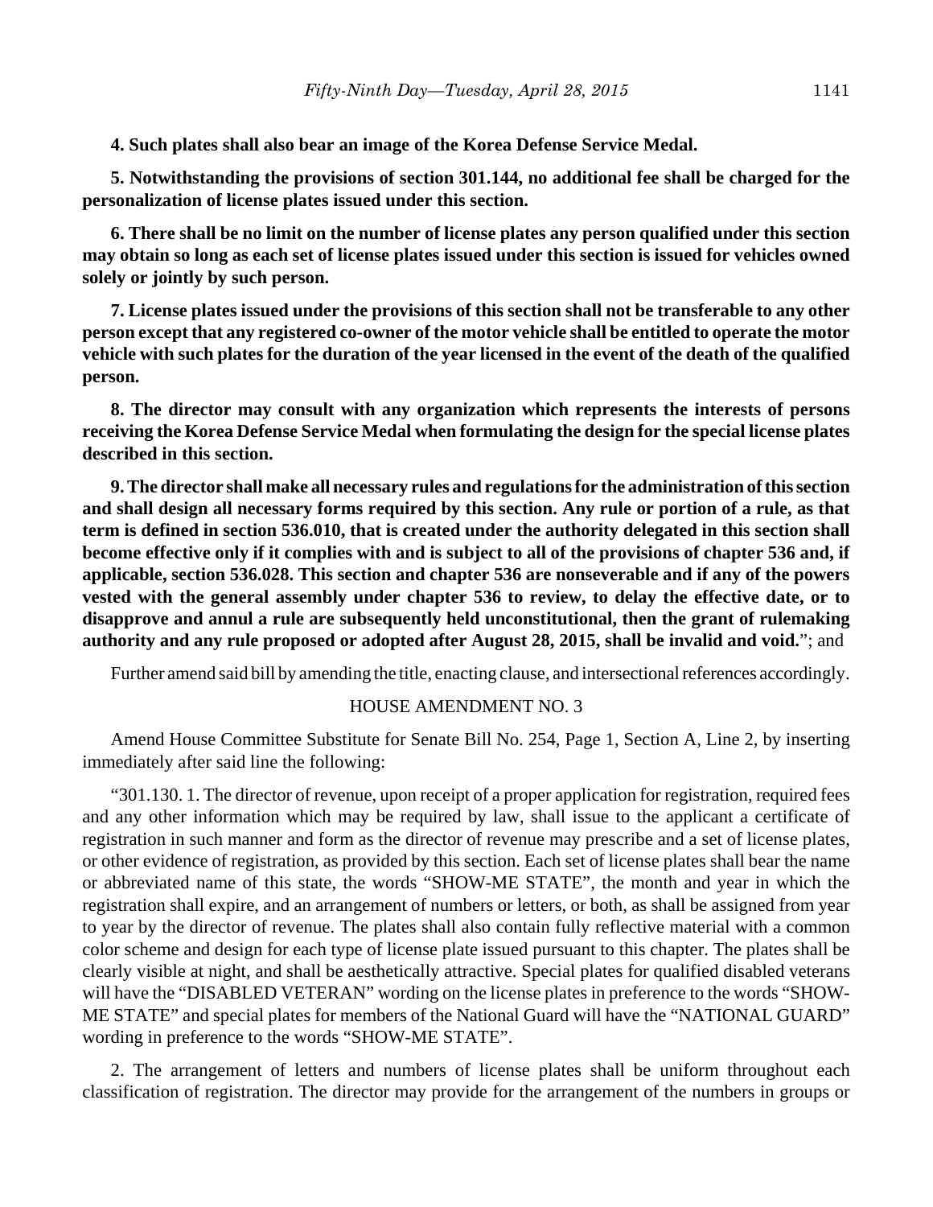**4. Such plates shall also bear an image of the Korea Defense Service Medal.**

**5. Notwithstanding the provisions of section 301.144, no additional fee shall be charged for the personalization of license plates issued under this section.**

**6. There shall be no limit on the number of license plates any person qualified under this section may obtain so long as each set of license plates issued under this section is issued for vehicles owned solely or jointly by such person.**

**7. License plates issued under the provisions of this section shall not be transferable to any other person except that any registered co-owner of the motor vehicle shall be entitled to operate the motor vehicle with such plates for the duration of the year licensed in the event of the death of the qualified person.**

**8. The director may consult with any organization which represents the interests of persons receiving the Korea Defense Service Medal when formulating the design for the special license plates described in this section.**

**9. The director shall make all necessary rules and regulations for the administration of this section and shall design all necessary forms required by this section. Any rule or portion of a rule, as that term is defined in section 536.010, that is created under the authority delegated in this section shall become effective only if it complies with and is subject to all of the provisions of chapter 536 and, if applicable, section 536.028. This section and chapter 536 are nonseverable and if any of the powers vested with the general assembly under chapter 536 to review, to delay the effective date, or to disapprove and annul a rule are subsequently held unconstitutional, then the grant of rulemaking authority and any rule proposed or adopted after August 28, 2015, shall be invalid and void.**"; and

Further amend said bill by amending the title, enacting clause, and intersectional references accordingly.

HOUSE AMENDMENT NO. 3

Amend House Committee Substitute for Senate Bill No. 254, Page 1, Section A, Line 2, by inserting immediately after said line the following:

"301.130. 1. The director of revenue, upon receipt of a proper application for registration, required fees and any other information which may be required by law, shall issue to the applicant a certificate of registration in such manner and form as the director of revenue may prescribe and a set of license plates, or other evidence of registration, as provided by this section. Each set of license plates shall bear the name or abbreviated name of this state, the words "SHOW-ME STATE", the month and year in which the registration shall expire, and an arrangement of numbers or letters, or both, as shall be assigned from year to year by the director of revenue. The plates shall also contain fully reflective material with a common color scheme and design for each type of license plate issued pursuant to this chapter. The plates shall be clearly visible at night, and shall be aesthetically attractive. Special plates for qualified disabled veterans will have the "DISABLED VETERAN" wording on the license plates in preference to the words "SHOW-ME STATE" and special plates for members of the National Guard will have the "NATIONAL GUARD" wording in preference to the words "SHOW-ME STATE".

2. The arrangement of letters and numbers of license plates shall be uniform throughout each classification of registration. The director may provide for the arrangement of the numbers in groups or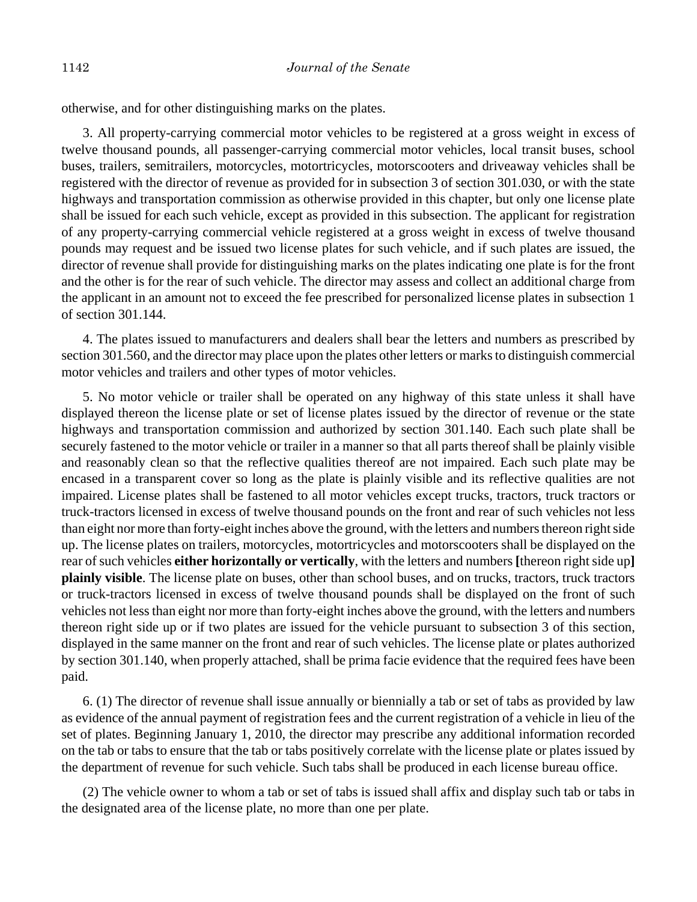otherwise, and for other distinguishing marks on the plates.

3. All property-carrying commercial motor vehicles to be registered at a gross weight in excess of twelve thousand pounds, all passenger-carrying commercial motor vehicles, local transit buses, school buses, trailers, semitrailers, motorcycles, motortricycles, motorscooters and driveaway vehicles shall be registered with the director of revenue as provided for in subsection 3 of section 301.030, or with the state highways and transportation commission as otherwise provided in this chapter, but only one license plate shall be issued for each such vehicle, except as provided in this subsection. The applicant for registration of any property-carrying commercial vehicle registered at a gross weight in excess of twelve thousand pounds may request and be issued two license plates for such vehicle, and if such plates are issued, the director of revenue shall provide for distinguishing marks on the plates indicating one plate is for the front and the other is for the rear of such vehicle. The director may assess and collect an additional charge from the applicant in an amount not to exceed the fee prescribed for personalized license plates in subsection 1 of section 301.144.

4. The plates issued to manufacturers and dealers shall bear the letters and numbers as prescribed by section 301.560, and the director may place upon the plates other letters or marks to distinguish commercial motor vehicles and trailers and other types of motor vehicles.

5. No motor vehicle or trailer shall be operated on any highway of this state unless it shall have displayed thereon the license plate or set of license plates issued by the director of revenue or the state highways and transportation commission and authorized by section 301.140. Each such plate shall be securely fastened to the motor vehicle or trailer in a manner so that all parts thereof shall be plainly visible and reasonably clean so that the reflective qualities thereof are not impaired. Each such plate may be encased in a transparent cover so long as the plate is plainly visible and its reflective qualities are not impaired. License plates shall be fastened to all motor vehicles except trucks, tractors, truck tractors or truck-tractors licensed in excess of twelve thousand pounds on the front and rear of such vehicles not less than eight nor more than forty-eight inches above the ground, with the letters and numbers thereon right side up. The license plates on trailers, motorcycles, motortricycles and motorscooters shall be displayed on the rear of such vehicles **either horizontally or vertically**, with the letters and numbers **[**thereon right side up**]** **plainly visible**. The license plate on buses, other than school buses, and on trucks, tractors, truck tractors or truck-tractors licensed in excess of twelve thousand pounds shall be displayed on the front of such vehicles not less than eight nor more than forty-eight inches above the ground, with the letters and numbers thereon right side up or if two plates are issued for the vehicle pursuant to subsection 3 of this section, displayed in the same manner on the front and rear of such vehicles. The license plate or plates authorized by section 301.140, when properly attached, shall be prima facie evidence that the required fees have been paid.

6. (1) The director of revenue shall issue annually or biennially a tab or set of tabs as provided by law as evidence of the annual payment of registration fees and the current registration of a vehicle in lieu of the set of plates. Beginning January 1, 2010, the director may prescribe any additional information recorded on the tab or tabs to ensure that the tab or tabs positively correlate with the license plate or plates issued by the department of revenue for such vehicle. Such tabs shall be produced in each license bureau office.

(2) The vehicle owner to whom a tab or set of tabs is issued shall affix and display such tab or tabs in the designated area of the license plate, no more than one per plate.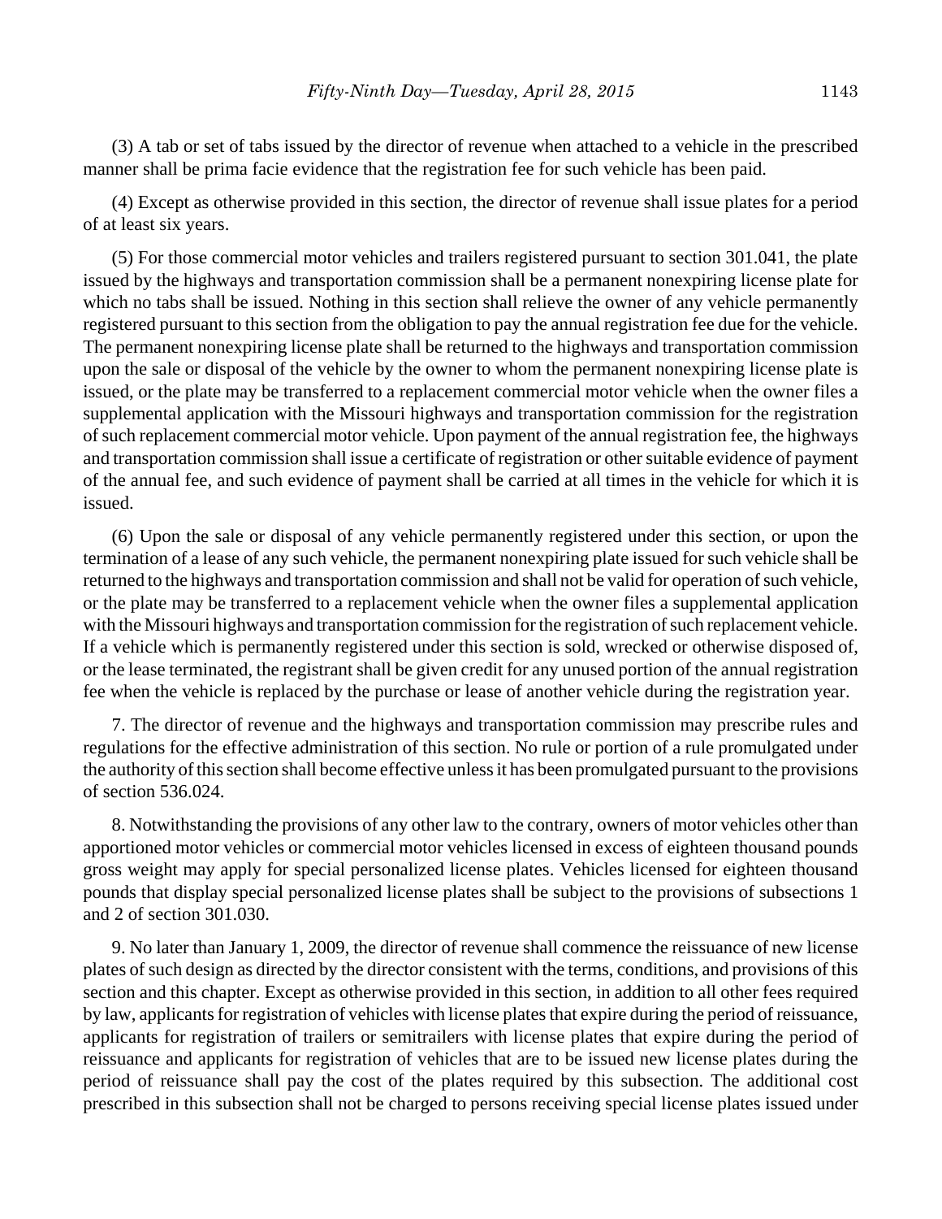(3) A tab or set of tabs issued by the director of revenue when attached to a vehicle in the prescribed manner shall be prima facie evidence that the registration fee for such vehicle has been paid.

(4) Except as otherwise provided in this section, the director of revenue shall issue plates for a period of at least six years.

(5) For those commercial motor vehicles and trailers registered pursuant to section 301.041, the plate issued by the highways and transportation commission shall be a permanent nonexpiring license plate for which no tabs shall be issued. Nothing in this section shall relieve the owner of any vehicle permanently registered pursuant to this section from the obligation to pay the annual registration fee due for the vehicle. The permanent nonexpiring license plate shall be returned to the highways and transportation commission upon the sale or disposal of the vehicle by the owner to whom the permanent nonexpiring license plate is issued, or the plate may be transferred to a replacement commercial motor vehicle when the owner files a supplemental application with the Missouri highways and transportation commission for the registration of such replacement commercial motor vehicle. Upon payment of the annual registration fee, the highways and transportation commission shall issue a certificate of registration or other suitable evidence of payment of the annual fee, and such evidence of payment shall be carried at all times in the vehicle for which it is issued.

(6) Upon the sale or disposal of any vehicle permanently registered under this section, or upon the termination of a lease of any such vehicle, the permanent nonexpiring plate issued for such vehicle shall be returned to the highways and transportation commission and shall not be valid for operation of such vehicle, or the plate may be transferred to a replacement vehicle when the owner files a supplemental application with the Missouri highways and transportation commission for the registration of such replacement vehicle. If a vehicle which is permanently registered under this section is sold, wrecked or otherwise disposed of, or the lease terminated, the registrant shall be given credit for any unused portion of the annual registration fee when the vehicle is replaced by the purchase or lease of another vehicle during the registration year.

7. The director of revenue and the highways and transportation commission may prescribe rules and regulations for the effective administration of this section. No rule or portion of a rule promulgated under the authority of this section shall become effective unless it has been promulgated pursuant to the provisions of section 536.024.

8. Notwithstanding the provisions of any other law to the contrary, owners of motor vehicles other than apportioned motor vehicles or commercial motor vehicles licensed in excess of eighteen thousand pounds gross weight may apply for special personalized license plates. Vehicles licensed for eighteen thousand pounds that display special personalized license plates shall be subject to the provisions of subsections 1 and 2 of section 301.030.

9. No later than January 1, 2009, the director of revenue shall commence the reissuance of new license plates of such design as directed by the director consistent with the terms, conditions, and provisions of this section and this chapter. Except as otherwise provided in this section, in addition to all other fees required by law, applicants for registration of vehicles with license plates that expire during the period of reissuance, applicants for registration of trailers or semitrailers with license plates that expire during the period of reissuance and applicants for registration of vehicles that are to be issued new license plates during the period of reissuance shall pay the cost of the plates required by this subsection. The additional cost prescribed in this subsection shall not be charged to persons receiving special license plates issued under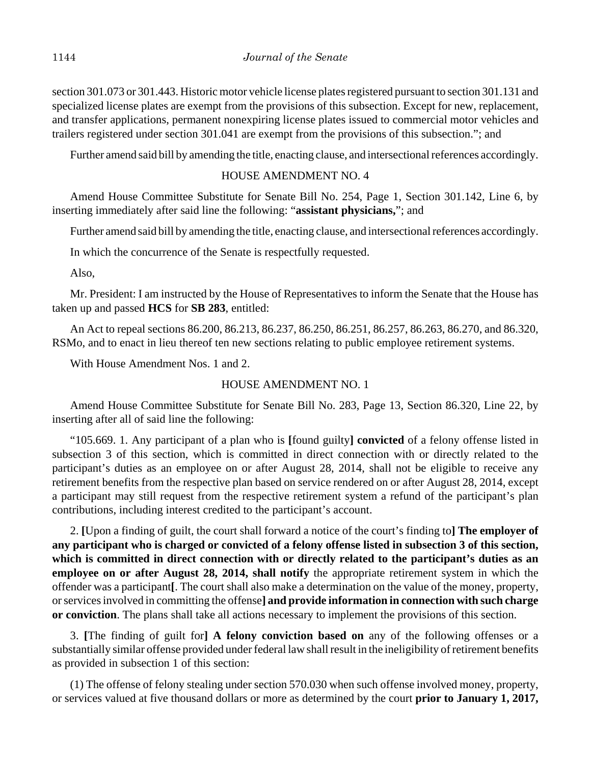section 301.073 or 301.443. Historic motor vehicle license plates registered pursuant to section 301.131 and specialized license plates are exempt from the provisions of this subsection. Except for new, replacement, and transfer applications, permanent nonexpiring license plates issued to commercial motor vehicles and trailers registered under section 301.041 are exempt from the provisions of this subsection."; and

Further amend said bill by amending the title, enacting clause, and intersectional references accordingly.

HOUSE AMENDMENT NO. 4

Amend House Committee Substitute for Senate Bill No. 254, Page 1, Section 301.142, Line 6, by inserting immediately after said line the following: "**assistant physicians,**"; and

Further amend said bill by amending the title, enacting clause, and intersectional references accordingly.

In which the concurrence of the Senate is respectfully requested.

Also,

Mr. President: I am instructed by the House of Representatives to inform the Senate that the House has taken up and passed **HCS** for **SB 283**, entitled:

An Act to repeal sections 86.200, 86.213, 86.237, 86.250, 86.251, 86.257, 86.263, 86.270, and 86.320, RSMo, and to enact in lieu thereof ten new sections relating to public employee retirement systems.

With House Amendment Nos. 1 and 2.

HOUSE AMENDMENT NO. 1

Amend House Committee Substitute for Senate Bill No. 283, Page 13, Section 86.320, Line 22, by inserting after all of said line the following:

"105.669. 1. Any participant of a plan who is **[**found guilty**] convicted** of a felony offense listed in subsection 3 of this section, which is committed in direct connection with or directly related to the participant's duties as an employee on or after August 28, 2014, shall not be eligible to receive any retirement benefits from the respective plan based on service rendered on or after August 28, 2014, except a participant may still request from the respective retirement system a refund of the participant's plan contributions, including interest credited to the participant's account.

2. **[**Upon a finding of guilt, the court shall forward a notice of the court's finding to**] The employer of any participant who is charged or convicted of a felony offense listed in subsection 3 of this section, which is committed in direct connection with or directly related to the participant's duties as an employee on or after August 28, 2014, shall notify** the appropriate retirement system in which the offender was a participant**[**. The court shall also make a determination on the value of the money, property, or services involved in committing the offense**] and provide information in connection with such charge or conviction**. The plans shall take all actions necessary to implement the provisions of this section.

3. **[**The finding of guilt for**] A felony conviction based on** any of the following offenses or a substantially similar offense provided under federal law shall result in the ineligibility of retirement benefits as provided in subsection 1 of this section:

(1) The offense of felony stealing under section 570.030 when such offense involved money, property, or services valued at five thousand dollars or more as determined by the court **prior to January 1, 2017,**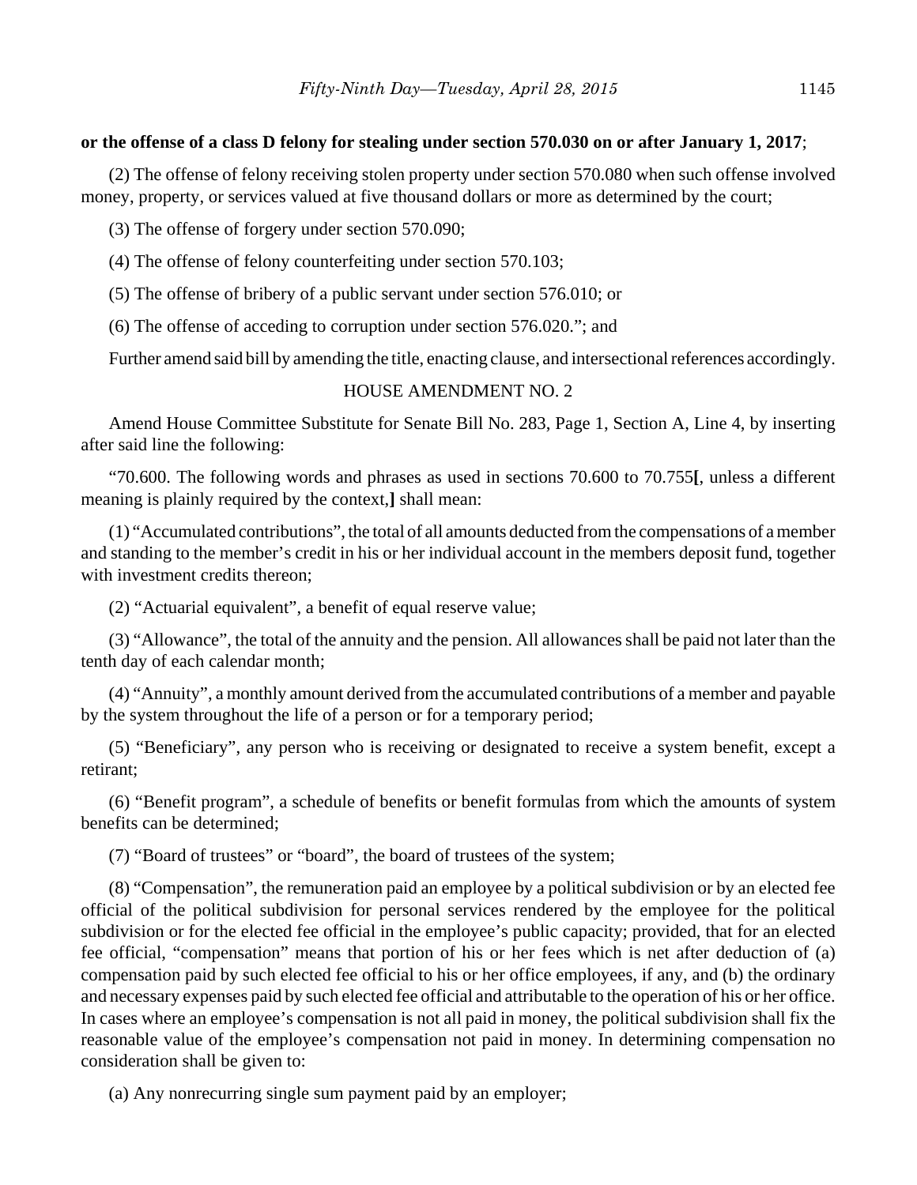**or the offense of a class D felony for stealing under section 570.030 on or after January 1, 2017**;

(2) The offense of felony receiving stolen property under section 570.080 when such offense involved money, property, or services valued at five thousand dollars or more as determined by the court;

(3) The offense of forgery under section 570.090;

(4) The offense of felony counterfeiting under section 570.103;

(5) The offense of bribery of a public servant under section 576.010; or

(6) The offense of acceding to corruption under section 576.020."; and

Further amend said bill by amending the title, enacting clause, and intersectional references accordingly.

HOUSE AMENDMENT NO. 2

Amend House Committee Substitute for Senate Bill No. 283, Page 1, Section A, Line 4, by inserting after said line the following:

"70.600. The following words and phrases as used in sections 70.600 to 70.755**[**, unless a different meaning is plainly required by the context,**]** shall mean:

(1) "Accumulated contributions", the total of all amounts deducted from the compensations of a member and standing to the member's credit in his or her individual account in the members deposit fund, together with investment credits thereon;

(2) "Actuarial equivalent", a benefit of equal reserve value;

(3) "Allowance", the total of the annuity and the pension. All allowances shall be paid not later than the tenth day of each calendar month;

(4) "Annuity", a monthly amount derived from the accumulated contributions of a member and payable by the system throughout the life of a person or for a temporary period;

(5) "Beneficiary", any person who is receiving or designated to receive a system benefit, except a retirant;

(6) "Benefit program", a schedule of benefits or benefit formulas from which the amounts of system benefits can be determined;

(7) "Board of trustees" or "board", the board of trustees of the system;

(8) "Compensation", the remuneration paid an employee by a political subdivision or by an elected fee official of the political subdivision for personal services rendered by the employee for the political subdivision or for the elected fee official in the employee's public capacity; provided, that for an elected fee official, "compensation" means that portion of his or her fees which is net after deduction of (a) compensation paid by such elected fee official to his or her office employees, if any, and (b) the ordinary and necessary expenses paid by such elected fee official and attributable to the operation of his or her office. In cases where an employee's compensation is not all paid in money, the political subdivision shall fix the reasonable value of the employee's compensation not paid in money. In determining compensation no consideration shall be given to:

(a) Any nonrecurring single sum payment paid by an employer;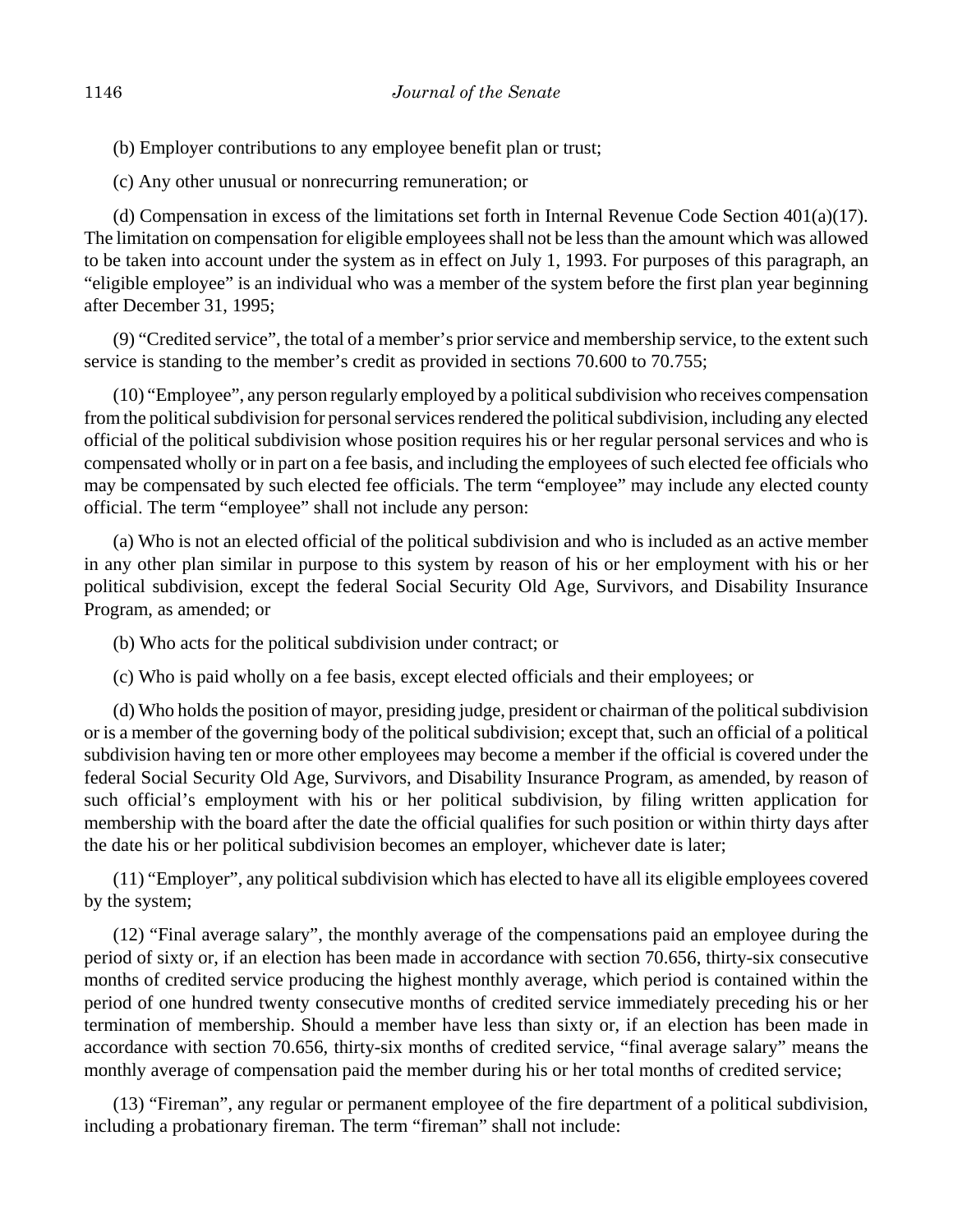(b) Employer contributions to any employee benefit plan or trust;

(c) Any other unusual or nonrecurring remuneration; or

(d) Compensation in excess of the limitations set forth in Internal Revenue Code Section 401(a)(17). The limitation on compensation for eligible employees shall not be less than the amount which was allowed to be taken into account under the system as in effect on July 1, 1993. For purposes of this paragraph, an "eligible employee" is an individual who was a member of the system before the first plan year beginning after December 31, 1995;

(9) "Credited service", the total of a member's prior service and membership service, to the extent such service is standing to the member's credit as provided in sections 70.600 to 70.755;

(10) "Employee", any person regularly employed by a political subdivision who receives compensation from the political subdivision for personal services rendered the political subdivision, including any elected official of the political subdivision whose position requires his or her regular personal services and who is compensated wholly or in part on a fee basis, and including the employees of such elected fee officials who may be compensated by such elected fee officials. The term "employee" may include any elected county official. The term "employee" shall not include any person:

(a) Who is not an elected official of the political subdivision and who is included as an active member in any other plan similar in purpose to this system by reason of his or her employment with his or her political subdivision, except the federal Social Security Old Age, Survivors, and Disability Insurance Program, as amended; or

(b) Who acts for the political subdivision under contract; or

(c) Who is paid wholly on a fee basis, except elected officials and their employees; or

(d) Who holds the position of mayor, presiding judge, president or chairman of the political subdivision or is a member of the governing body of the political subdivision; except that, such an official of a political subdivision having ten or more other employees may become a member if the official is covered under the federal Social Security Old Age, Survivors, and Disability Insurance Program, as amended, by reason of such official's employment with his or her political subdivision, by filing written application for membership with the board after the date the official qualifies for such position or within thirty days after the date his or her political subdivision becomes an employer, whichever date is later;

(11) "Employer", any political subdivision which has elected to have all its eligible employees covered by the system;

(12) "Final average salary", the monthly average of the compensations paid an employee during the period of sixty or, if an election has been made in accordance with section 70.656, thirty-six consecutive months of credited service producing the highest monthly average, which period is contained within the period of one hundred twenty consecutive months of credited service immediately preceding his or her termination of membership. Should a member have less than sixty or, if an election has been made in accordance with section 70.656, thirty-six months of credited service, "final average salary" means the monthly average of compensation paid the member during his or her total months of credited service;

(13) "Fireman", any regular or permanent employee of the fire department of a political subdivision, including a probationary fireman. The term "fireman" shall not include: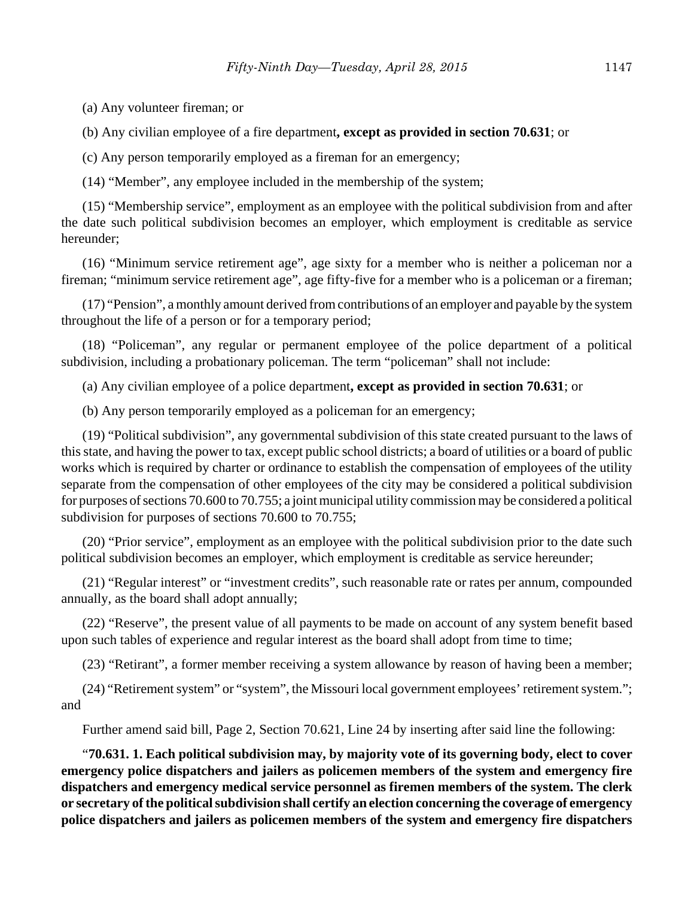(a) Any volunteer fireman; or

(b) Any civilian employee of a fire department**, except as provided in section 70.631**; or

(c) Any person temporarily employed as a fireman for an emergency;

(14) "Member", any employee included in the membership of the system;

(15) "Membership service", employment as an employee with the political subdivision from and after the date such political subdivision becomes an employer, which employment is creditable as service hereunder;

(16) "Minimum service retirement age", age sixty for a member who is neither a policeman nor a fireman; "minimum service retirement age", age fifty-five for a member who is a policeman or a fireman;

(17) "Pension", a monthly amount derived from contributions of an employer and payable by the system throughout the life of a person or for a temporary period;

(18) "Policeman", any regular or permanent employee of the police department of a political subdivision, including a probationary policeman. The term "policeman" shall not include:

(a) Any civilian employee of a police department**, except as provided in section 70.631**; or

(b) Any person temporarily employed as a policeman for an emergency;

(19) "Political subdivision", any governmental subdivision of this state created pursuant to the laws of this state, and having the power to tax, except public school districts; a board of utilities or a board of public works which is required by charter or ordinance to establish the compensation of employees of the utility separate from the compensation of other employees of the city may be considered a political subdivision for purposes of sections 70.600 to 70.755; a joint municipal utility commission may be considered a political subdivision for purposes of sections 70.600 to 70.755;

(20) "Prior service", employment as an employee with the political subdivision prior to the date such political subdivision becomes an employer, which employment is creditable as service hereunder;

(21) "Regular interest" or "investment credits", such reasonable rate or rates per annum, compounded annually, as the board shall adopt annually;

(22) "Reserve", the present value of all payments to be made on account of any system benefit based upon such tables of experience and regular interest as the board shall adopt from time to time;

(23) "Retirant", a former member receiving a system allowance by reason of having been a member;

(24) "Retirement system" or "system", the Missouri local government employees' retirement system."; and

Further amend said bill, Page 2, Section 70.621, Line 24 by inserting after said line the following:

"**70.631. 1. Each political subdivision may, by majority vote of its governing body, elect to cover emergency police dispatchers and jailers as policemen members of the system and emergency fire dispatchers and emergency medical service personnel as firemen members of the system. The clerk or secretary of the political subdivision shall certify an election concerning the coverage of emergency police dispatchers and jailers as policemen members of the system and emergency fire dispatchers**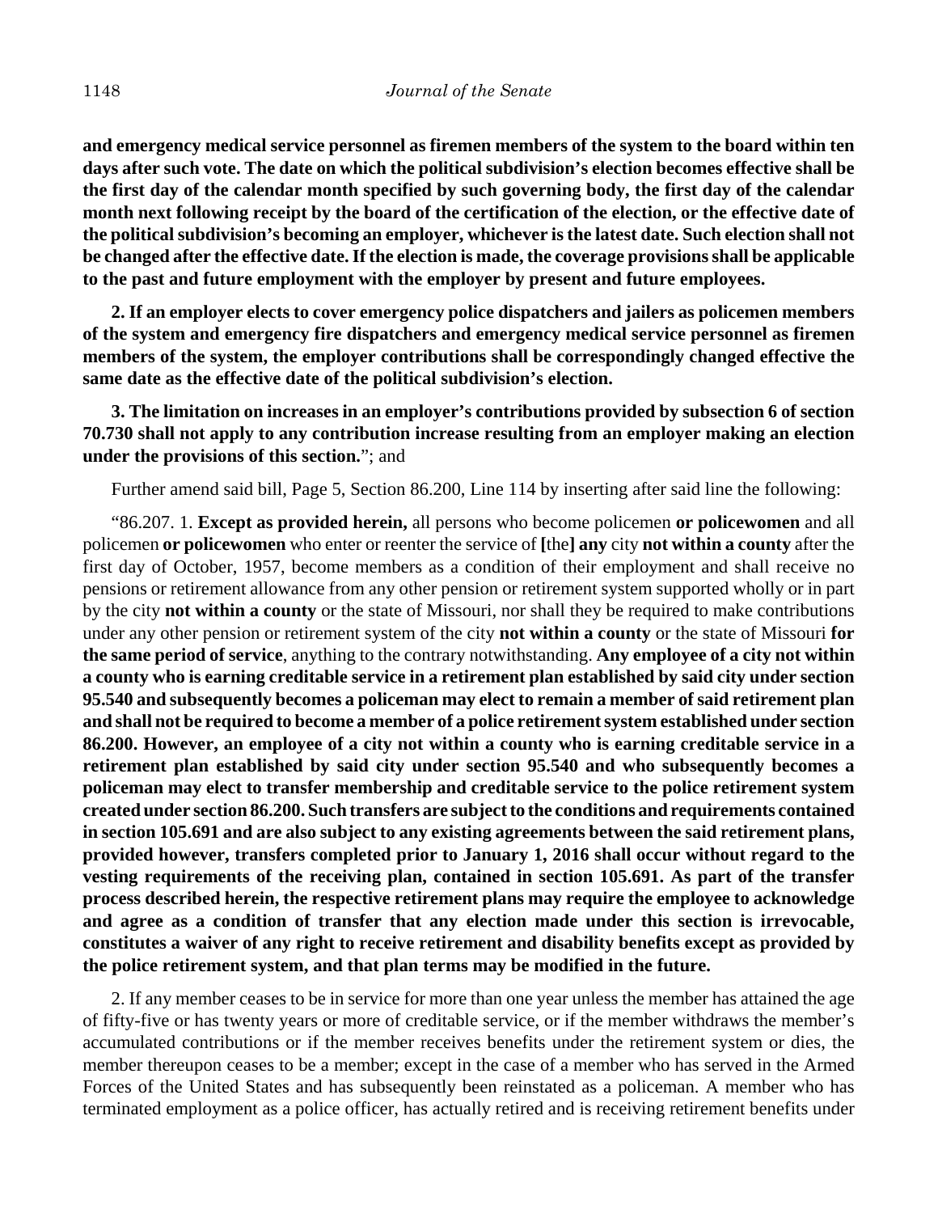**and emergency medical service personnel as firemen members of the system to the board within ten days after such vote. The date on which the political subdivision's election becomes effective shall be the first day of the calendar month specified by such governing body, the first day of the calendar month next following receipt by the board of the certification of the election, or the effective date of the political subdivision's becoming an employer, whichever is the latest date. Such election shall not be changed after the effective date. If the election is made, the coverage provisions shall be applicable to the past and future employment with the employer by present and future employees.**

**2. If an employer elects to cover emergency police dispatchers and jailers as policemen members of the system and emergency fire dispatchers and emergency medical service personnel as firemen members of the system, the employer contributions shall be correspondingly changed effective the same date as the effective date of the political subdivision's election.**

**3. The limitation on increases in an employer's contributions provided by subsection 6 of section 70.730 shall not apply to any contribution increase resulting from an employer making an election under the provisions of this section.**"; and

Further amend said bill, Page 5, Section 86.200, Line 114 by inserting after said line the following:

"86.207. 1. **Except as provided herein,** all persons who become policemen **or policewomen** and all policemen **or policewomen** who enter or reenter the service of **[**the**] any** city **not within a county** after the first day of October, 1957, become members as a condition of their employment and shall receive no pensions or retirement allowance from any other pension or retirement system supported wholly or in part by the city **not within a county** or the state of Missouri, nor shall they be required to make contributions under any other pension or retirement system of the city **not within a county** or the state of Missouri **for the same period of service**, anything to the contrary notwithstanding. **Any employee of a city not within a county who is earning creditable service in a retirement plan established by said city under section 95.540 and subsequently becomes a policeman may elect to remain a member of said retirement plan and shall not be required to become a member of a police retirement system established under section 86.200. However, an employee of a city not within a county who is earning creditable service in a retirement plan established by said city under section 95.540 and who subsequently becomes a policeman may elect to transfer membership and creditable service to the police retirement system created under section 86.200. Such transfers are subject to the conditions and requirements contained in section 105.691 and are also subject to any existing agreements between the said retirement plans, provided however, transfers completed prior to January 1, 2016 shall occur without regard to the vesting requirements of the receiving plan, contained in section 105.691. As part of the transfer process described herein, the respective retirement plans may require the employee to acknowledge and agree as a condition of transfer that any election made under this section is irrevocable, constitutes a waiver of any right to receive retirement and disability benefits except as provided by the police retirement system, and that plan terms may be modified in the future.**

2. If any member ceases to be in service for more than one year unless the member has attained the age of fifty-five or has twenty years or more of creditable service, or if the member withdraws the member's accumulated contributions or if the member receives benefits under the retirement system or dies, the member thereupon ceases to be a member; except in the case of a member who has served in the Armed Forces of the United States and has subsequently been reinstated as a policeman. A member who has terminated employment as a police officer, has actually retired and is receiving retirement benefits under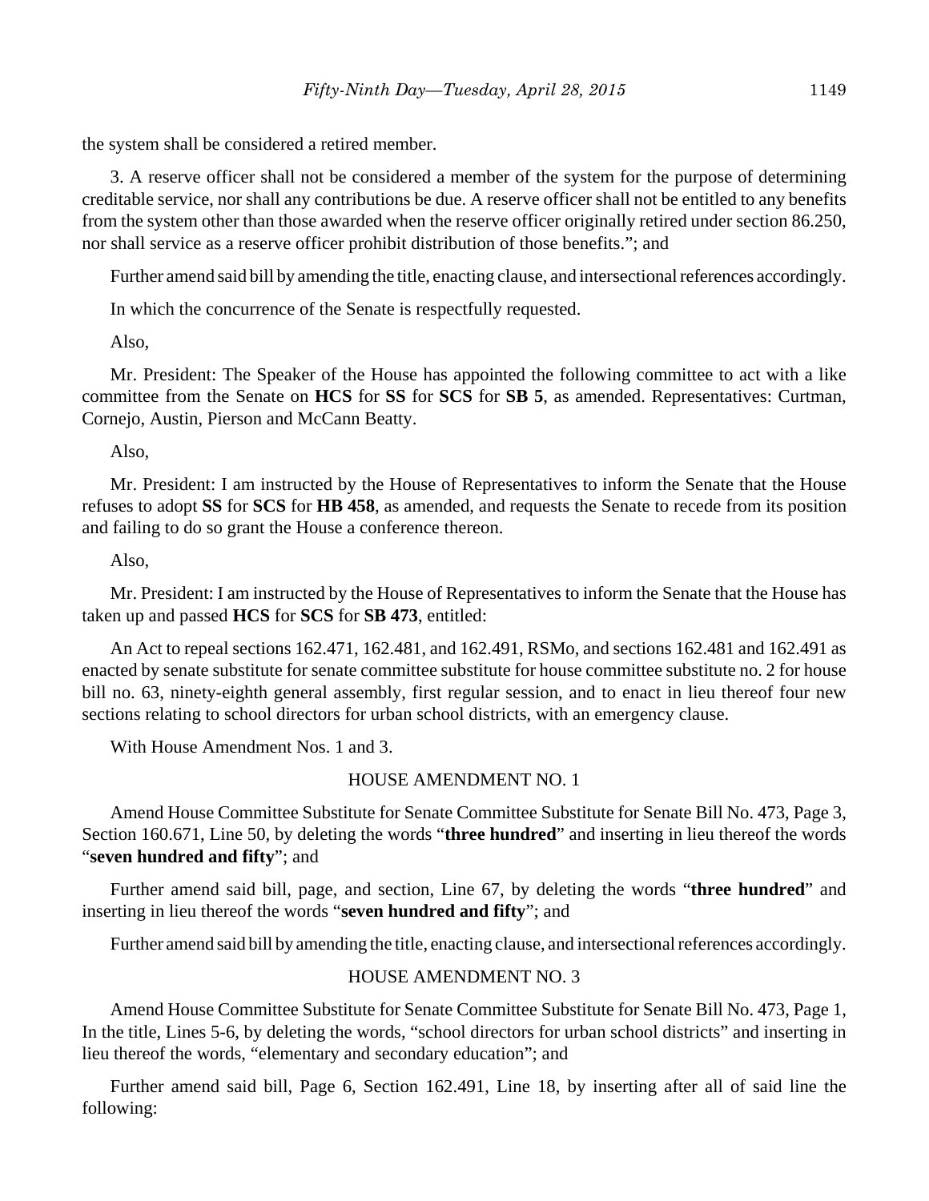the system shall be considered a retired member.

3. A reserve officer shall not be considered a member of the system for the purpose of determining creditable service, nor shall any contributions be due. A reserve officer shall not be entitled to any benefits from the system other than those awarded when the reserve officer originally retired under section 86.250, nor shall service as a reserve officer prohibit distribution of those benefits."; and

Further amend said bill by amending the title, enacting clause, and intersectional references accordingly.

In which the concurrence of the Senate is respectfully requested.

Also,

Mr. President: The Speaker of the House has appointed the following committee to act with a like committee from the Senate on **HCS** for **SS** for **SCS** for **SB 5**, as amended. Representatives: Curtman, Cornejo, Austin, Pierson and McCann Beatty.

Also,

Mr. President: I am instructed by the House of Representatives to inform the Senate that the House refuses to adopt **SS** for **SCS** for **HB 458**, as amended, and requests the Senate to recede from its position and failing to do so grant the House a conference thereon.

Also,

Mr. President: I am instructed by the House of Representatives to inform the Senate that the House has taken up and passed **HCS** for **SCS** for **SB 473**, entitled:

An Act to repeal sections 162.471, 162.481, and 162.491, RSMo, and sections 162.481 and 162.491 as enacted by senate substitute for senate committee substitute for house committee substitute no. 2 for house bill no. 63, ninety-eighth general assembly, first regular session, and to enact in lieu thereof four new sections relating to school directors for urban school districts, with an emergency clause.

With House Amendment Nos. 1 and 3.

HOUSE AMENDMENT NO. 1

Amend House Committee Substitute for Senate Committee Substitute for Senate Bill No. 473, Page 3, Section 160.671, Line 50, by deleting the words "**three hundred**" and inserting in lieu thereof the words "**seven hundred and fifty**"; and

Further amend said bill, page, and section, Line 67, by deleting the words "**three hundred**" and inserting in lieu thereof the words "**seven hundred and fifty**"; and

Further amend said bill by amending the title, enacting clause, and intersectional references accordingly.

HOUSE AMENDMENT NO. 3

Amend House Committee Substitute for Senate Committee Substitute for Senate Bill No. 473, Page 1, In the title, Lines 5-6, by deleting the words, "school directors for urban school districts" and inserting in lieu thereof the words, "elementary and secondary education"; and

Further amend said bill, Page 6, Section 162.491, Line 18, by inserting after all of said line the following: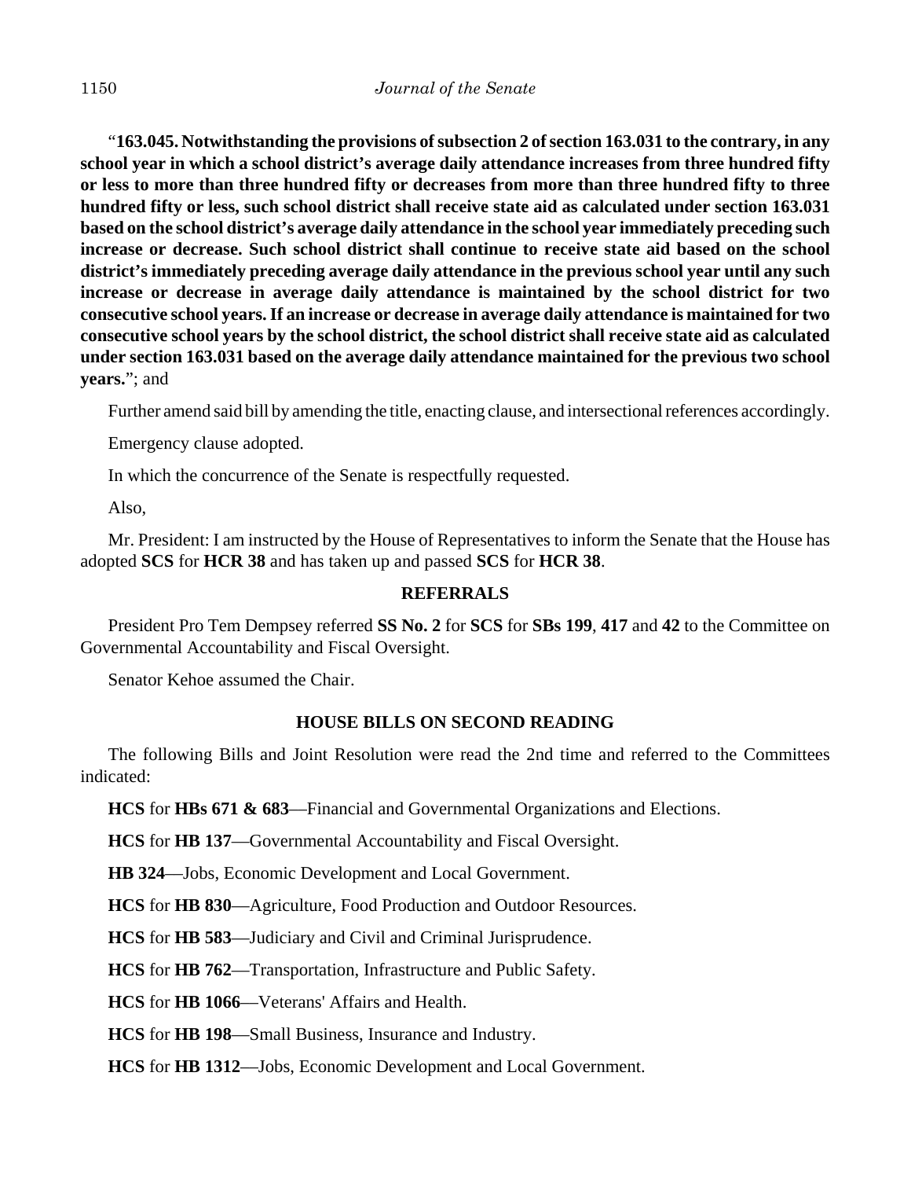"**163.045. Notwithstanding the provisions of subsection 2 of section 163.031 to the contrary, in any school year in which a school district's average daily attendance increases from three hundred fifty or less to more than three hundred fifty or decreases from more than three hundred fifty to three hundred fifty or less, such school district shall receive state aid as calculated under section 163.031 based on the school district's average daily attendance in the school year immediately preceding such increase or decrease. Such school district shall continue to receive state aid based on the school district's immediately preceding average daily attendance in the previous school year until any such increase or decrease in average daily attendance is maintained by the school district for two consecutive school years. If an increase or decrease in average daily attendance is maintained for two consecutive school years by the school district, the school district shall receive state aid as calculated under section 163.031 based on the average daily attendance maintained for the previous two school years.**"; and

Further amend said bill by amending the title, enacting clause, and intersectional references accordingly.

Emergency clause adopted.

In which the concurrence of the Senate is respectfully requested.

Also,

Mr. President: I am instructed by the House of Representatives to inform the Senate that the House has adopted **SCS** for **HCR 38** and has taken up and passed **SCS** for **HCR 38**.

## REFERRALS

President Pro Tem Dempsey referred **SS No. 2** for **SCS** for **SBs 199**, **417** and **42** to the Committee on Governmental Accountability and Fiscal Oversight.

Senator Kehoe assumed the Chair.

## HOUSE BILLS ON SECOND READING

The following Bills and Joint Resolution were read the 2nd time and referred to the Committees indicated:

**HCS** for **HBs 671 & 683**—Financial and Governmental Organizations and Elections.

**HCS** for **HB 137**—Governmental Accountability and Fiscal Oversight.

**HB 324**—Jobs, Economic Development and Local Government.

**HCS** for **HB 830**—Agriculture, Food Production and Outdoor Resources.

**HCS** for **HB 583**—Judiciary and Civil and Criminal Jurisprudence.

**HCS** for **HB 762**—Transportation, Infrastructure and Public Safety.

**HCS** for **HB 1066**—Veterans' Affairs and Health.

**HCS** for **HB 198**—Small Business, Insurance and Industry.

**HCS** for **HB 1312**—Jobs, Economic Development and Local Government.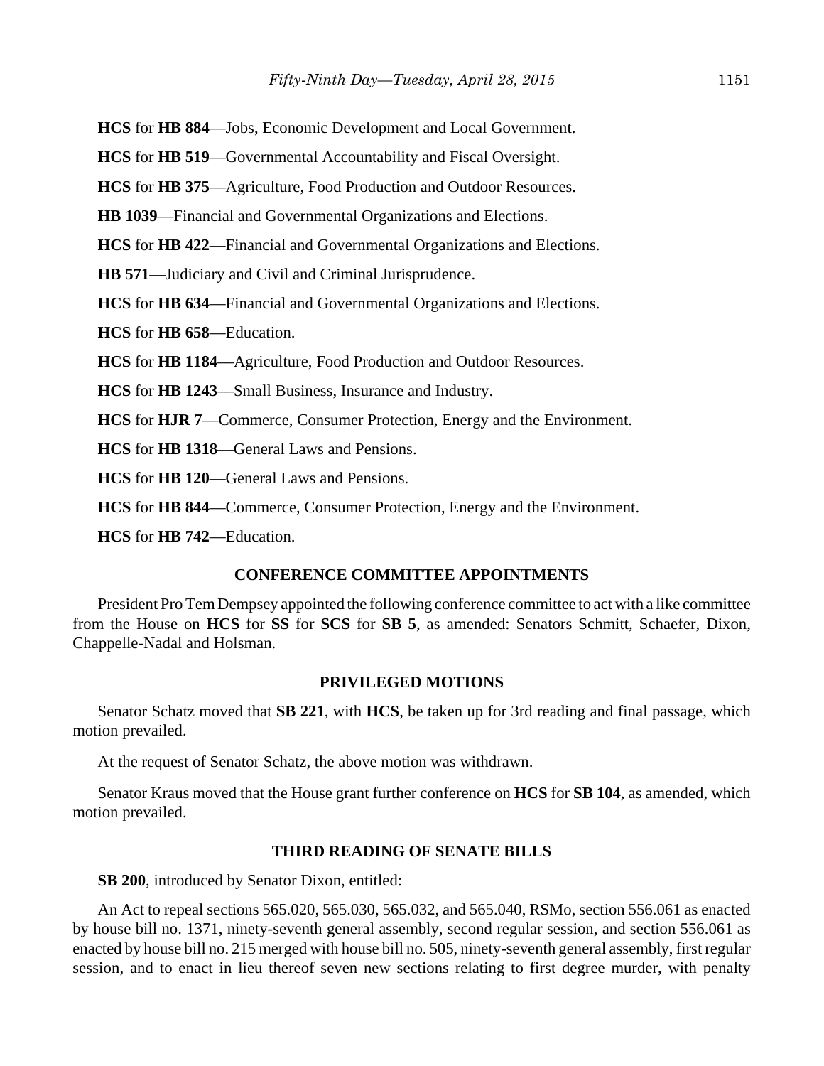**HCS** for **HB 884**—Jobs, Economic Development and Local Government.

**HCS** for **HB 519**—Governmental Accountability and Fiscal Oversight.

**HCS** for **HB 375**—Agriculture, Food Production and Outdoor Resources.

**HB 1039**—Financial and Governmental Organizations and Elections.

**HCS** for **HB 422**—Financial and Governmental Organizations and Elections.

**HB 571**—Judiciary and Civil and Criminal Jurisprudence.

**HCS** for **HB 634**—Financial and Governmental Organizations and Elections.

**HCS** for **HB 658**—Education.

**HCS** for **HB 1184**—Agriculture, Food Production and Outdoor Resources.

**HCS** for **HB 1243**—Small Business, Insurance and Industry.

**HCS** for **HJR 7**—Commerce, Consumer Protection, Energy and the Environment.

**HCS** for **HB 1318**—General Laws and Pensions.

**HCS** for **HB 120**—General Laws and Pensions.

**HCS** for **HB 844**—Commerce, Consumer Protection, Energy and the Environment.

**HCS** for **HB 742**—Education.

## CONFERENCE COMMITTEE APPOINTMENTS

President Pro Tem Dempsey appointed the following conference committee to act with a like committee from the House on **HCS** for **SS** for **SCS** for **SB 5**, as amended: Senators Schmitt, Schaefer, Dixon, Chappelle-Nadal and Holsman.

## PRIVILEGED MOTIONS

Senator Schatz moved that **SB 221**, with **HCS**, be taken up for 3rd reading and final passage, which motion prevailed.

At the request of Senator Schatz, the above motion was withdrawn.

Senator Kraus moved that the House grant further conference on **HCS** for **SB 104**, as amended, which motion prevailed.

## THIRD READING OF SENATE BILLS

**SB 200**, introduced by Senator Dixon, entitled:

An Act to repeal sections 565.020, 565.030, 565.032, and 565.040, RSMo, section 556.061 as enacted by house bill no. 1371, ninety-seventh general assembly, second regular session, and section 556.061 as enacted by house bill no. 215 merged with house bill no. 505, ninety-seventh general assembly, first regular session, and to enact in lieu thereof seven new sections relating to first degree murder, with penalty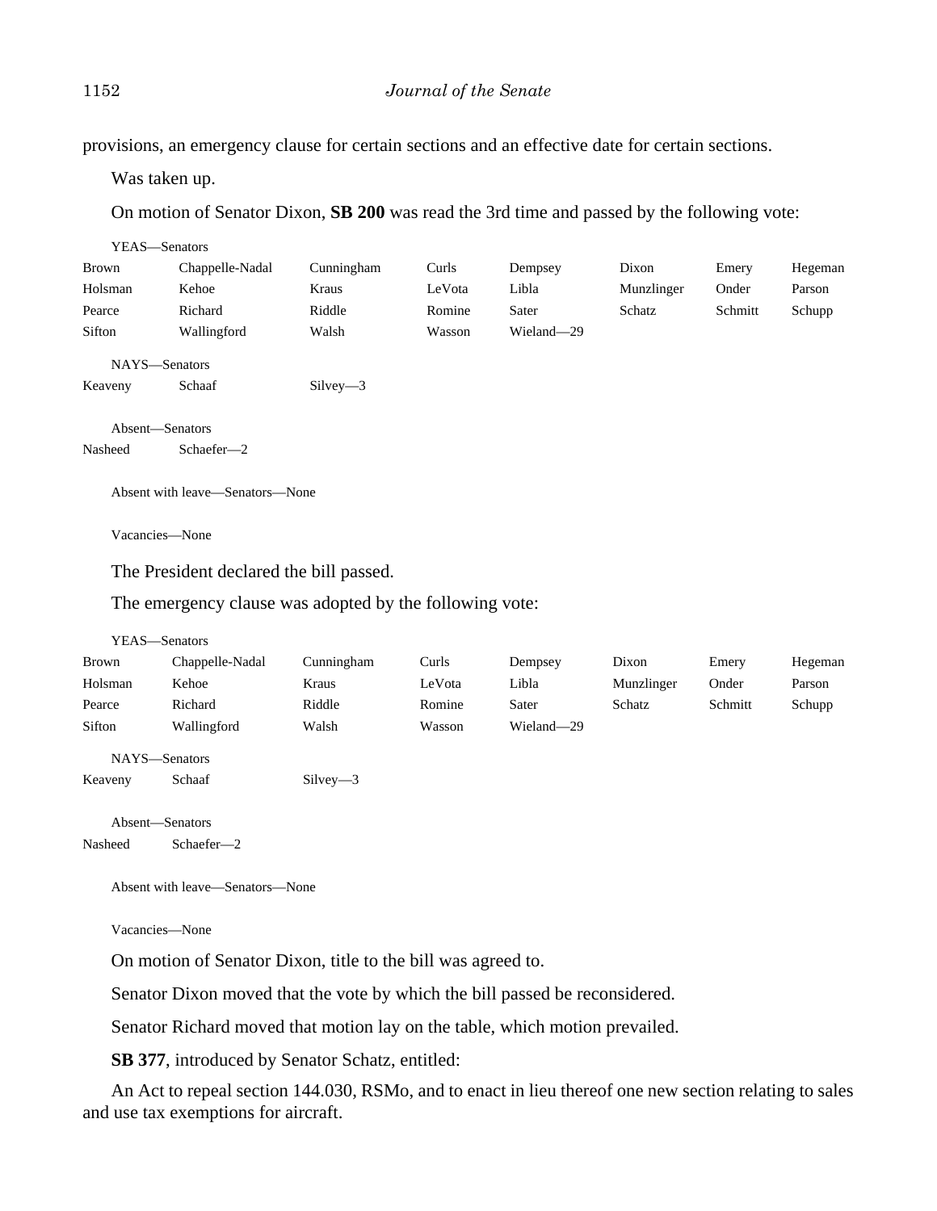provisions, an emergency clause for certain sections and an effective date for certain sections.

Was taken up.

On motion of Senator Dixon, **SB 200** was read the 3rd time and passed by the following vote:

YEAS—Senators

| | | | | | | | |
|---|---|---|---|---|---|---|---|
| Brown | Chappelle-Nadal | Cunningham | Curls | Dempsey | Dixon | Emery | Hegeman |
| Holsman | Kehoe | Kraus | LeVota | Libla | Munzlinger | Onder | Parson |
| Pearce | Richard | Riddle | Romine | Sater | Schatz | Schmitt | Schupp |
| Sifton | Wallingford | Walsh | Wasson | Wieland—29 | | | |

NAYS—Senators

| | | |
|---|---|---|
| Keaveny | Schaaf | Silvey—3 |

Absent—Senators

| | |
|---|---|
| Nasheed | Schaefer—2 |

Absent with leave—Senators—None

Vacancies—None

The President declared the bill passed.

The emergency clause was adopted by the following vote:

YEAS—Senators

| | | | | | | | |
|---|---|---|---|---|---|---|---|
| Brown | Chappelle-Nadal | Cunningham | Curls | Dempsey | Dixon | Emery | Hegeman |
| Holsman | Kehoe | Kraus | LeVota | Libla | Munzlinger | Onder | Parson |
| Pearce | Richard | Riddle | Romine | Sater | Schatz | Schmitt | Schupp |
| Sifton | Wallingford | Walsh | Wasson | Wieland—29 | | | |

NAYS—Senators

| | | |
|---|---|---|
| Keaveny | Schaaf | Silvey—3 |

Absent—Senators

| | |
|---|---|
| Nasheed | Schaefer—2 |

Absent with leave—Senators—None

Vacancies—None

On motion of Senator Dixon, title to the bill was agreed to.

Senator Dixon moved that the vote by which the bill passed be reconsidered.

Senator Richard moved that motion lay on the table, which motion prevailed.

**SB 377**, introduced by Senator Schatz, entitled:

An Act to repeal section 144.030, RSMo, and to enact in lieu thereof one new section relating to sales and use tax exemptions for aircraft.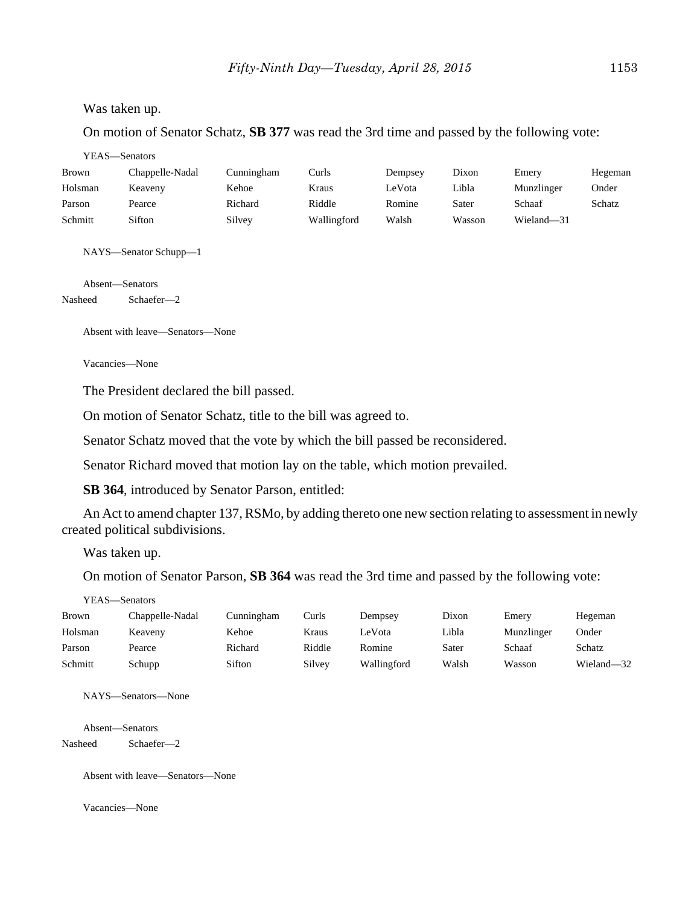Was taken up.

On motion of Senator Schatz, **SB 377** was read the 3rd time and passed by the following vote:

YEAS—Senators

| | | | | | | | |
|---|---|---|---|---|---|---|---|
| Brown | Chappelle-Nadal | Cunningham | Curls | Dempsey | Dixon | Emery | Hegeman |
| Holsman | Keaveny | Kehoe | Kraus | LeVota | Libla | Munzlinger | Onder |
| Parson | Pearce | Richard | Riddle | Romine | Sater | Schaaf | Schatz |
| Schmitt | Sifton | Silvey | Wallingford | Walsh | Wasson | Wieland—31 | |

NAYS—Senator Schupp—1

Absent—Senators

Nasheed Schaefer—2

Absent with leave—Senators—None

Vacancies—None

The President declared the bill passed.

On motion of Senator Schatz, title to the bill was agreed to.

Senator Schatz moved that the vote by which the bill passed be reconsidered.

Senator Richard moved that motion lay on the table, which motion prevailed.

**SB 364**, introduced by Senator Parson, entitled:

An Act to amend chapter 137, RSMo, by adding thereto one new section relating to assessment in newly created political subdivisions.

Was taken up.

On motion of Senator Parson, **SB 364** was read the 3rd time and passed by the following vote:

YEAS—Senators

| | | | | | | | |
|---|---|---|---|---|---|---|---|
| Brown | Chappelle-Nadal | Cunningham | Curls | Dempsey | Dixon | Emery | Hegeman |
| Holsman | Keaveny | Kehoe | Kraus | LeVota | Libla | Munzlinger | Onder |
| Parson | Pearce | Richard | Riddle | Romine | Sater | Schaaf | Schatz |
| Schmitt | Schupp | Sifton | Silvey | Wallingford | Walsh | Wasson | Wieland—32 |

NAYS—Senators—None

Absent—Senators

Nasheed Schaefer—2

Absent with leave—Senators—None

Vacancies—None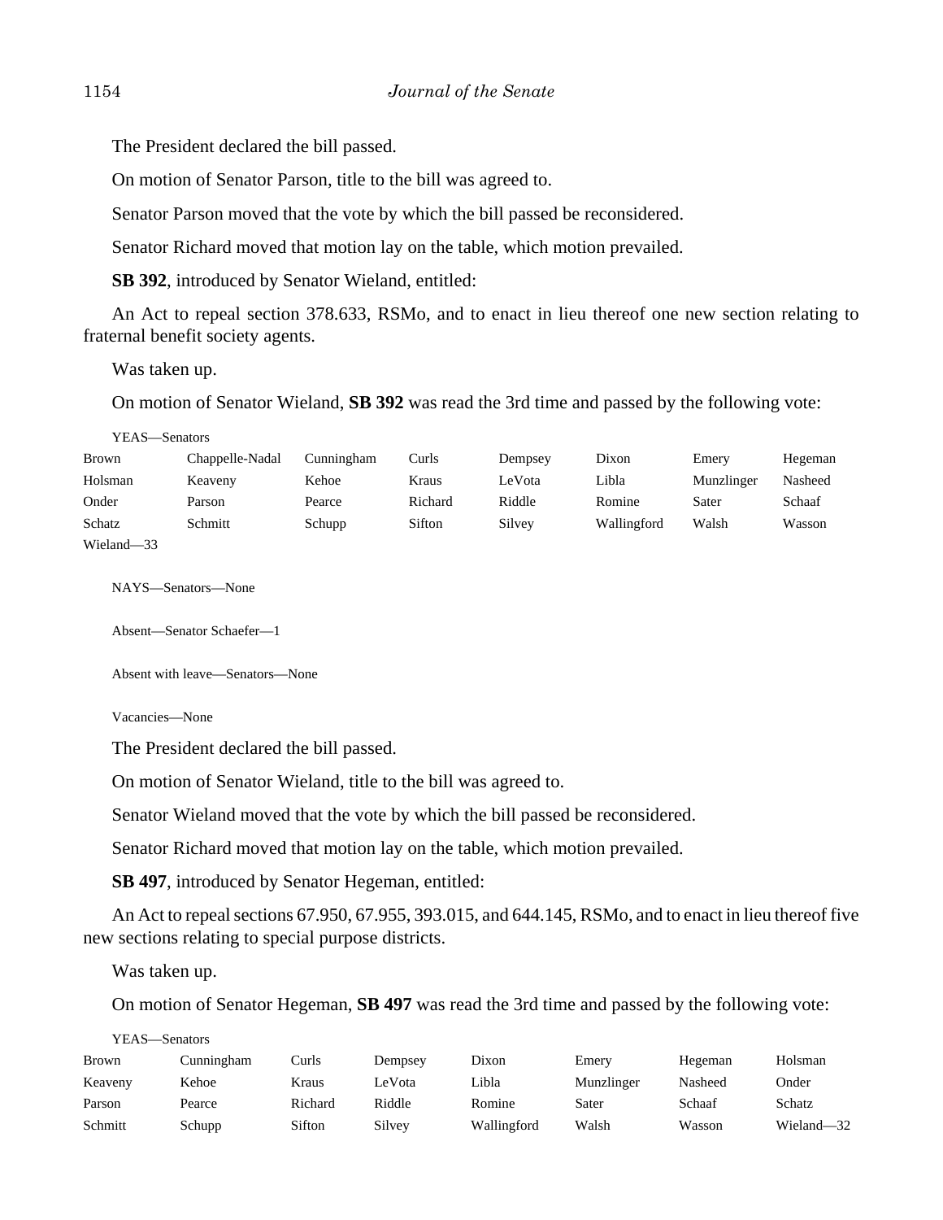The President declared the bill passed.

On motion of Senator Parson, title to the bill was agreed to.

Senator Parson moved that the vote by which the bill passed be reconsidered.

Senator Richard moved that motion lay on the table, which motion prevailed.

**SB 392**, introduced by Senator Wieland, entitled:

An Act to repeal section 378.633, RSMo, and to enact in lieu thereof one new section relating to fraternal benefit society agents.

Was taken up.

On motion of Senator Wieland, **SB 392** was read the 3rd time and passed by the following vote:

YEAS—Senators

| | | | | | | | |
|---|---|---|---|---|---|---|---|
| Brown | Chappelle-Nadal | Cunningham | Curls | Dempsey | Dixon | Emery | Hegeman |
| Holsman | Keaveny | Kehoe | Kraus | LeVota | Libla | Munzlinger | Nasheed |
| Onder | Parson | Pearce | Richard | Riddle | Romine | Sater | Schaaf |
| Schatz | Schmitt | Schupp | Sifton | Silvey | Wallingford | Walsh | Wasson |
| Wieland—33 | | | | | | | |

NAYS—Senators—None

Absent—Senator Schaefer—1

Absent with leave—Senators—None

Vacancies—None

The President declared the bill passed.

On motion of Senator Wieland, title to the bill was agreed to.

Senator Wieland moved that the vote by which the bill passed be reconsidered.

Senator Richard moved that motion lay on the table, which motion prevailed.

**SB 497**, introduced by Senator Hegeman, entitled:

An Act to repeal sections 67.950, 67.955, 393.015, and 644.145, RSMo, and to enact in lieu thereof five new sections relating to special purpose districts.

Was taken up.

On motion of Senator Hegeman, **SB 497** was read the 3rd time and passed by the following vote:

YEAS—Senators

| | | | | | | | |
|---|---|---|---|---|---|---|---|
| Brown | Cunningham | Curls | Dempsey | Dixon | Emery | Hegeman | Holsman |
| Keaveny | Kehoe | Kraus | LeVota | Libla | Munzlinger | Nasheed | Onder |
| Parson | Pearce | Richard | Riddle | Romine | Sater | Schaaf | Schatz |
| Schmitt | Schupp | Sifton | Silvey | Wallingford | Walsh | Wasson | Wieland—32 |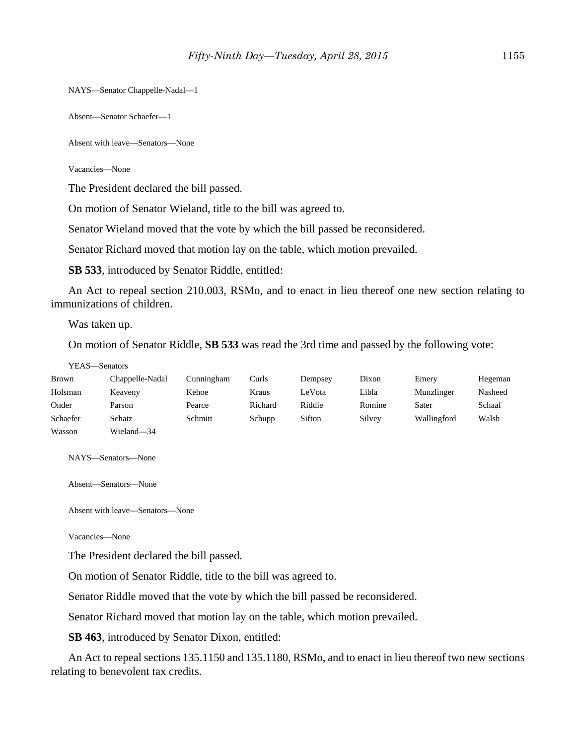NAYS—Senator Chappelle-Nadal—1

Absent—Senator Schaefer—1

Absent with leave—Senators—None

Vacancies—None

The President declared the bill passed.

On motion of Senator Wieland, title to the bill was agreed to.

Senator Wieland moved that the vote by which the bill passed be reconsidered.

Senator Richard moved that motion lay on the table, which motion prevailed.

**SB 533**, introduced by Senator Riddle, entitled:

An Act to repeal section 210.003, RSMo, and to enact in lieu thereof one new section relating to immunizations of children.

Was taken up.

On motion of Senator Riddle, **SB 533** was read the 3rd time and passed by the following vote:

YEAS—Senators

| | | | | | | | |
|---|---|---|---|---|---|---|---|
| Brown | Chappelle-Nadal | Cunningham | Curls | Dempsey | Dixon | Emery | Hegeman |
| Holsman | Keaveny | Kehoe | Kraus | LeVota | Libla | Munzlinger | Nasheed |
| Onder | Parson | Pearce | Richard | Riddle | Romine | Sater | Schaaf |
| Schaefer | Schatz | Schmitt | Schupp | Sifton | Silvey | Wallingford | Walsh |
| Wasson | Wieland—34 | | | | | | |

NAYS—Senators—None

Absent—Senators—None

Absent with leave—Senators—None

Vacancies—None

The President declared the bill passed.

On motion of Senator Riddle, title to the bill was agreed to.

Senator Riddle moved that the vote by which the bill passed be reconsidered.

Senator Richard moved that motion lay on the table, which motion prevailed.

**SB 463**, introduced by Senator Dixon, entitled:

An Act to repeal sections 135.1150 and 135.1180, RSMo, and to enact in lieu thereof two new sections relating to benevolent tax credits.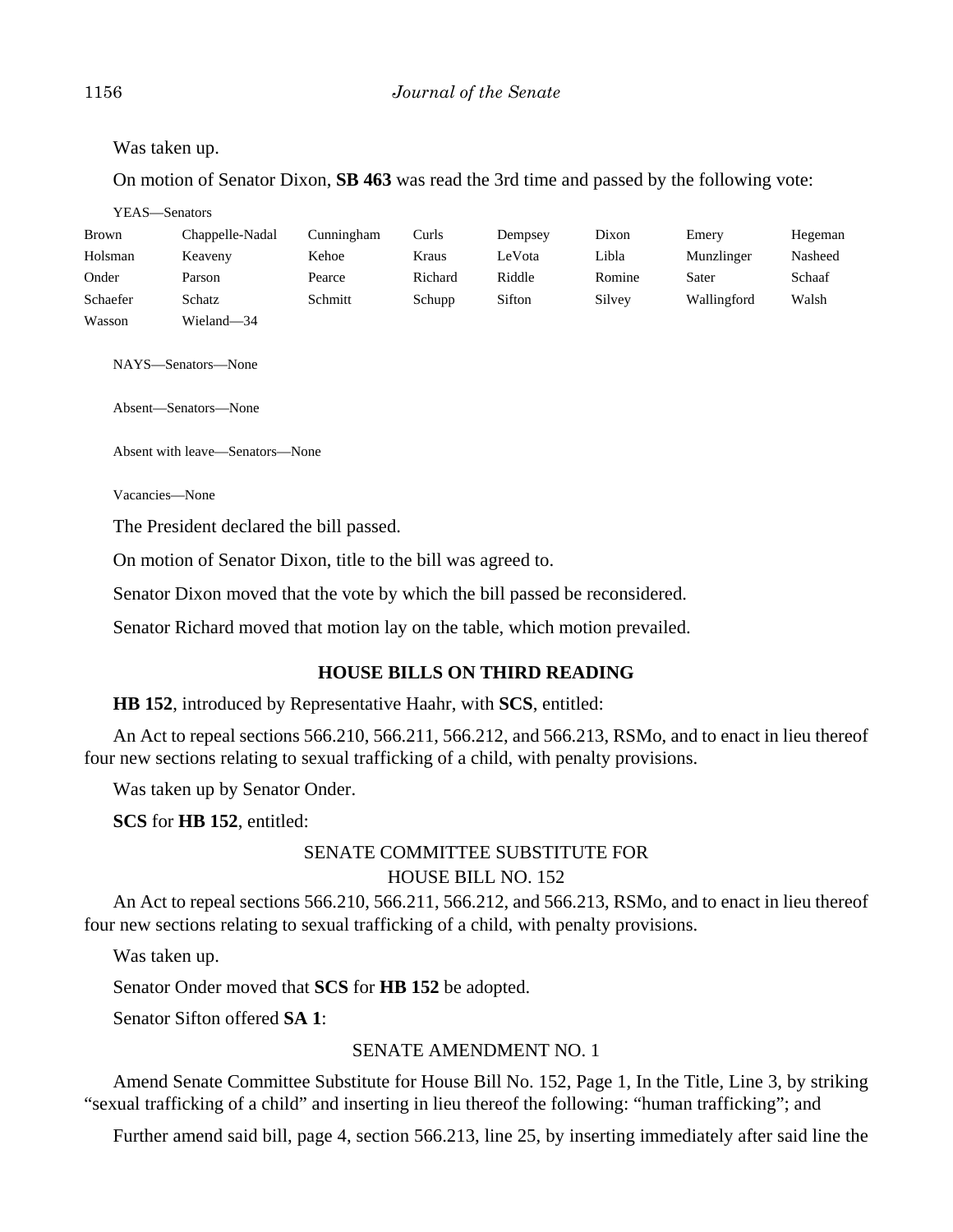Was taken up.

On motion of Senator Dixon, **SB 463** was read the 3rd time and passed by the following vote:

YEAS—Senators

| | | | | | | | |
|---|---|---|---|---|---|---|---|
| Brown | Chappelle-Nadal | Cunningham | Curls | Dempsey | Dixon | Emery | Hegeman |
| Holsman | Keaveny | Kehoe | Kraus | LeVota | Libla | Munzlinger | Nasheed |
| Onder | Parson | Pearce | Richard | Riddle | Romine | Sater | Schaaf |
| Schaefer | Schatz | Schmitt | Schupp | Sifton | Silvey | Wallingford | Walsh |
| Wasson | Wieland—34 | | | | | | |

NAYS—Senators—None

Absent—Senators—None

Absent with leave—Senators—None

Vacancies—None

The President declared the bill passed.

On motion of Senator Dixon, title to the bill was agreed to.

Senator Dixon moved that the vote by which the bill passed be reconsidered.

Senator Richard moved that motion lay on the table, which motion prevailed.

## HOUSE BILLS ON THIRD READING

**HB 152**, introduced by Representative Haahr, with **SCS**, entitled:

An Act to repeal sections 566.210, 566.211, 566.212, and 566.213, RSMo, and to enact in lieu thereof four new sections relating to sexual trafficking of a child, with penalty provisions.

Was taken up by Senator Onder.

**SCS** for **HB 152**, entitled:

SENATE COMMITTEE SUBSTITUTE FOR
HOUSE BILL NO. 152

An Act to repeal sections 566.210, 566.211, 566.212, and 566.213, RSMo, and to enact in lieu thereof four new sections relating to sexual trafficking of a child, with penalty provisions.

Was taken up.

Senator Onder moved that **SCS** for **HB 152** be adopted.

Senator Sifton offered **SA 1**:

SENATE AMENDMENT NO. 1

Amend Senate Committee Substitute for House Bill No. 152, Page 1, In the Title, Line 3, by striking "sexual trafficking of a child" and inserting in lieu thereof the following: "human trafficking"; and

Further amend said bill, page 4, section 566.213, line 25, by inserting immediately after said line the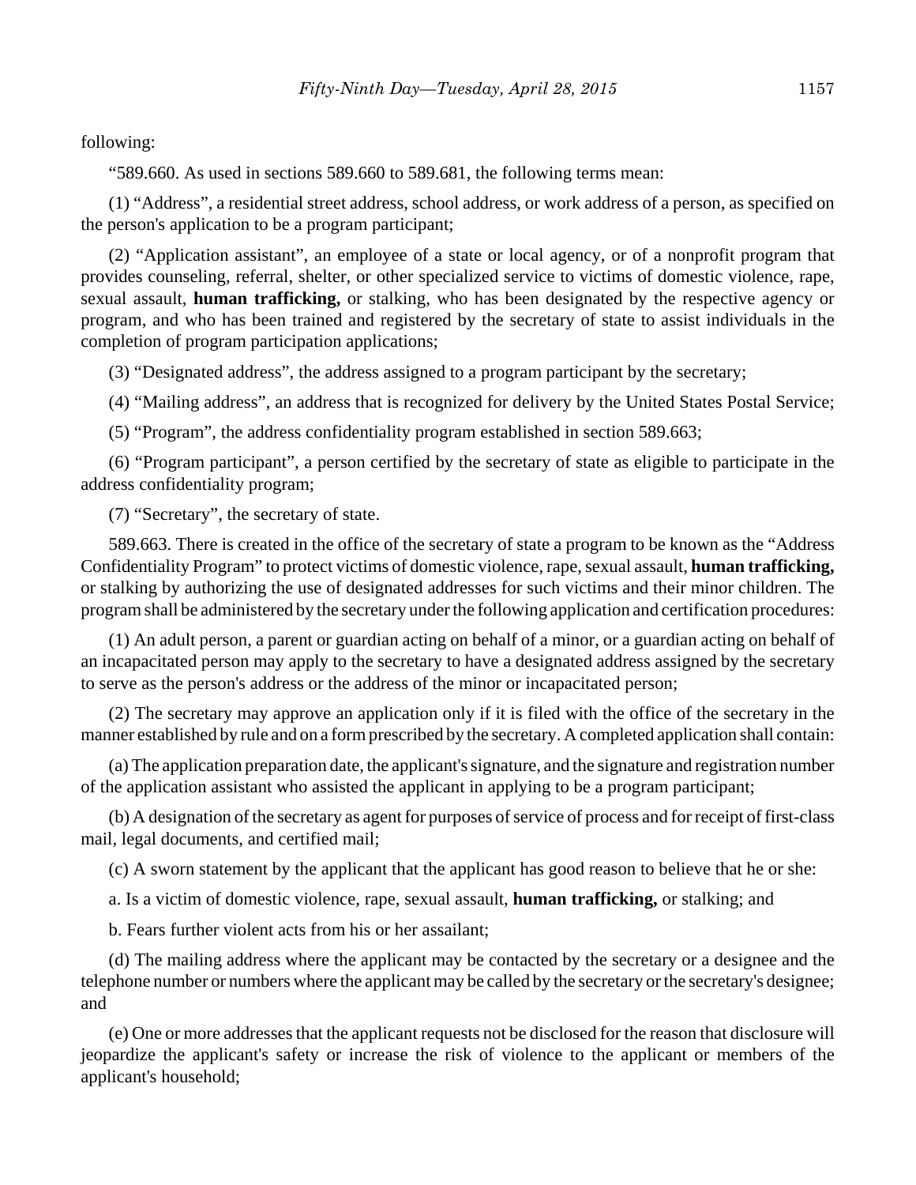following:

"589.660. As used in sections 589.660 to 589.681, the following terms mean:

(1) "Address", a residential street address, school address, or work address of a person, as specified on the person's application to be a program participant;

(2) "Application assistant", an employee of a state or local agency, or of a nonprofit program that provides counseling, referral, shelter, or other specialized service to victims of domestic violence, rape, sexual assault, **human trafficking,** or stalking, who has been designated by the respective agency or program, and who has been trained and registered by the secretary of state to assist individuals in the completion of program participation applications;

(3) "Designated address", the address assigned to a program participant by the secretary;

(4) "Mailing address", an address that is recognized for delivery by the United States Postal Service;

(5) "Program", the address confidentiality program established in section 589.663;

(6) "Program participant", a person certified by the secretary of state as eligible to participate in the address confidentiality program;

(7) "Secretary", the secretary of state.

589.663. There is created in the office of the secretary of state a program to be known as the "Address Confidentiality Program" to protect victims of domestic violence, rape, sexual assault, **human trafficking,** or stalking by authorizing the use of designated addresses for such victims and their minor children. The program shall be administered by the secretary under the following application and certification procedures:

(1) An adult person, a parent or guardian acting on behalf of a minor, or a guardian acting on behalf of an incapacitated person may apply to the secretary to have a designated address assigned by the secretary to serve as the person's address or the address of the minor or incapacitated person;

(2) The secretary may approve an application only if it is filed with the office of the secretary in the manner established by rule and on a form prescribed by the secretary. A completed application shall contain:

(a) The application preparation date, the applicant's signature, and the signature and registration number of the application assistant who assisted the applicant in applying to be a program participant;

(b) A designation of the secretary as agent for purposes of service of process and for receipt of first-class mail, legal documents, and certified mail;

(c) A sworn statement by the applicant that the applicant has good reason to believe that he or she:

a. Is a victim of domestic violence, rape, sexual assault, **human trafficking,** or stalking; and

b. Fears further violent acts from his or her assailant;

(d) The mailing address where the applicant may be contacted by the secretary or a designee and the telephone number or numbers where the applicant may be called by the secretary or the secretary's designee; and

(e) One or more addresses that the applicant requests not be disclosed for the reason that disclosure will jeopardize the applicant's safety or increase the risk of violence to the applicant or members of the applicant's household;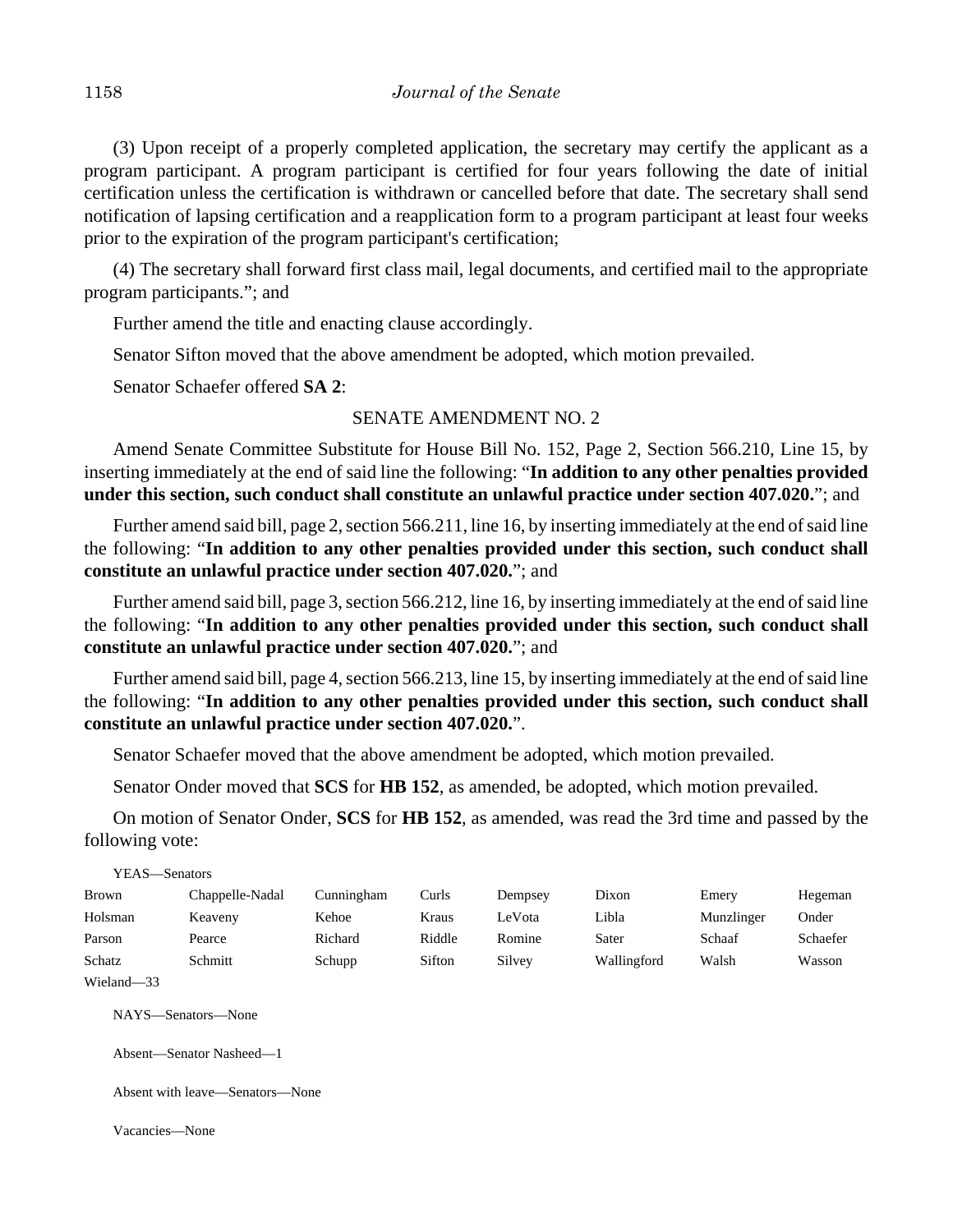(3) Upon receipt of a properly completed application, the secretary may certify the applicant as a program participant. A program participant is certified for four years following the date of initial certification unless the certification is withdrawn or cancelled before that date. The secretary shall send notification of lapsing certification and a reapplication form to a program participant at least four weeks prior to the expiration of the program participant's certification;

(4) The secretary shall forward first class mail, legal documents, and certified mail to the appropriate program participants."; and

Further amend the title and enacting clause accordingly.

Senator Sifton moved that the above amendment be adopted, which motion prevailed.

Senator Schaefer offered **SA 2**:

SENATE AMENDMENT NO. 2

Amend Senate Committee Substitute for House Bill No. 152, Page 2, Section 566.210, Line 15, by inserting immediately at the end of said line the following: "**In addition to any other penalties provided under this section, such conduct shall constitute an unlawful practice under section 407.020.**"; and

Further amend said bill, page 2, section 566.211, line 16, by inserting immediately at the end of said line the following: "**In addition to any other penalties provided under this section, such conduct shall constitute an unlawful practice under section 407.020.**"; and

Further amend said bill, page 3, section 566.212, line 16, by inserting immediately at the end of said line the following: "**In addition to any other penalties provided under this section, such conduct shall constitute an unlawful practice under section 407.020.**"; and

Further amend said bill, page 4, section 566.213, line 15, by inserting immediately at the end of said line the following: "**In addition to any other penalties provided under this section, such conduct shall constitute an unlawful practice under section 407.020.**".

Senator Schaefer moved that the above amendment be adopted, which motion prevailed.

Senator Onder moved that **SCS** for **HB 152**, as amended, be adopted, which motion prevailed.

On motion of Senator Onder, **SCS** for **HB 152**, as amended, was read the 3rd time and passed by the following vote:

YEAS—Senators

| | | | | | | | |
|---|---|---|---|---|---|---|---|
| Brown | Chappelle-Nadal | Cunningham | Curls | Dempsey | Dixon | Emery | Hegeman |
| Holsman | Keaveny | Kehoe | Kraus | LeVota | Libla | Munzlinger | Onder |
| Parson | Pearce | Richard | Riddle | Romine | Sater | Schaaf | Schaefer |
| Schatz | Schmitt | Schupp | Sifton | Silvey | Wallingford | Walsh | Wasson |
| Wieland—33 | | | | | | | |

NAYS—Senators—None

Absent—Senator Nasheed—1

Absent with leave—Senators—None

Vacancies—None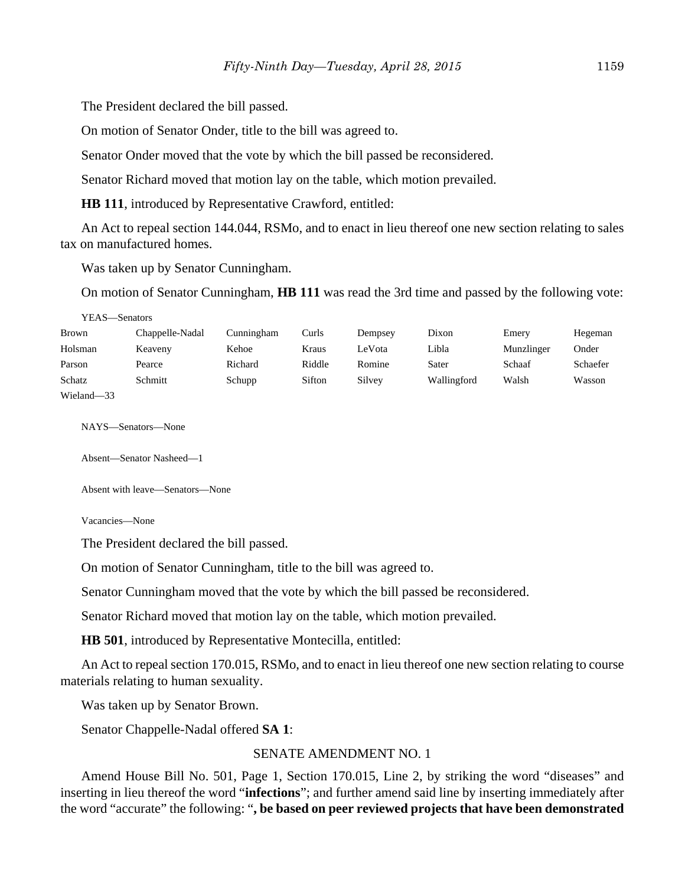The President declared the bill passed.

On motion of Senator Onder, title to the bill was agreed to.

Senator Onder moved that the vote by which the bill passed be reconsidered.

Senator Richard moved that motion lay on the table, which motion prevailed.

**HB 111**, introduced by Representative Crawford, entitled:

An Act to repeal section 144.044, RSMo, and to enact in lieu thereof one new section relating to sales tax on manufactured homes.

Was taken up by Senator Cunningham.

On motion of Senator Cunningham, **HB 111** was read the 3rd time and passed by the following vote:

YEAS—Senators

| | | | | | | | |
|---|---|---|---|---|---|---|---|
| Brown | Chappelle-Nadal | Cunningham | Curls | Dempsey | Dixon | Emery | Hegeman |
| Holsman | Keaveny | Kehoe | Kraus | LeVota | Libla | Munzlinger | Onder |
| Parson | Pearce | Richard | Riddle | Romine | Sater | Schaaf | Schaefer |
| Schatz | Schmitt | Schupp | Sifton | Silvey | Wallingford | Walsh | Wasson |
| Wieland—33 | | | | | | | |

NAYS—Senators—None

Absent—Senator Nasheed—1

Absent with leave—Senators—None

Vacancies—None

The President declared the bill passed.

On motion of Senator Cunningham, title to the bill was agreed to.

Senator Cunningham moved that the vote by which the bill passed be reconsidered.

Senator Richard moved that motion lay on the table, which motion prevailed.

**HB 501**, introduced by Representative Montecilla, entitled:

An Act to repeal section 170.015, RSMo, and to enact in lieu thereof one new section relating to course materials relating to human sexuality.

Was taken up by Senator Brown.

Senator Chappelle-Nadal offered **SA 1**:

SENATE AMENDMENT NO. 1

Amend House Bill No. 501, Page 1, Section 170.015, Line 2, by striking the word "diseases" and inserting in lieu thereof the word "**infections**"; and further amend said line by inserting immediately after the word "accurate" the following: "**, be based on peer reviewed projects that have been demonstrated**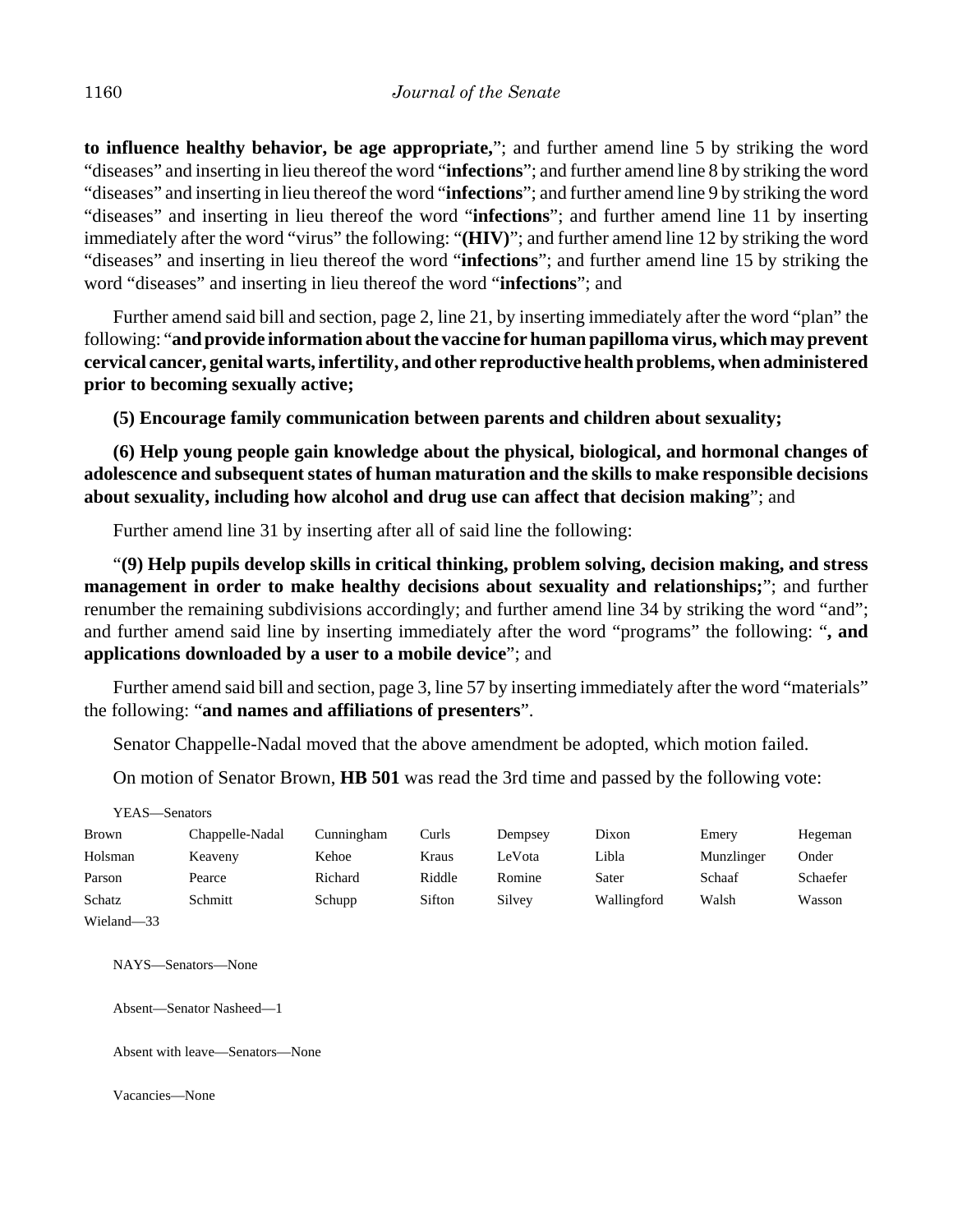**to influence healthy behavior, be age appropriate,**"; and further amend line 5 by striking the word "diseases" and inserting in lieu thereof the word "**infections**"; and further amend line 8 by striking the word "diseases" and inserting in lieu thereof the word "**infections**"; and further amend line 9 by striking the word "diseases" and inserting in lieu thereof the word "**infections**"; and further amend line 11 by inserting immediately after the word "virus" the following: "**(HIV)**"; and further amend line 12 by striking the word "diseases" and inserting in lieu thereof the word "**infections**"; and further amend line 15 by striking the word "diseases" and inserting in lieu thereof the word "**infections**"; and

Further amend said bill and section, page 2, line 21, by inserting immediately after the word "plan" the following: "**and provide information about the vaccine for human papilloma virus, which may prevent cervical cancer, genital warts, infertility, and other reproductive health problems, when administered prior to becoming sexually active;**

**(5) Encourage family communication between parents and children about sexuality;**

**(6) Help young people gain knowledge about the physical, biological, and hormonal changes of adolescence and subsequent states of human maturation and the skills to make responsible decisions about sexuality, including how alcohol and drug use can affect that decision making**"; and

Further amend line 31 by inserting after all of said line the following:

"**(9) Help pupils develop skills in critical thinking, problem solving, decision making, and stress management in order to make healthy decisions about sexuality and relationships;**"; and further renumber the remaining subdivisions accordingly; and further amend line 34 by striking the word "and"; and further amend said line by inserting immediately after the word "programs" the following: "**, and applications downloaded by a user to a mobile device**"; and

Further amend said bill and section, page 3, line 57 by inserting immediately after the word "materials" the following: "**and names and affiliations of presenters**".

Senator Chappelle-Nadal moved that the above amendment be adopted, which motion failed.

On motion of Senator Brown, **HB 501** was read the 3rd time and passed by the following vote:

YEAS—Senators

| | | | | | | | |
|---|---|---|---|---|---|---|---|
| Brown | Chappelle-Nadal | Cunningham | Curls | Dempsey | Dixon | Emery | Hegeman |
| Holsman | Keaveny | Kehoe | Kraus | LeVota | Libla | Munzlinger | Onder |
| Parson | Pearce | Richard | Riddle | Romine | Sater | Schaaf | Schaefer |
| Schatz | Schmitt | Schupp | Sifton | Silvey | Wallingford | Walsh | Wasson |
| Wieland—33 | | | | | | | |

NAYS—Senators—None

Absent—Senator Nasheed—1

Absent with leave—Senators—None

Vacancies—None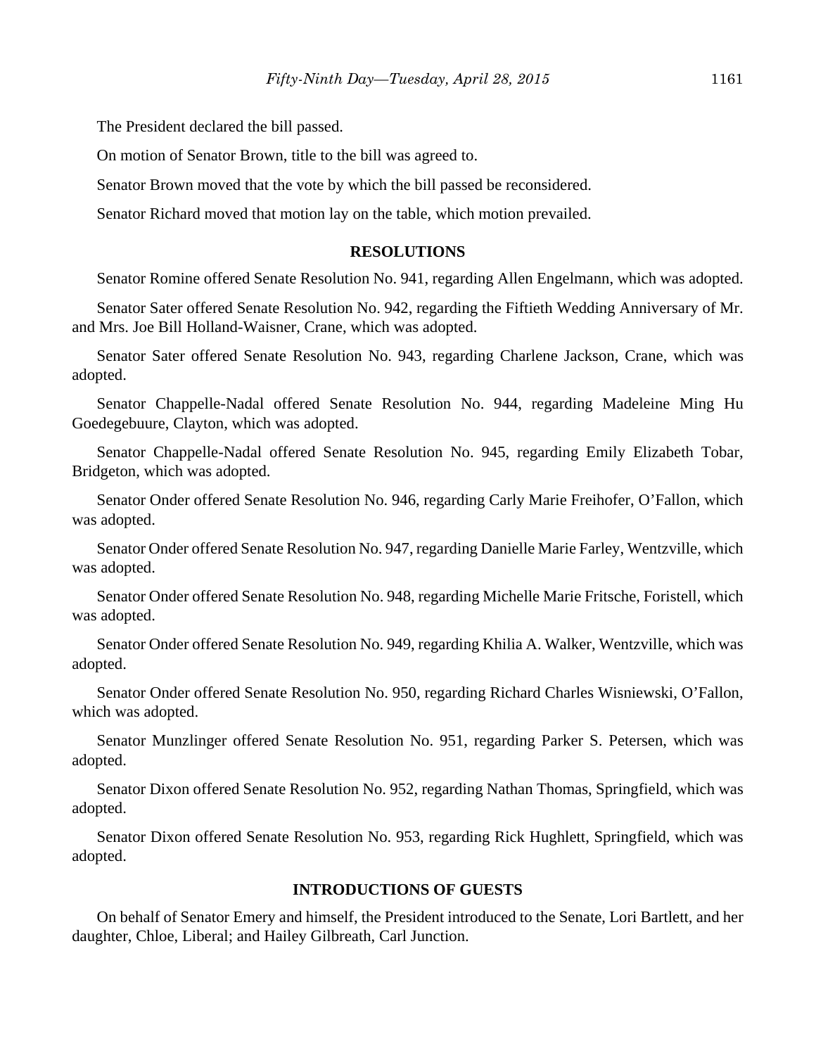The President declared the bill passed.

On motion of Senator Brown, title to the bill was agreed to.

Senator Brown moved that the vote by which the bill passed be reconsidered.

Senator Richard moved that motion lay on the table, which motion prevailed.

## RESOLUTIONS

Senator Romine offered Senate Resolution No. 941, regarding Allen Engelmann, which was adopted.

Senator Sater offered Senate Resolution No. 942, regarding the Fiftieth Wedding Anniversary of Mr. and Mrs. Joe Bill Holland-Waisner, Crane, which was adopted.

Senator Sater offered Senate Resolution No. 943, regarding Charlene Jackson, Crane, which was adopted.

Senator Chappelle-Nadal offered Senate Resolution No. 944, regarding Madeleine Ming Hu Goedegebuure, Clayton, which was adopted.

Senator Chappelle-Nadal offered Senate Resolution No. 945, regarding Emily Elizabeth Tobar, Bridgeton, which was adopted.

Senator Onder offered Senate Resolution No. 946, regarding Carly Marie Freihofer, O'Fallon, which was adopted.

Senator Onder offered Senate Resolution No. 947, regarding Danielle Marie Farley, Wentzville, which was adopted.

Senator Onder offered Senate Resolution No. 948, regarding Michelle Marie Fritsche, Foristell, which was adopted.

Senator Onder offered Senate Resolution No. 949, regarding Khilia A. Walker, Wentzville, which was adopted.

Senator Onder offered Senate Resolution No. 950, regarding Richard Charles Wisniewski, O'Fallon, which was adopted.

Senator Munzlinger offered Senate Resolution No. 951, regarding Parker S. Petersen, which was adopted.

Senator Dixon offered Senate Resolution No. 952, regarding Nathan Thomas, Springfield, which was adopted.

Senator Dixon offered Senate Resolution No. 953, regarding Rick Hughlett, Springfield, which was adopted.

## INTRODUCTIONS OF GUESTS

On behalf of Senator Emery and himself, the President introduced to the Senate, Lori Bartlett, and her daughter, Chloe, Liberal; and Hailey Gilbreath, Carl Junction.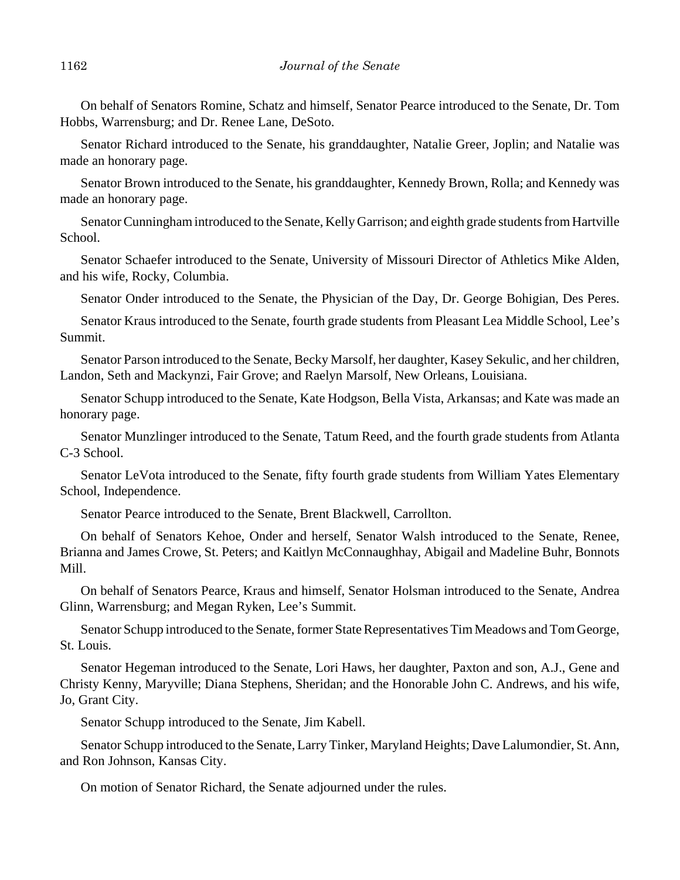On behalf of Senators Romine, Schatz and himself, Senator Pearce introduced to the Senate, Dr. Tom Hobbs, Warrensburg; and Dr. Renee Lane, DeSoto.

Senator Richard introduced to the Senate, his granddaughter, Natalie Greer, Joplin; and Natalie was made an honorary page.

Senator Brown introduced to the Senate, his granddaughter, Kennedy Brown, Rolla; and Kennedy was made an honorary page.

Senator Cunningham introduced to the Senate, Kelly Garrison; and eighth grade students from Hartville School.

Senator Schaefer introduced to the Senate, University of Missouri Director of Athletics Mike Alden, and his wife, Rocky, Columbia.

Senator Onder introduced to the Senate, the Physician of the Day, Dr. George Bohigian, Des Peres.

Senator Kraus introduced to the Senate, fourth grade students from Pleasant Lea Middle School, Lee's Summit.

Senator Parson introduced to the Senate, Becky Marsolf, her daughter, Kasey Sekulic, and her children, Landon, Seth and Mackynzi, Fair Grove; and Raelyn Marsolf, New Orleans, Louisiana.

Senator Schupp introduced to the Senate, Kate Hodgson, Bella Vista, Arkansas; and Kate was made an honorary page.

Senator Munzlinger introduced to the Senate, Tatum Reed, and the fourth grade students from Atlanta C-3 School.

Senator LeVota introduced to the Senate, fifty fourth grade students from William Yates Elementary School, Independence.

Senator Pearce introduced to the Senate, Brent Blackwell, Carrollton.

On behalf of Senators Kehoe, Onder and herself, Senator Walsh introduced to the Senate, Renee, Brianna and James Crowe, St. Peters; and Kaitlyn McConnaughhay, Abigail and Madeline Buhr, Bonnots Mill.

On behalf of Senators Pearce, Kraus and himself, Senator Holsman introduced to the Senate, Andrea Glinn, Warrensburg; and Megan Ryken, Lee's Summit.

Senator Schupp introduced to the Senate, former State Representatives Tim Meadows and Tom George, St. Louis.

Senator Hegeman introduced to the Senate, Lori Haws, her daughter, Paxton and son, A.J., Gene and Christy Kenny, Maryville; Diana Stephens, Sheridan; and the Honorable John C. Andrews, and his wife, Jo, Grant City.

Senator Schupp introduced to the Senate, Jim Kabell.

Senator Schupp introduced to the Senate, Larry Tinker, Maryland Heights; Dave Lalumondier, St. Ann, and Ron Johnson, Kansas City.

On motion of Senator Richard, the Senate adjourned under the rules.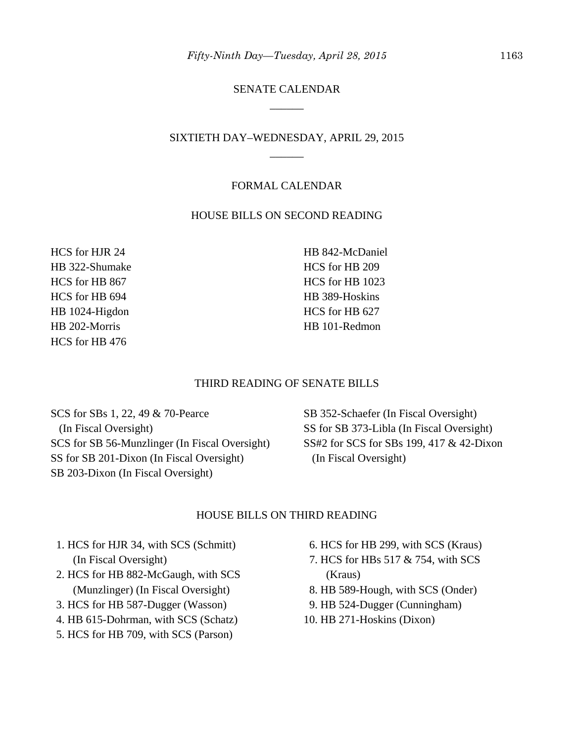## SENATE CALENDAR

______

## SIXTIETH DAY–WEDNESDAY, APRIL 29, 2015

______

### FORMAL CALENDAR

### HOUSE BILLS ON SECOND READING

HCS for HJR 24
HB 322-Shumake
HCS for HB 867
HCS for HB 694
HB 1024-Higdon
HB 202-Morris
HCS for HB 476
HB 842-McDaniel
HCS for HB 209
HCS for HB 1023
HB 389-Hoskins
HCS for HB 627
HB 101-Redmon

### THIRD READING OF SENATE BILLS

SCS for SBs 1, 22, 49 & 70-Pearce (In Fiscal Oversight)
SCS for SB 56-Munzlinger (In Fiscal Oversight)
SS for SB 201-Dixon (In Fiscal Oversight)
SB 203-Dixon (In Fiscal Oversight)
SB 352-Schaefer (In Fiscal Oversight)
SS for SB 373-Libla (In Fiscal Oversight)
SS#2 for SCS for SBs 199, 417 & 42-Dixon (In Fiscal Oversight)

### HOUSE BILLS ON THIRD READING

1. HCS for HJR 34, with SCS (Schmitt) (In Fiscal Oversight)
2. HCS for HB 882-McGaugh, with SCS (Munzlinger) (In Fiscal Oversight)
3. HCS for HB 587-Dugger (Wasson)
4. HB 615-Dohrman, with SCS (Schatz)
5. HCS for HB 709, with SCS (Parson)
6. HCS for HB 299, with SCS (Kraus)
7. HCS for HBs 517 & 754, with SCS (Kraus)
8. HB 589-Hough, with SCS (Onder)
9. HB 524-Dugger (Cunningham)
10. HB 271-Hoskins (Dixon)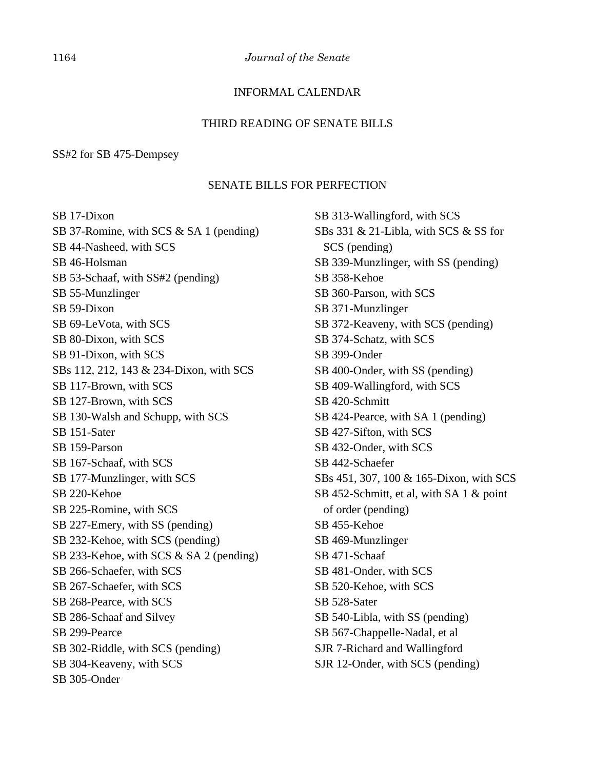## INFORMAL CALENDAR

### THIRD READING OF SENATE BILLS

SS#2 for SB 475-Dempsey

### SENATE BILLS FOR PERFECTION

SB 17-Dixon
SB 37-Romine, with SCS & SA 1 (pending)
SB 44-Nasheed, with SCS
SB 46-Holsman
SB 53-Schaaf, with SS#2 (pending)
SB 55-Munzlinger
SB 59-Dixon
SB 69-LeVota, with SCS
SB 80-Dixon, with SCS
SB 91-Dixon, with SCS
SBs 112, 212, 143 & 234-Dixon, with SCS
SB 117-Brown, with SCS
SB 127-Brown, with SCS
SB 130-Walsh and Schupp, with SCS
SB 151-Sater
SB 159-Parson
SB 167-Schaaf, with SCS
SB 177-Munzlinger, with SCS
SB 220-Kehoe
SB 225-Romine, with SCS
SB 227-Emery, with SS (pending)
SB 232-Kehoe, with SCS (pending)
SB 233-Kehoe, with SCS & SA 2 (pending)
SB 266-Schaefer, with SCS
SB 267-Schaefer, with SCS
SB 268-Pearce, with SCS
SB 286-Schaaf and Silvey
SB 299-Pearce
SB 302-Riddle, with SCS (pending)
SB 304-Keaveny, with SCS
SB 305-Onder
SB 313-Wallingford, with SCS
SBs 331 & 21-Libla, with SCS & SS for SCS (pending)
SB 339-Munzlinger, with SS (pending)
SB 358-Kehoe
SB 360-Parson, with SCS
SB 371-Munzlinger
SB 372-Keaveny, with SCS (pending)
SB 374-Schatz, with SCS
SB 399-Onder
SB 400-Onder, with SS (pending)
SB 409-Wallingford, with SCS
SB 420-Schmitt
SB 424-Pearce, with SA 1 (pending)
SB 427-Sifton, with SCS
SB 432-Onder, with SCS
SB 442-Schaefer
SBs 451, 307, 100 & 165-Dixon, with SCS
SB 452-Schmitt, et al, with SA 1 & point of order (pending)
SB 455-Kehoe
SB 469-Munzlinger
SB 471-Schaaf
SB 481-Onder, with SCS
SB 520-Kehoe, with SCS
SB 528-Sater
SB 540-Libla, with SS (pending)
SB 567-Chappelle-Nadal, et al
SJR 7-Richard and Wallingford
SJR 12-Onder, with SCS (pending)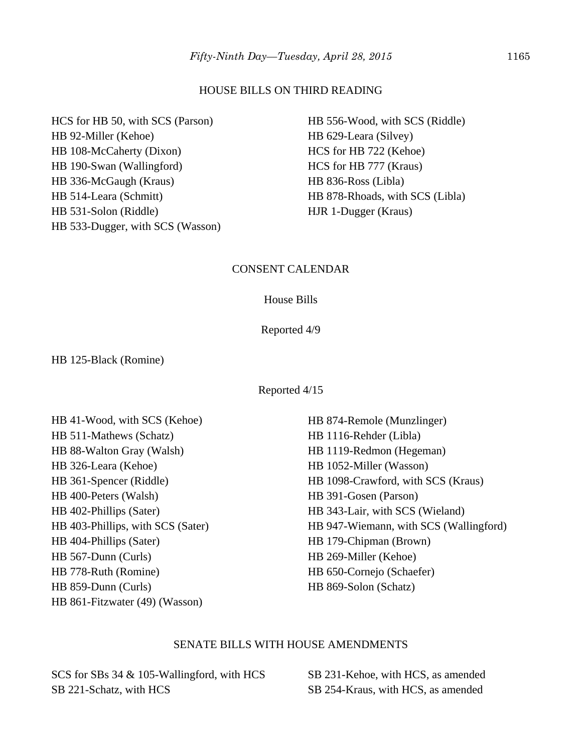## HOUSE BILLS ON THIRD READING

HCS for HB 50, with SCS (Parson)
HB 92-Miller (Kehoe)
HB 108-McCaherty (Dixon)
HB 190-Swan (Wallingford)
HB 336-McGaugh (Kraus)
HB 514-Leara (Schmitt)
HB 531-Solon (Riddle)
HB 533-Dugger, with SCS (Wasson)
HB 556-Wood, with SCS (Riddle)
HB 629-Leara (Silvey)
HCS for HB 722 (Kehoe)
HCS for HB 777 (Kraus)
HB 836-Ross (Libla)
HB 878-Rhoads, with SCS (Libla)
HJR 1-Dugger (Kraus)

## CONSENT CALENDAR

### House Bills

#### Reported 4/9

HB 125-Black (Romine)

#### Reported 4/15

HB 41-Wood, with SCS (Kehoe)
HB 511-Mathews (Schatz)
HB 88-Walton Gray (Walsh)
HB 326-Leara (Kehoe)
HB 361-Spencer (Riddle)
HB 400-Peters (Walsh)
HB 402-Phillips (Sater)
HB 403-Phillips, with SCS (Sater)
HB 404-Phillips (Sater)
HB 567-Dunn (Curls)
HB 778-Ruth (Romine)
HB 859-Dunn (Curls)
HB 861-Fitzwater (49) (Wasson)
HB 874-Remole (Munzlinger)
HB 1116-Rehder (Libla)
HB 1119-Redmon (Hegeman)
HB 1052-Miller (Wasson)
HB 1098-Crawford, with SCS (Kraus)
HB 391-Gosen (Parson)
HB 343-Lair, with SCS (Wieland)
HB 947-Wiemann, with SCS (Wallingford)
HB 179-Chipman (Brown)
HB 269-Miller (Kehoe)
HB 650-Cornejo (Schaefer)
HB 869-Solon (Schatz)

## SENATE BILLS WITH HOUSE AMENDMENTS

SCS for SBs 34 & 105-Wallingford, with HCS
SB 221-Schatz, with HCS
SB 231-Kehoe, with HCS, as amended
SB 254-Kraus, with HCS, as amended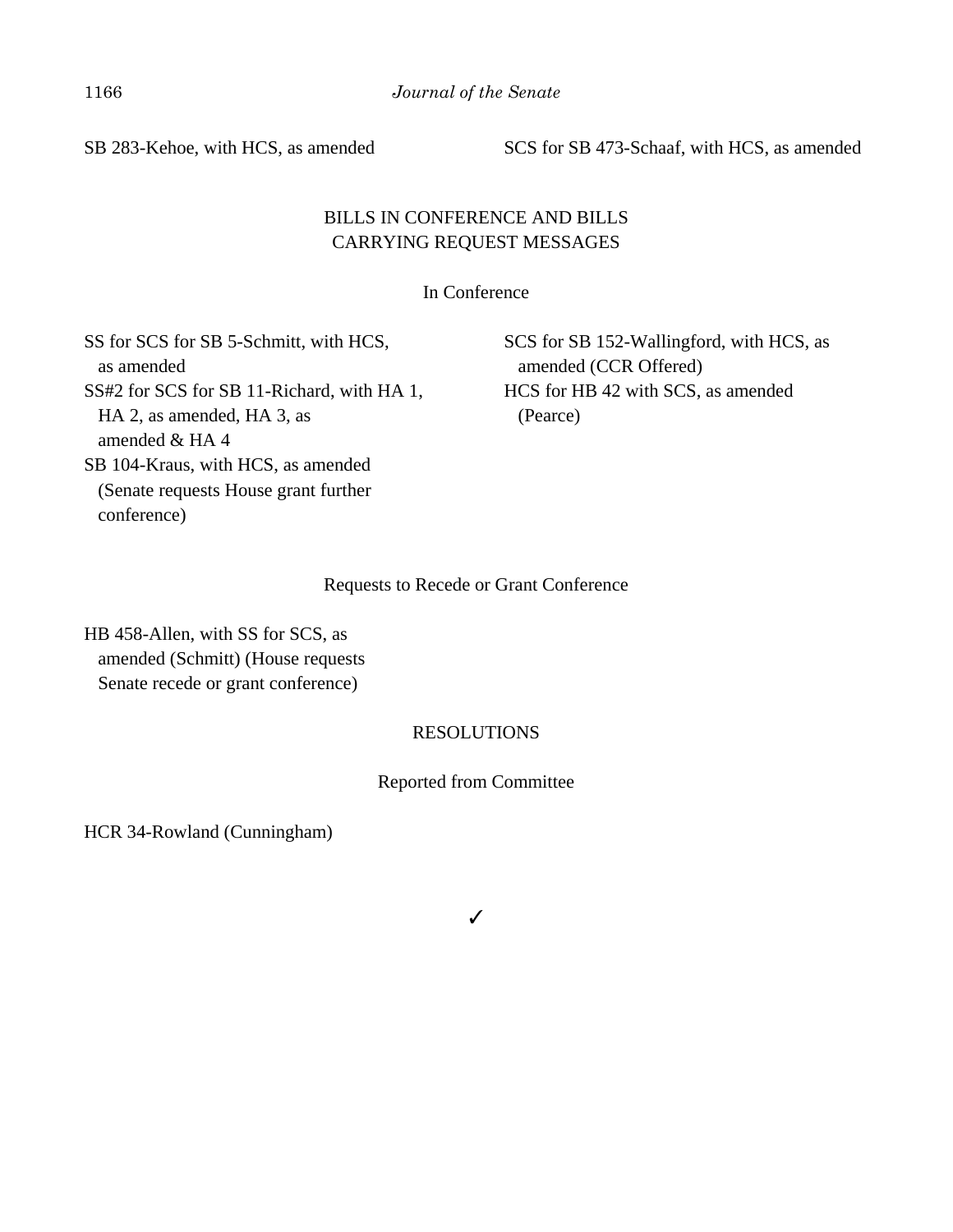SB 283-Kehoe, with HCS, as amended

SCS for SB 473-Schaaf, with HCS, as amended

## BILLS IN CONFERENCE AND BILLS CARRYING REQUEST MESSAGES

### In Conference

SS for SCS for SB 5-Schmitt, with HCS, as amended

SS#2 for SCS for SB 11-Richard, with HA 1, HA 2, as amended, HA 3, as amended & HA 4

SB 104-Kraus, with HCS, as amended (Senate requests House grant further conference)

SCS for SB 152-Wallingford, with HCS, as amended (CCR Offered)

HCS for HB 42 with SCS, as amended (Pearce)

### Requests to Recede or Grant Conference

HB 458-Allen, with SS for SCS, as amended (Schmitt) (House requests Senate recede or grant conference)

## RESOLUTIONS

### Reported from Committee

HCR 34-Rowland (Cunningham)

✓